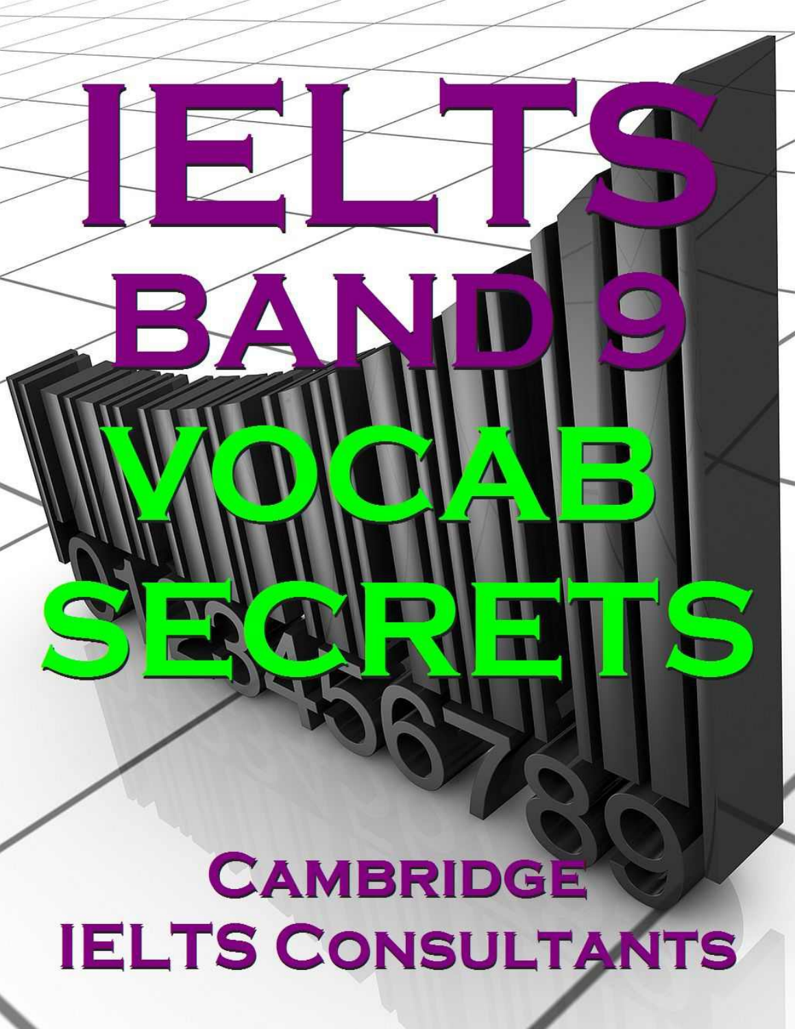# IELTS BAND 9 VOCAB SECRETS

CAMBRIDGE IELTS CONSULTANTS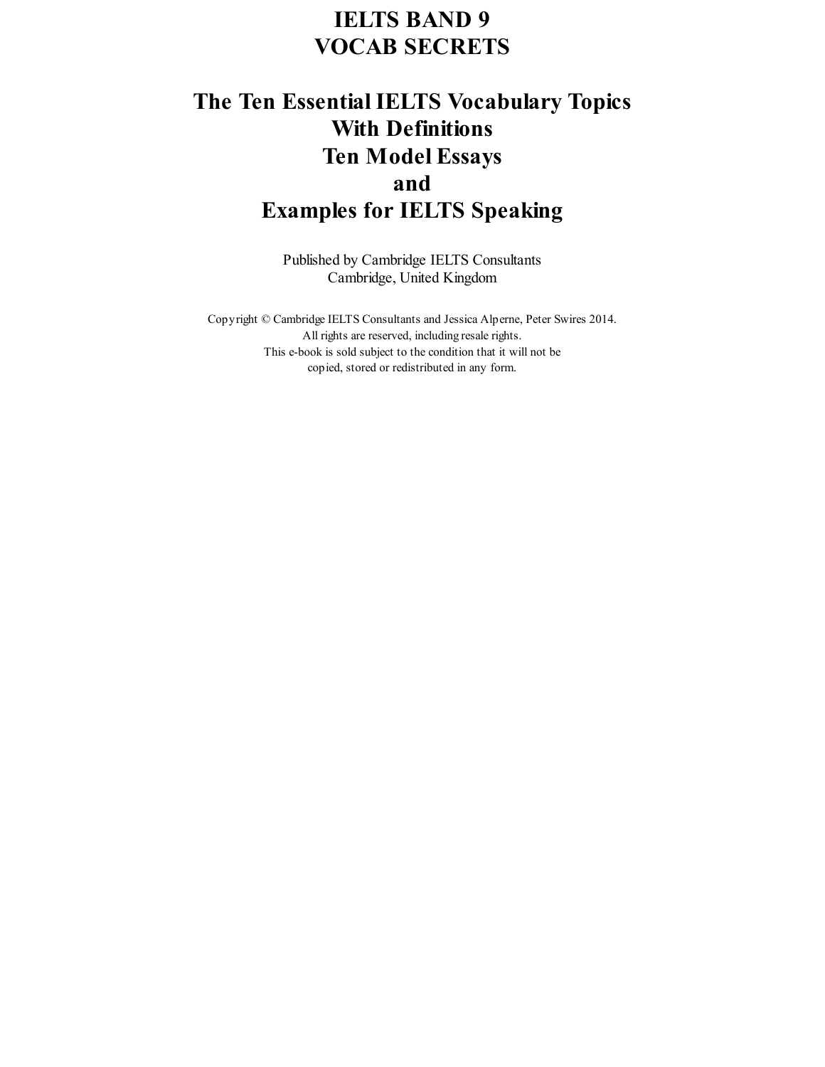# IELTS BAND 9
# VOCAB SECRETS

## The Ten Essential IELTS Vocabulary Topics
## With Definitions
## Ten Model Essays
## and
## Examples for IELTS Speaking

Published by Cambridge IELTS Consultants
Cambridge, United Kingdom

Copyright © Cambridge IELTS Consultants and Jessica Alperne, Peter Swires 2014.
All rights are reserved, including resale rights.
This e-book is sold subject to the condition that it will not be copied, stored or redistributed in any form.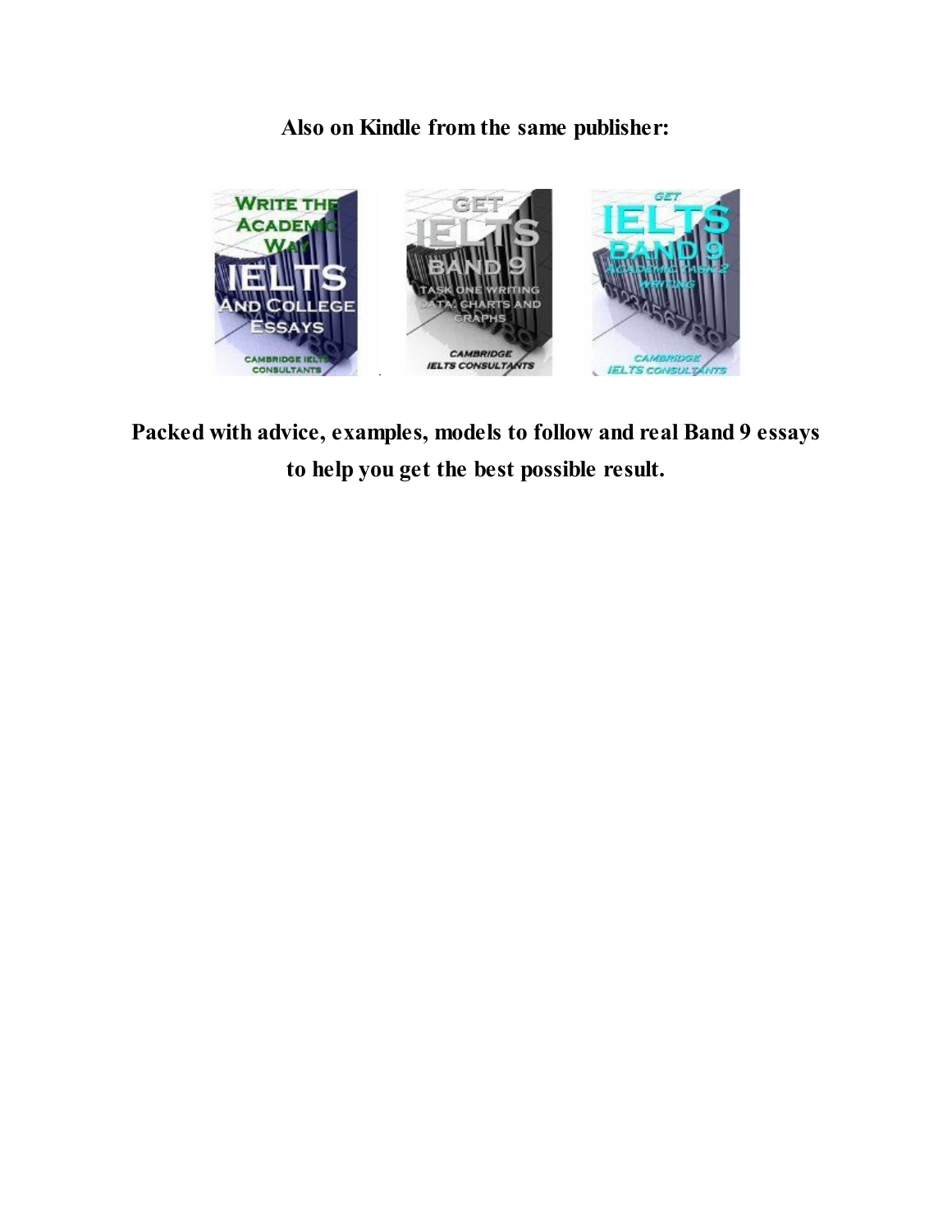**Also on Kindle from the same publisher:**

**Packed with advice, examples, models to follow and real Band 9 essays to help you get the best possible result.**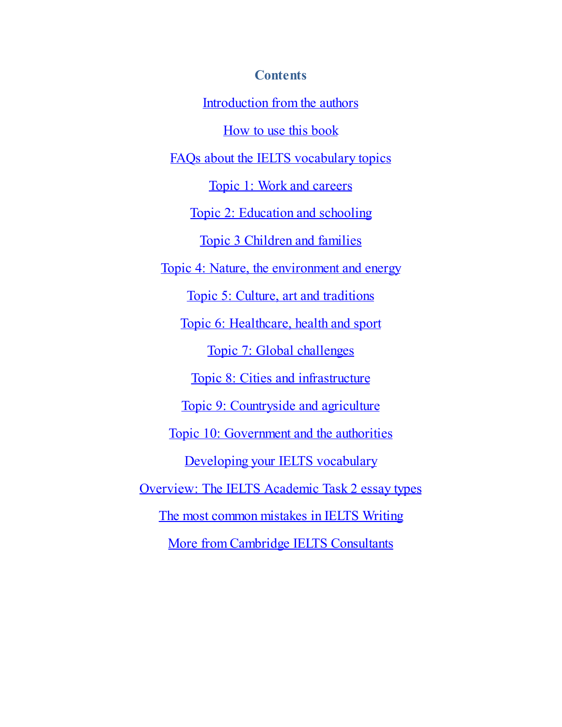# Contents

Introduction from the authors

How to use this book

FAQs about the IELTS vocabulary topics

Topic 1: Work and careers

Topic 2: Education and schooling

Topic 3 Children and families

Topic 4: Nature, the environment and energy

Topic 5: Culture, art and traditions

Topic 6: Healthcare, health and sport

Topic 7: Global challenges

Topic 8: Cities and infrastructure

Topic 9: Countryside and agriculture

Topic 10: Government and the authorities

Developing your IELTS vocabulary

Overview: The IELTS Academic Task 2 essay types

The most common mistakes in IELTS Writing

More from Cambridge IELTS Consultants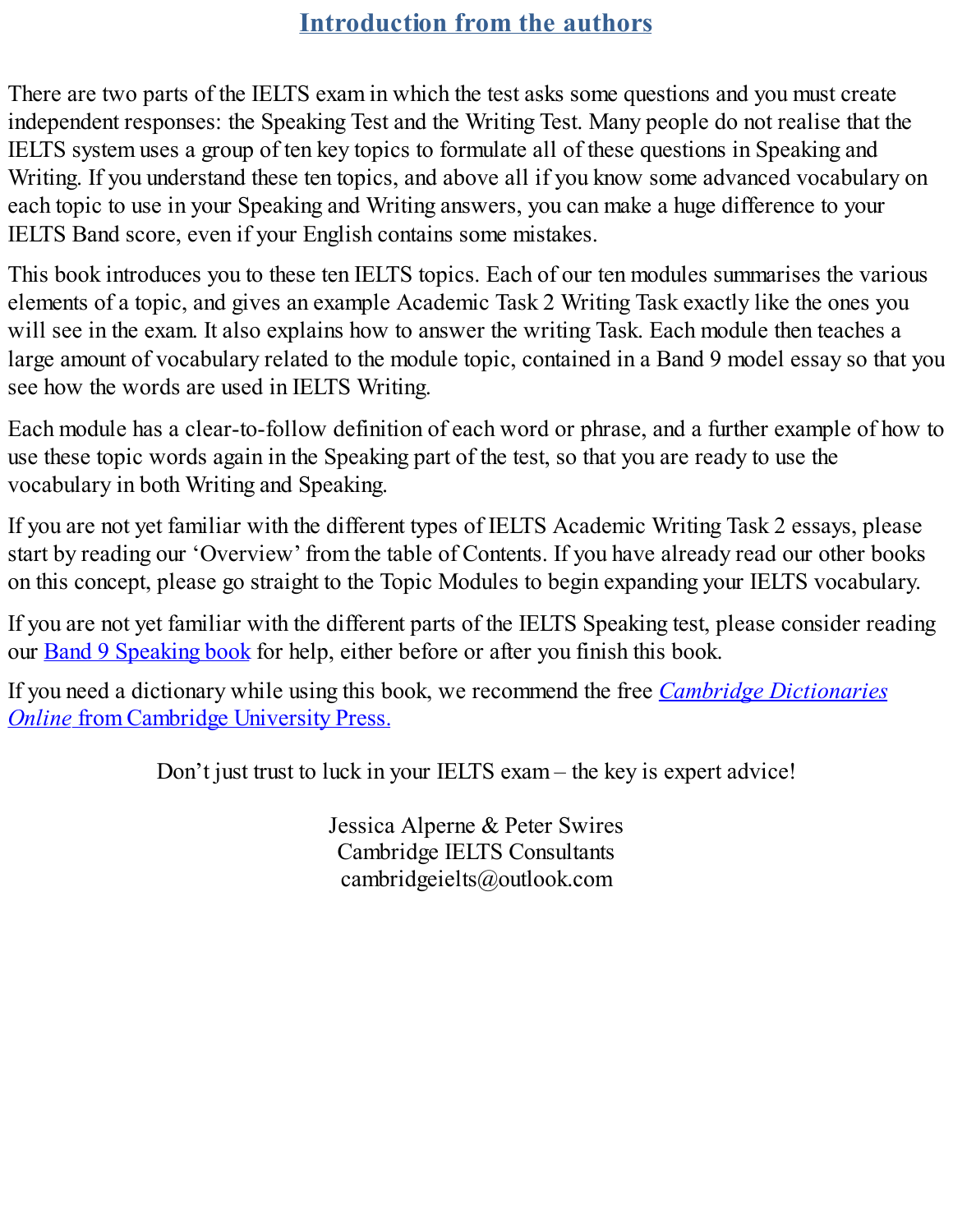# Introduction from the authors

There are two parts of the IELTS exam in which the test asks some questions and you must create independent responses: the Speaking Test and the Writing Test. Many people do not realise that the IELTS system uses a group of ten key topics to formulate all of these questions in Speaking and Writing. If you understand these ten topics, and above all if you know some advanced vocabulary on each topic to use in your Speaking and Writing answers, you can make a huge difference to your IELTS Band score, even if your English contains some mistakes.

This book introduces you to these ten IELTS topics. Each of our ten modules summarises the various elements of a topic, and gives an example Academic Task 2 Writing Task exactly like the ones you will see in the exam. It also explains how to answer the writing Task. Each module then teaches a large amount of vocabulary related to the module topic, contained in a Band 9 model essay so that you see how the words are used in IELTS Writing.

Each module has a clear-to-follow definition of each word or phrase, and a further example of how to use these topic words again in the Speaking part of the test, so that you are ready to use the vocabulary in both Writing and Speaking.

If you are not yet familiar with the different types of IELTS Academic Writing Task 2 essays, please start by reading our 'Overview' from the table of Contents. If you have already read our other books on this concept, please go straight to the Topic Modules to begin expanding your IELTS vocabulary.

If you are not yet familiar with the different parts of the IELTS Speaking test, please consider reading our Band 9 Speaking book for help, either before or after you finish this book.

If you need a dictionary while using this book, we recommend the free *Cambridge Dictionaries Online* from Cambridge University Press.

Don't just trust to luck in your IELTS exam – the key is expert advice!

Jessica Alperne & Peter Swires
Cambridge IELTS Consultants
cambridgeielts@outlook.com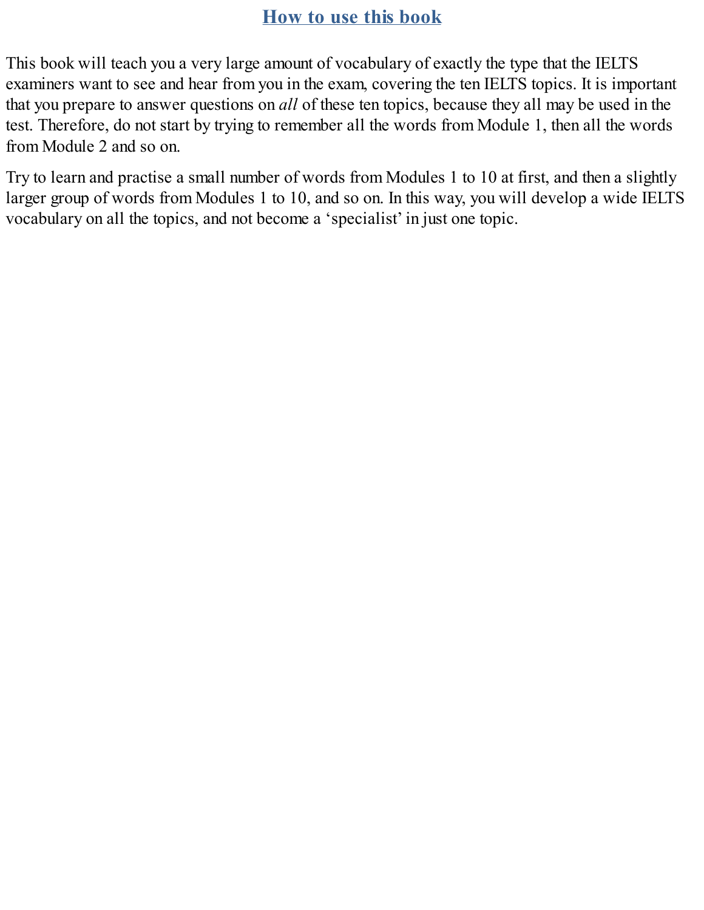# How to use this book

This book will teach you a very large amount of vocabulary of exactly the type that the IELTS examiners want to see and hear from you in the exam, covering the ten IELTS topics. It is important that you prepare to answer questions on *all* of these ten topics, because they all may be used in the test. Therefore, do not start by trying to remember all the words from Module 1, then all the words from Module 2 and so on.

Try to learn and practise a small number of words from Modules 1 to 10 at first, and then a slightly larger group of words from Modules 1 to 10, and so on. In this way, you will develop a wide IELTS vocabulary on all the topics, and not become a 'specialist' in just one topic.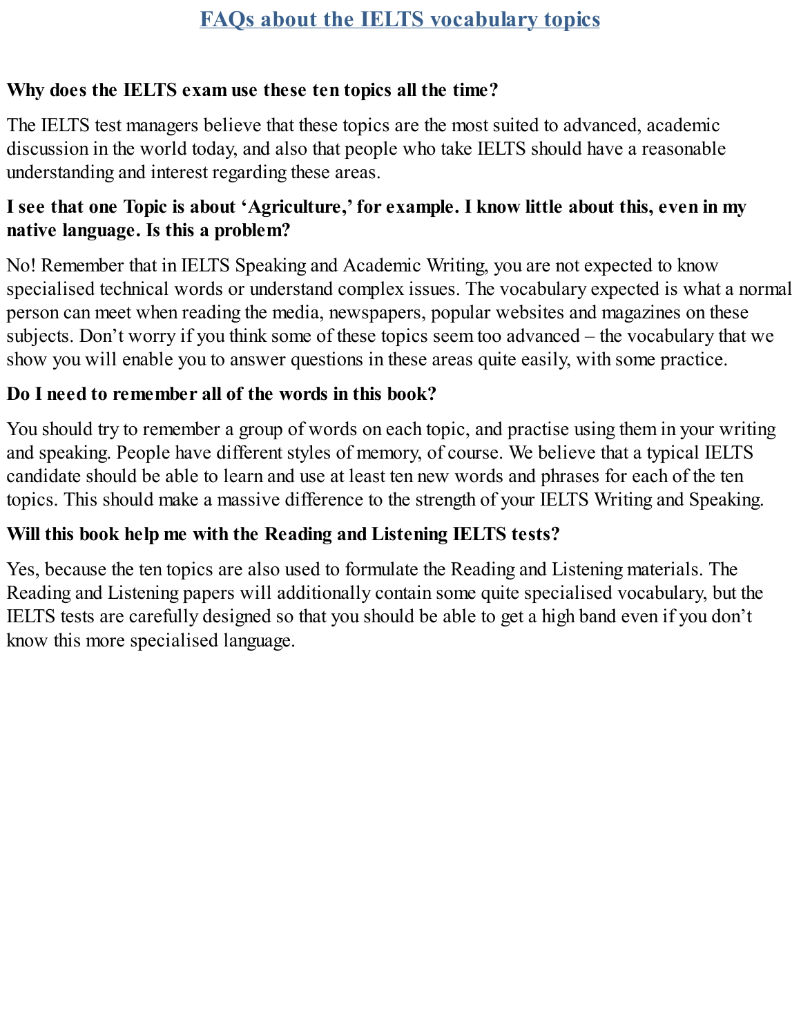# FAQs about the IELTS vocabulary topics

**Why does the IELTS exam use these ten topics all the time?**

The IELTS test managers believe that these topics are the most suited to advanced, academic discussion in the world today, and also that people who take IELTS should have a reasonable understanding and interest regarding these areas.

**I see that one Topic is about 'Agriculture,' for example. I know little about this, even in my native language. Is this a problem?**

No! Remember that in IELTS Speaking and Academic Writing, you are not expected to know specialised technical words or understand complex issues. The vocabulary expected is what a normal person can meet when reading the media, newspapers, popular websites and magazines on these subjects. Don't worry if you think some of these topics seem too advanced – the vocabulary that we show you will enable you to answer questions in these areas quite easily, with some practice.

**Do I need to remember all of the words in this book?**

You should try to remember a group of words on each topic, and practise using them in your writing and speaking. People have different styles of memory, of course. We believe that a typical IELTS candidate should be able to learn and use at least ten new words and phrases for each of the ten topics. This should make a massive difference to the strength of your IELTS Writing and Speaking.

**Will this book help me with the Reading and Listening IELTS tests?**

Yes, because the ten topics are also used to formulate the Reading and Listening materials. The Reading and Listening papers will additionally contain some quite specialised vocabulary, but the IELTS tests are carefully designed so that you should be able to get a high band even if you don't know this more specialised language.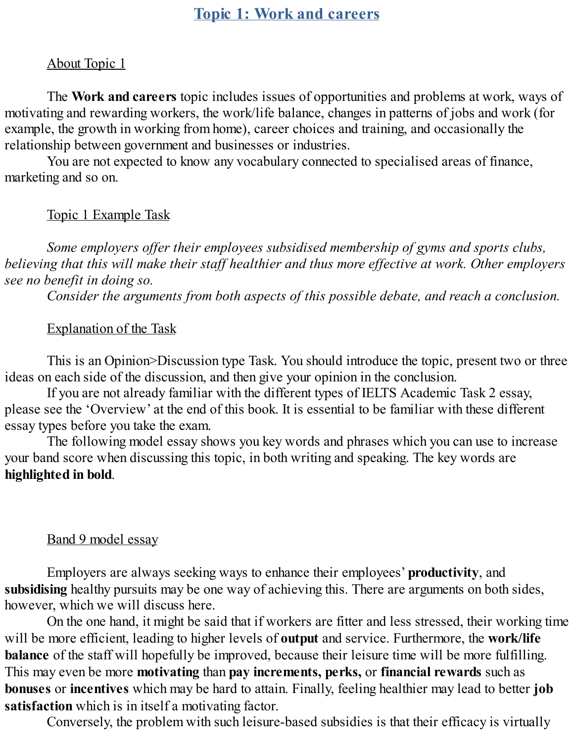# Topic 1: Work and careers

## About Topic 1

The **Work and careers** topic includes issues of opportunities and problems at work, ways of motivating and rewarding workers, the work/life balance, changes in patterns of jobs and work (for example, the growth in working from home), career choices and training, and occasionally the relationship between government and businesses or industries.

You are not expected to know any vocabulary connected to specialised areas of finance, marketing and so on.

## Topic 1 Example Task

*Some employers offer their employees subsidised membership of gyms and sports clubs, believing that this will make their staff healthier and thus more effective at work. Other employers see no benefit in doing so.*

*Consider the arguments from both aspects of this possible debate, and reach a conclusion.*

## Explanation of the Task

This is an Opinion>Discussion type Task. You should introduce the topic, present two or three ideas on each side of the discussion, and then give your opinion in the conclusion.

If you are not already familiar with the different types of IELTS Academic Task 2 essay, please see the 'Overview' at the end of this book. It is essential to be familiar with these different essay types before you take the exam.

The following model essay shows you key words and phrases which you can use to increase your band score when discussing this topic, in both writing and speaking. The key words are **highlighted in bold**.

## Band 9 model essay

Employers are always seeking ways to enhance their employees' **productivity**, and **subsidising** healthy pursuits may be one way of achieving this. There are arguments on both sides, however, which we will discuss here.

On the one hand, it might be said that if workers are fitter and less stressed, their working time will be more efficient, leading to higher levels of **output** and service. Furthermore, the **work/life balance** of the staff will hopefully be improved, because their leisure time will be more fulfilling. This may even be more **motivating** than **pay increments, perks,** or **financial rewards** such as **bonuses** or **incentives** which may be hard to attain. Finally, feeling healthier may lead to better **job satisfaction** which is in itself a motivating factor.

Conversely, the problem with such leisure-based subsidies is that their efficacy is virtually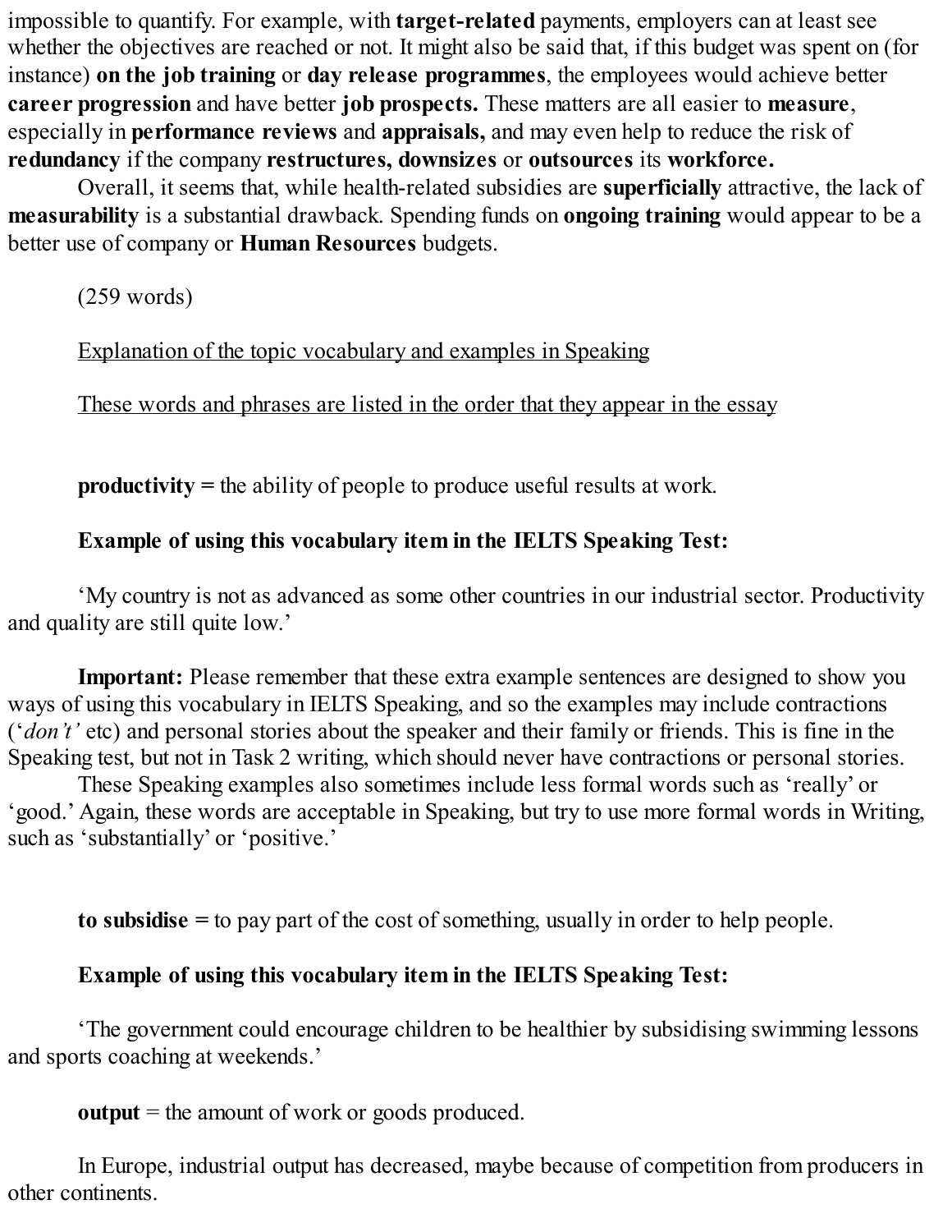impossible to quantify. For example, with **target-related** payments, employers can at least see whether the objectives are reached or not. It might also be said that, if this budget was spent on (for instance) **on the job training** or **day release programmes**, the employees would achieve better **career progression** and have better **job prospects.** These matters are all easier to **measure**, especially in **performance reviews** and **appraisals,** and may even help to reduce the risk of **redundancy** if the company **restructures, downsizes** or **outsources** its **workforce.**

Overall, it seems that, while health-related subsidies are **superficially** attractive, the lack of **measurability** is a substantial drawback. Spending funds on **ongoing training** would appear to be a better use of company or **Human Resources** budgets.

(259 words)

Explanation of the topic vocabulary and examples in Speaking

These words and phrases are listed in the order that they appear in the essay

**productivity** = the ability of people to produce useful results at work.

**Example of using this vocabulary item in the IELTS Speaking Test:**

'My country is not as advanced as some other countries in our industrial sector. Productivity and quality are still quite low.'

**Important:** Please remember that these extra example sentences are designed to show you ways of using this vocabulary in IELTS Speaking, and so the examples may include contractions ('*don't'* etc) and personal stories about the speaker and their family or friends. This is fine in the Speaking test, but not in Task 2 writing, which should never have contractions or personal stories.

These Speaking examples also sometimes include less formal words such as 'really' or 'good.' Again, these words are acceptable in Speaking, but try to use more formal words in Writing, such as 'substantially' or 'positive.'

**to subsidise** = to pay part of the cost of something, usually in order to help people.

**Example of using this vocabulary item in the IELTS Speaking Test:**

'The government could encourage children to be healthier by subsidising swimming lessons and sports coaching at weekends.'

**output** = the amount of work or goods produced.

In Europe, industrial output has decreased, maybe because of competition from producers in other continents.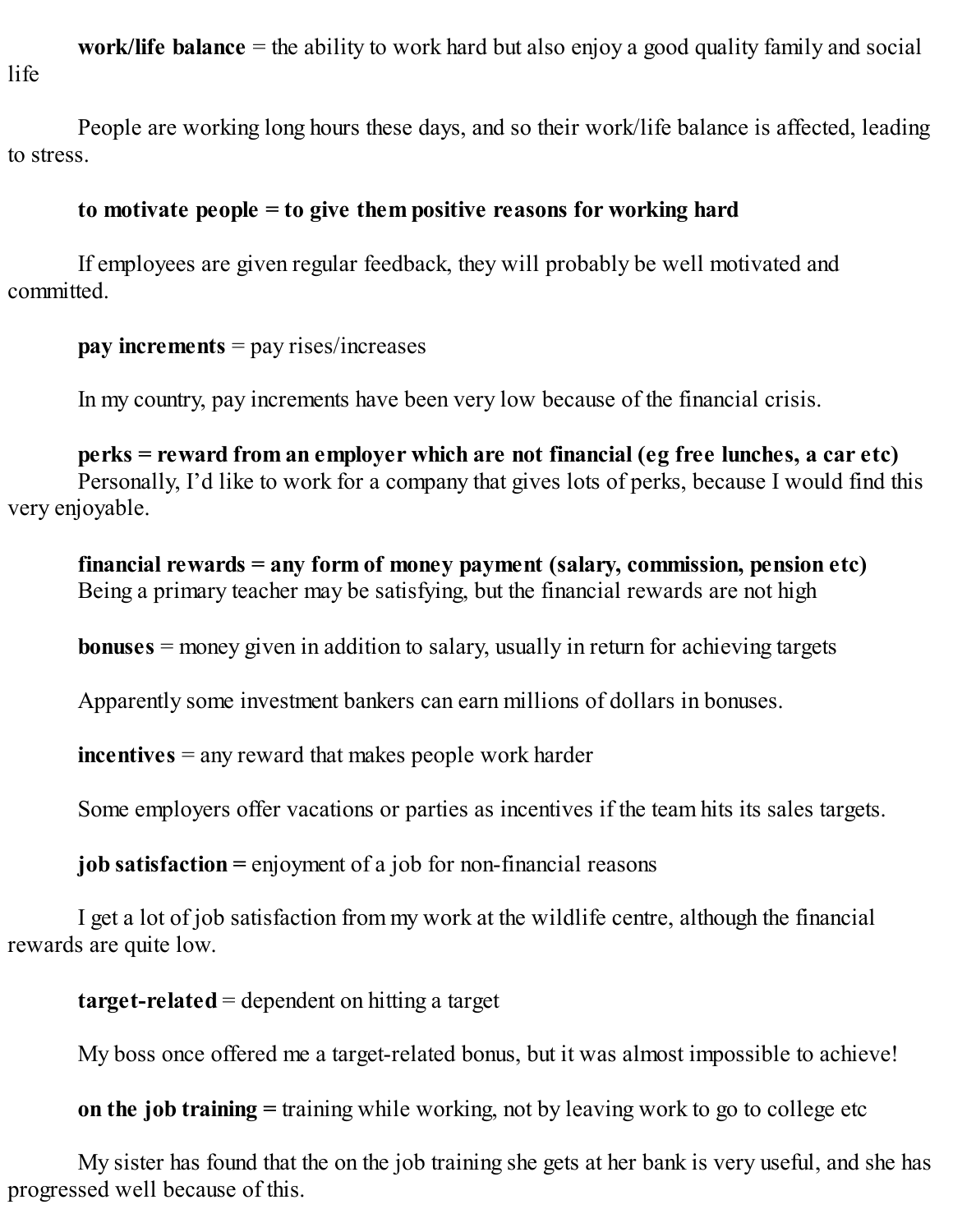**work/life balance** = the ability to work hard but also enjoy a good quality family and social life

People are working long hours these days, and so their work/life balance is affected, leading to stress.

**to motivate people = to give them positive reasons for working hard**

If employees are given regular feedback, they will probably be well motivated and committed.

**pay increments** = pay rises/increases

In my country, pay increments have been very low because of the financial crisis.

**perks = reward from an employer which are not financial (eg free lunches, a car etc)**
Personally, I'd like to work for a company that gives lots of perks, because I would find this very enjoyable.

**financial rewards = any form of money payment (salary, commission, pension etc)**
Being a primary teacher may be satisfying, but the financial rewards are not high

**bonuses** = money given in addition to salary, usually in return for achieving targets

Apparently some investment bankers can earn millions of dollars in bonuses.

**incentives** = any reward that makes people work harder

Some employers offer vacations or parties as incentives if the team hits its sales targets.

**job satisfaction =** enjoyment of a job for non-financial reasons

I get a lot of job satisfaction from my work at the wildlife centre, although the financial rewards are quite low.

**target-related** = dependent on hitting a target

My boss once offered me a target-related bonus, but it was almost impossible to achieve!

**on the job training =** training while working, not by leaving work to go to college etc

My sister has found that the on the job training she gets at her bank is very useful, and she has progressed well because of this.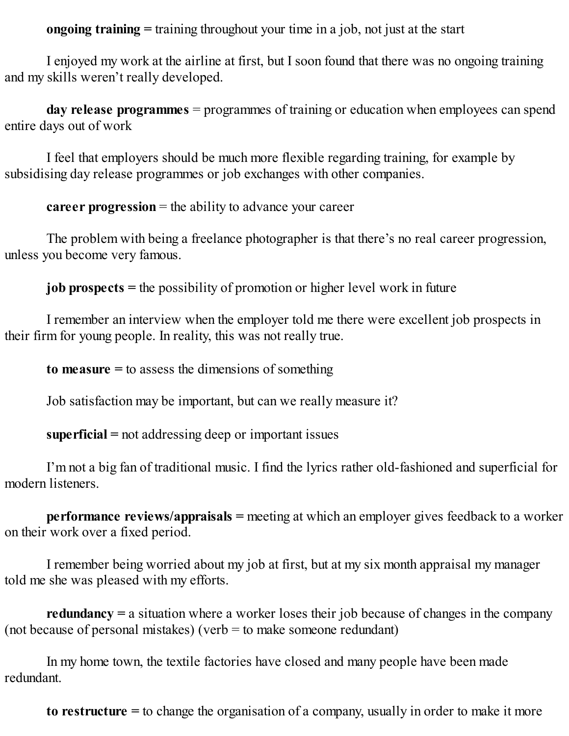**ongoing training =** training throughout your time in a job, not just at the start

I enjoyed my work at the airline at first, but I soon found that there was no ongoing training and my skills weren't really developed.

**day release programmes** = programmes of training or education when employees can spend entire days out of work

I feel that employers should be much more flexible regarding training, for example by subsidising day release programmes or job exchanges with other companies.

**career progression** = the ability to advance your career

The problem with being a freelance photographer is that there's no real career progression, unless you become very famous.

**job prospects =** the possibility of promotion or higher level work in future

I remember an interview when the employer told me there were excellent job prospects in their firm for young people. In reality, this was not really true.

**to measure =** to assess the dimensions of something

Job satisfaction may be important, but can we really measure it?

**superficial =** not addressing deep or important issues

I'm not a big fan of traditional music. I find the lyrics rather old-fashioned and superficial for modern listeners.

**performance reviews/appraisals =** meeting at which an employer gives feedback to a worker on their work over a fixed period.

I remember being worried about my job at first, but at my six month appraisal my manager told me she was pleased with my efforts.

**redundancy =** a situation where a worker loses their job because of changes in the company (not because of personal mistakes) (verb = to make someone redundant)

In my home town, the textile factories have closed and many people have been made redundant.

**to restructure =** to change the organisation of a company, usually in order to make it more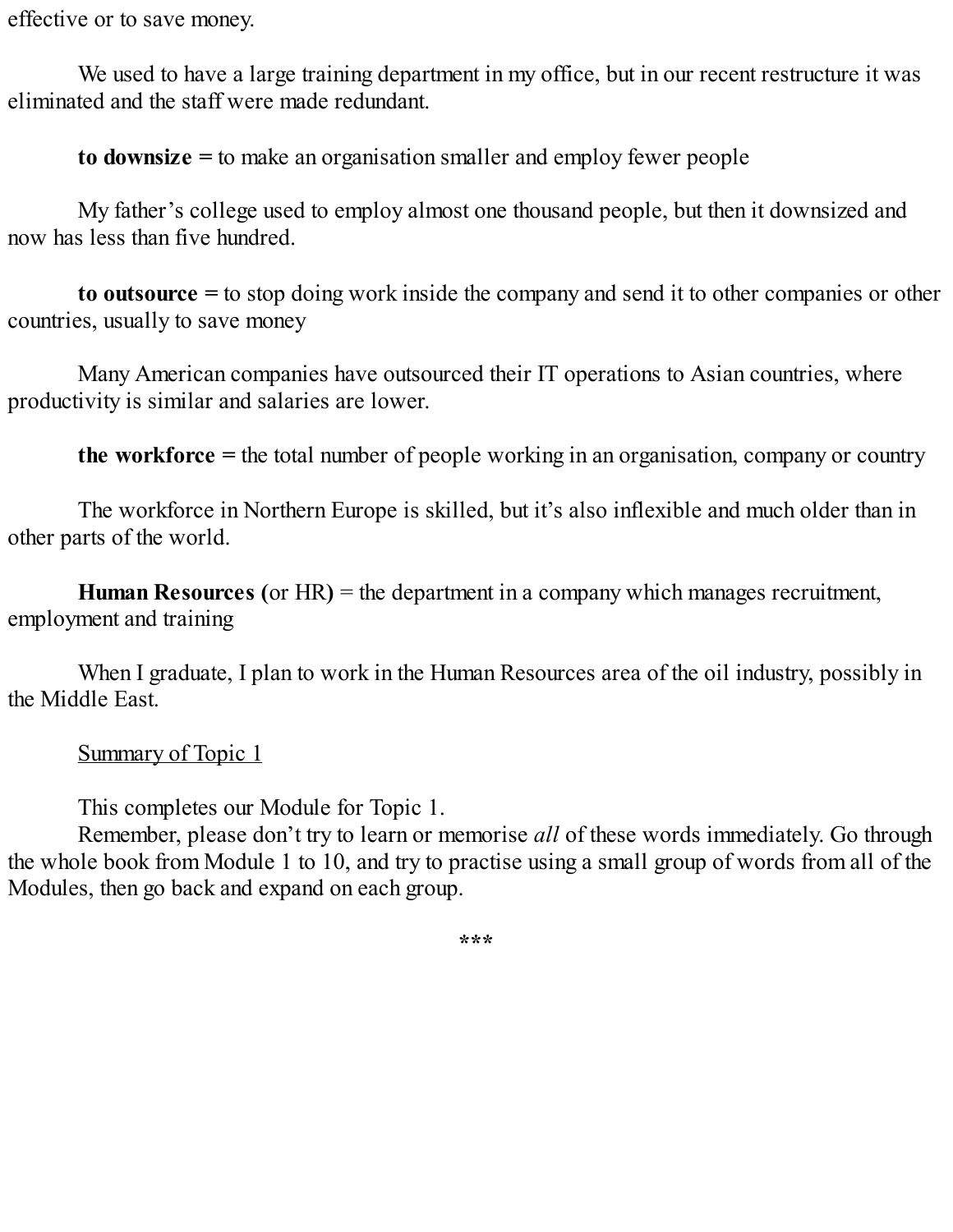effective or to save money.

We used to have a large training department in my office, but in our recent restructure it was eliminated and the staff were made redundant.

**to downsize =** to make an organisation smaller and employ fewer people

My father's college used to employ almost one thousand people, but then it downsized and now has less than five hundred.

**to outsource =** to stop doing work inside the company and send it to other companies or other countries, usually to save money

Many American companies have outsourced their IT operations to Asian countries, where productivity is similar and salaries are lower.

**the workforce =** the total number of people working in an organisation, company or country

The workforce in Northern Europe is skilled, but it's also inflexible and much older than in other parts of the world.

**Human Resources (**or HR**)** = the department in a company which manages recruitment, employment and training

When I graduate, I plan to work in the Human Resources area of the oil industry, possibly in the Middle East.

<u>Summary of Topic 1</u>

This completes our Module for Topic 1.

Remember, please don't try to learn or memorise *all* of these words immediately. Go through the whole book from Module 1 to 10, and try to practise using a small group of words from all of the Modules, then go back and expand on each group.

***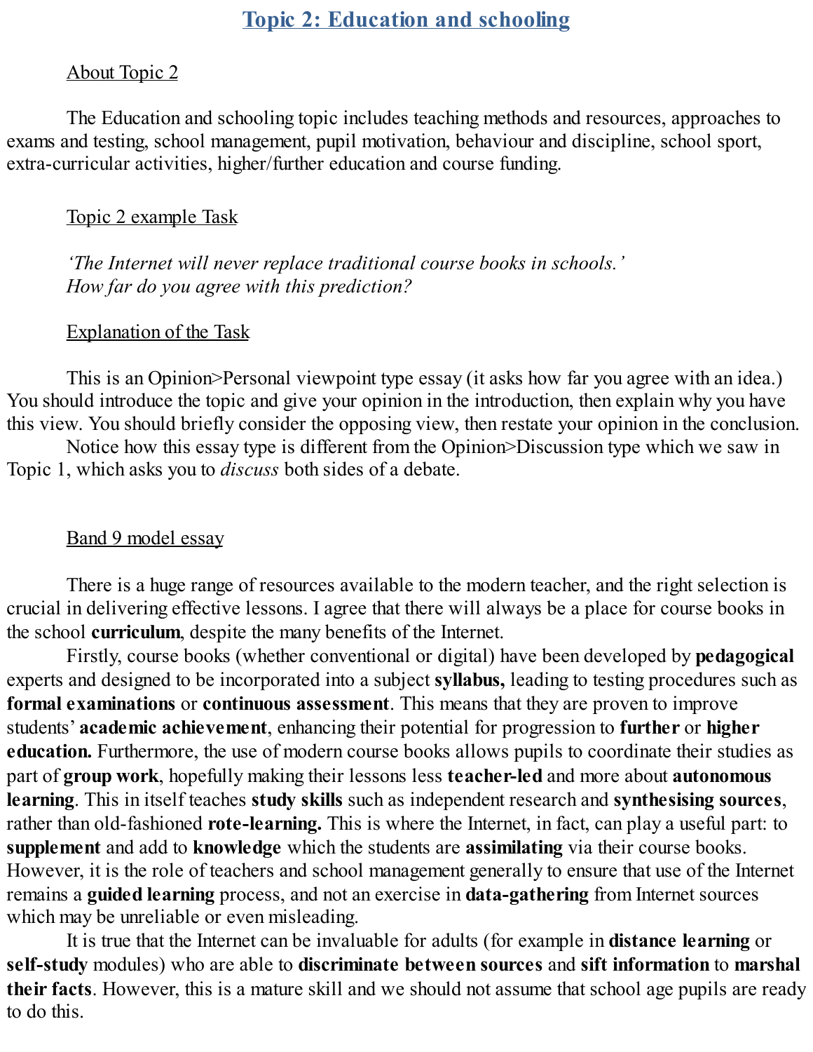# Topic 2: Education and schooling

## About Topic 2

The Education and schooling topic includes teaching methods and resources, approaches to exams and testing, school management, pupil motivation, behaviour and discipline, school sport, extra-curricular activities, higher/further education and course funding.

## Topic 2 example Task

*'The Internet will never replace traditional course books in schools.'*
*How far do you agree with this prediction?*

## Explanation of the Task

This is an Opinion>Personal viewpoint type essay (it asks how far you agree with an idea.) You should introduce the topic and give your opinion in the introduction, then explain why you have this view. You should briefly consider the opposing view, then restate your opinion in the conclusion.

Notice how this essay type is different from the Opinion>Discussion type which we saw in Topic 1, which asks you to *discuss* both sides of a debate.

## Band 9 model essay

There is a huge range of resources available to the modern teacher, and the right selection is crucial in delivering effective lessons. I agree that there will always be a place for course books in the school **curriculum**, despite the many benefits of the Internet.

Firstly, course books (whether conventional or digital) have been developed by **pedagogical** experts and designed to be incorporated into a subject **syllabus,** leading to testing procedures such as **formal examinations** or **continuous assessment**. This means that they are proven to improve students' **academic achievement**, enhancing their potential for progression to **further** or **higher education.** Furthermore, the use of modern course books allows pupils to coordinate their studies as part of **group work**, hopefully making their lessons less **teacher-led** and more about **autonomous learning**. This in itself teaches **study skills** such as independent research and **synthesising sources**, rather than old-fashioned **rote-learning.** This is where the Internet, in fact, can play a useful part: to **supplement** and add to **knowledge** which the students are **assimilating** via their course books. However, it is the role of teachers and school management generally to ensure that use of the Internet remains a **guided learning** process, and not an exercise in **data-gathering** from Internet sources which may be unreliable or even misleading.

It is true that the Internet can be invaluable for adults (for example in **distance learning** or **self-study** modules) who are able to **discriminate between sources** and **sift information** to **marshal their facts**. However, this is a mature skill and we should not assume that school age pupils are ready to do this.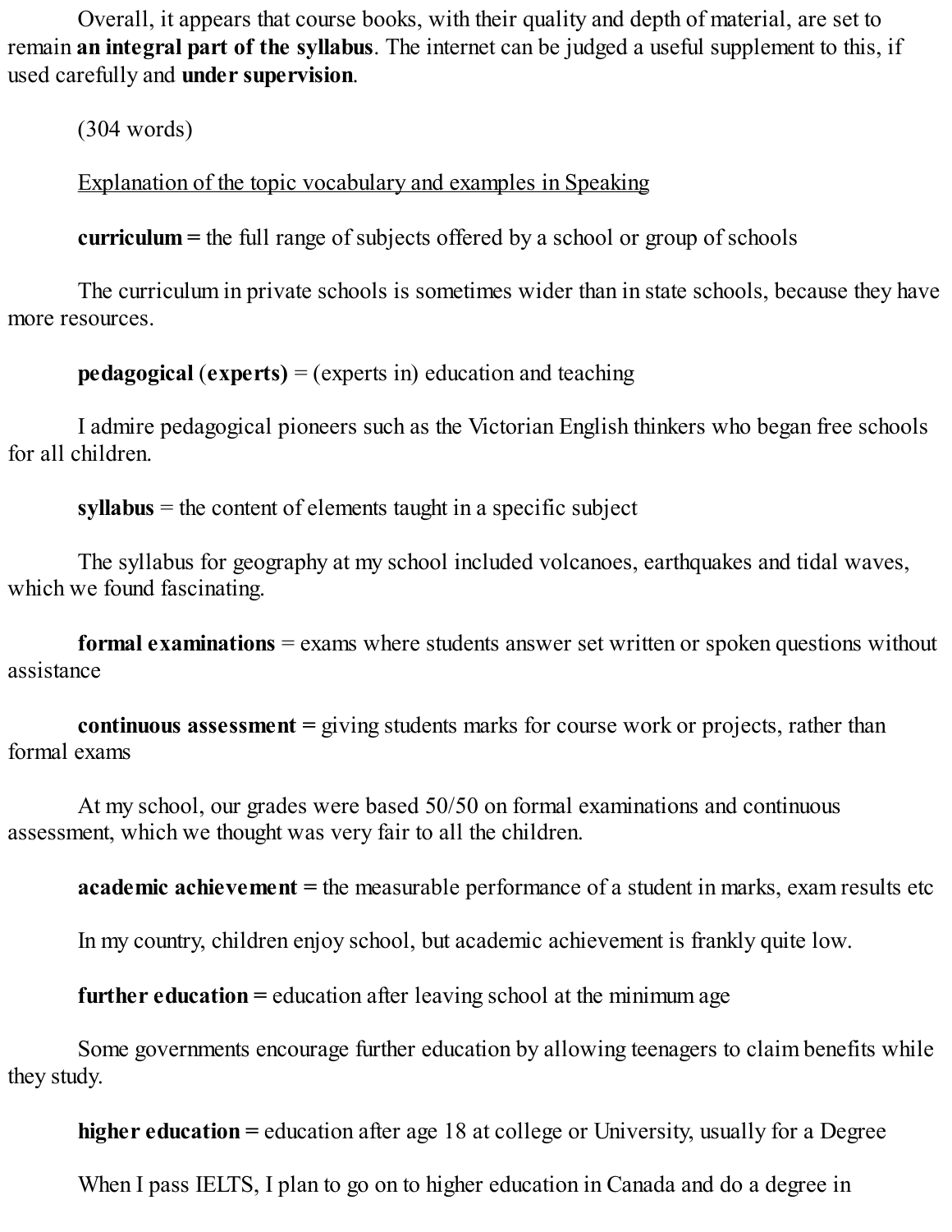Overall, it appears that course books, with their quality and depth of material, are set to remain **an integral part of the syllabus**. The internet can be judged a useful supplement to this, if used carefully and **under supervision**.

(304 words)

<u>Explanation of the topic vocabulary and examples in Speaking</u>

**curriculum =** the full range of subjects offered by a school or group of schools

The curriculum in private schools is sometimes wider than in state schools, because they have more resources.

**pedagogical** (**experts)** = (experts in) education and teaching

I admire pedagogical pioneers such as the Victorian English thinkers who began free schools for all children.

**syllabus** = the content of elements taught in a specific subject

The syllabus for geography at my school included volcanoes, earthquakes and tidal waves, which we found fascinating.

**formal examinations** = exams where students answer set written or spoken questions without assistance

**continuous assessment =** giving students marks for course work or projects, rather than formal exams

At my school, our grades were based 50/50 on formal examinations and continuous assessment, which we thought was very fair to all the children.

**academic achievement =** the measurable performance of a student in marks, exam results etc

In my country, children enjoy school, but academic achievement is frankly quite low.

**further education =** education after leaving school at the minimum age

Some governments encourage further education by allowing teenagers to claim benefits while they study.

**higher education =** education after age 18 at college or University, usually for a Degree

When I pass IELTS, I plan to go on to higher education in Canada and do a degree in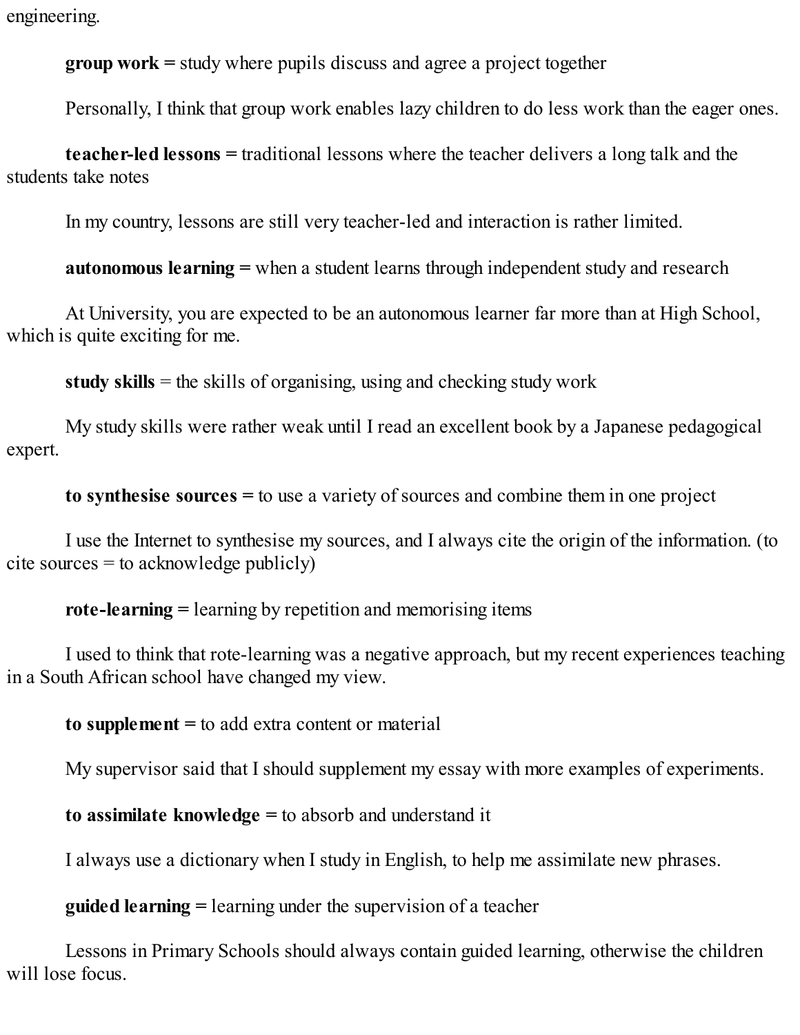engineering.

**group work =** study where pupils discuss and agree a project together

Personally, I think that group work enables lazy children to do less work than the eager ones.

**teacher-led lessons =** traditional lessons where the teacher delivers a long talk and the students take notes

In my country, lessons are still very teacher-led and interaction is rather limited.

**autonomous learning =** when a student learns through independent study and research

At University, you are expected to be an autonomous learner far more than at High School, which is quite exciting for me.

**study skills** = the skills of organising, using and checking study work

My study skills were rather weak until I read an excellent book by a Japanese pedagogical expert.

**to synthesise sources =** to use a variety of sources and combine them in one project

I use the Internet to synthesise my sources, and I always cite the origin of the information. (to cite sources = to acknowledge publicly)

**rote-learning =** learning by repetition and memorising items

I used to think that rote-learning was a negative approach, but my recent experiences teaching in a South African school have changed my view.

**to supplement =** to add extra content or material

My supervisor said that I should supplement my essay with more examples of experiments.

**to assimilate knowledge =** to absorb and understand it

I always use a dictionary when I study in English, to help me assimilate new phrases.

**guided learning =** learning under the supervision of a teacher

Lessons in Primary Schools should always contain guided learning, otherwise the children will lose focus.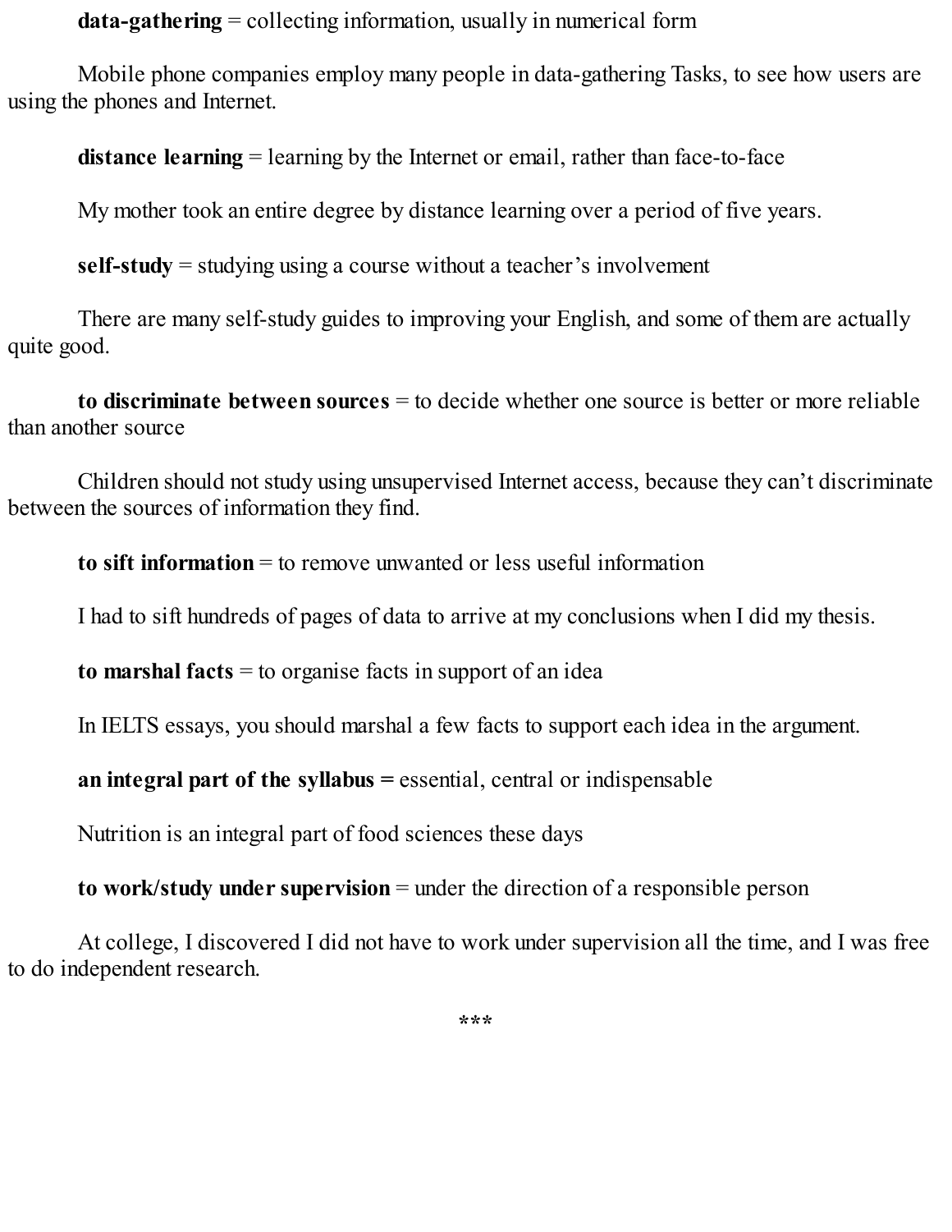**data-gathering** = collecting information, usually in numerical form

Mobile phone companies employ many people in data-gathering Tasks, to see how users are using the phones and Internet.

**distance learning** = learning by the Internet or email, rather than face-to-face

My mother took an entire degree by distance learning over a period of five years.

**self-study** = studying using a course without a teacher's involvement

There are many self-study guides to improving your English, and some of them are actually quite good.

**to discriminate between sources** = to decide whether one source is better or more reliable than another source

Children should not study using unsupervised Internet access, because they can't discriminate between the sources of information they find.

**to sift information** = to remove unwanted or less useful information

I had to sift hundreds of pages of data to arrive at my conclusions when I did my thesis.

**to marshal facts** = to organise facts in support of an idea

In IELTS essays, you should marshal a few facts to support each idea in the argument.

**an integral part of the syllabus =** essential, central or indispensable

Nutrition is an integral part of food sciences these days

**to work/study under supervision** = under the direction of a responsible person

At college, I discovered I did not have to work under supervision all the time, and I was free to do independent research.

***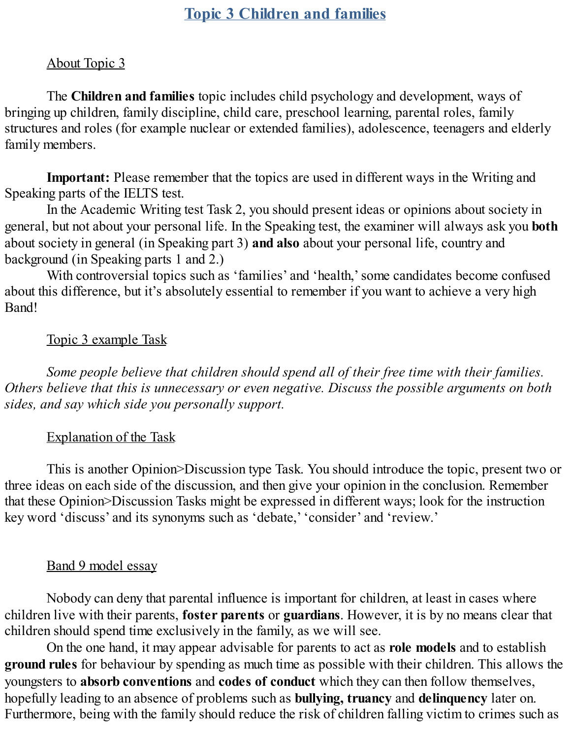# Topic 3 Children and families

About Topic 3

The **Children and families** topic includes child psychology and development, ways of bringing up children, family discipline, child care, preschool learning, parental roles, family structures and roles (for example nuclear or extended families), adolescence, teenagers and elderly family members.

**Important:** Please remember that the topics are used in different ways in the Writing and Speaking parts of the IELTS test.

In the Academic Writing test Task 2, you should present ideas or opinions about society in general, but not about your personal life. In the Speaking test, the examiner will always ask you **both** about society in general (in Speaking part 3) **and also** about your personal life, country and background (in Speaking parts 1 and 2.)

With controversial topics such as 'families' and 'health,' some candidates become confused about this difference, but it's absolutely essential to remember if you want to achieve a very high Band!

Topic 3 example Task

*Some people believe that children should spend all of their free time with their families. Others believe that this is unnecessary or even negative. Discuss the possible arguments on both sides, and say which side you personally support.*

Explanation of the Task

This is another Opinion>Discussion type Task. You should introduce the topic, present two or three ideas on each side of the discussion, and then give your opinion in the conclusion. Remember that these Opinion>Discussion Tasks might be expressed in different ways; look for the instruction key word 'discuss' and its synonyms such as 'debate,' 'consider' and 'review.'

Band 9 model essay

Nobody can deny that parental influence is important for children, at least in cases where children live with their parents, **foster parents** or **guardians**. However, it is by no means clear that children should spend time exclusively in the family, as we will see.

On the one hand, it may appear advisable for parents to act as **role models** and to establish **ground rules** for behaviour by spending as much time as possible with their children. This allows the youngsters to **absorb conventions** and **codes of conduct** which they can then follow themselves, hopefully leading to an absence of problems such as **bullying, truancy** and **delinquency** later on. Furthermore, being with the family should reduce the risk of children falling victim to crimes such as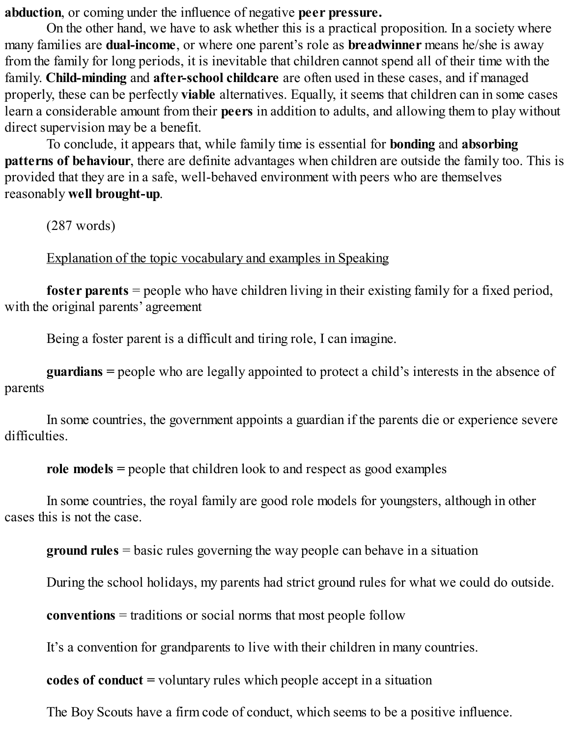**abduction**, or coming under the influence of negative **peer pressure.**

On the other hand, we have to ask whether this is a practical proposition. In a society where many families are **dual-income**, or where one parent's role as **breadwinner** means he/she is away from the family for long periods, it is inevitable that children cannot spend all of their time with the family. **Child-minding** and **after-school childcare** are often used in these cases, and if managed properly, these can be perfectly **viable** alternatives. Equally, it seems that children can in some cases learn a considerable amount from their **peers** in addition to adults, and allowing them to play without direct supervision may be a benefit.

To conclude, it appears that, while family time is essential for **bonding** and **absorbing patterns of behaviour**, there are definite advantages when children are outside the family too. This is provided that they are in a safe, well-behaved environment with peers who are themselves reasonably **well brought-up**.

(287 words)

<u>Explanation of the topic vocabulary and examples in Speaking</u>

**foster parents** = people who have children living in their existing family for a fixed period, with the original parents' agreement

Being a foster parent is a difficult and tiring role, I can imagine.

**guardians =** people who are legally appointed to protect a child's interests in the absence of parents

In some countries, the government appoints a guardian if the parents die or experience severe difficulties.

**role models =** people that children look to and respect as good examples

In some countries, the royal family are good role models for youngsters, although in other cases this is not the case.

**ground rules** = basic rules governing the way people can behave in a situation

During the school holidays, my parents had strict ground rules for what we could do outside.

**conventions** = traditions or social norms that most people follow

It's a convention for grandparents to live with their children in many countries.

**codes of conduct =** voluntary rules which people accept in a situation

The Boy Scouts have a firm code of conduct, which seems to be a positive influence.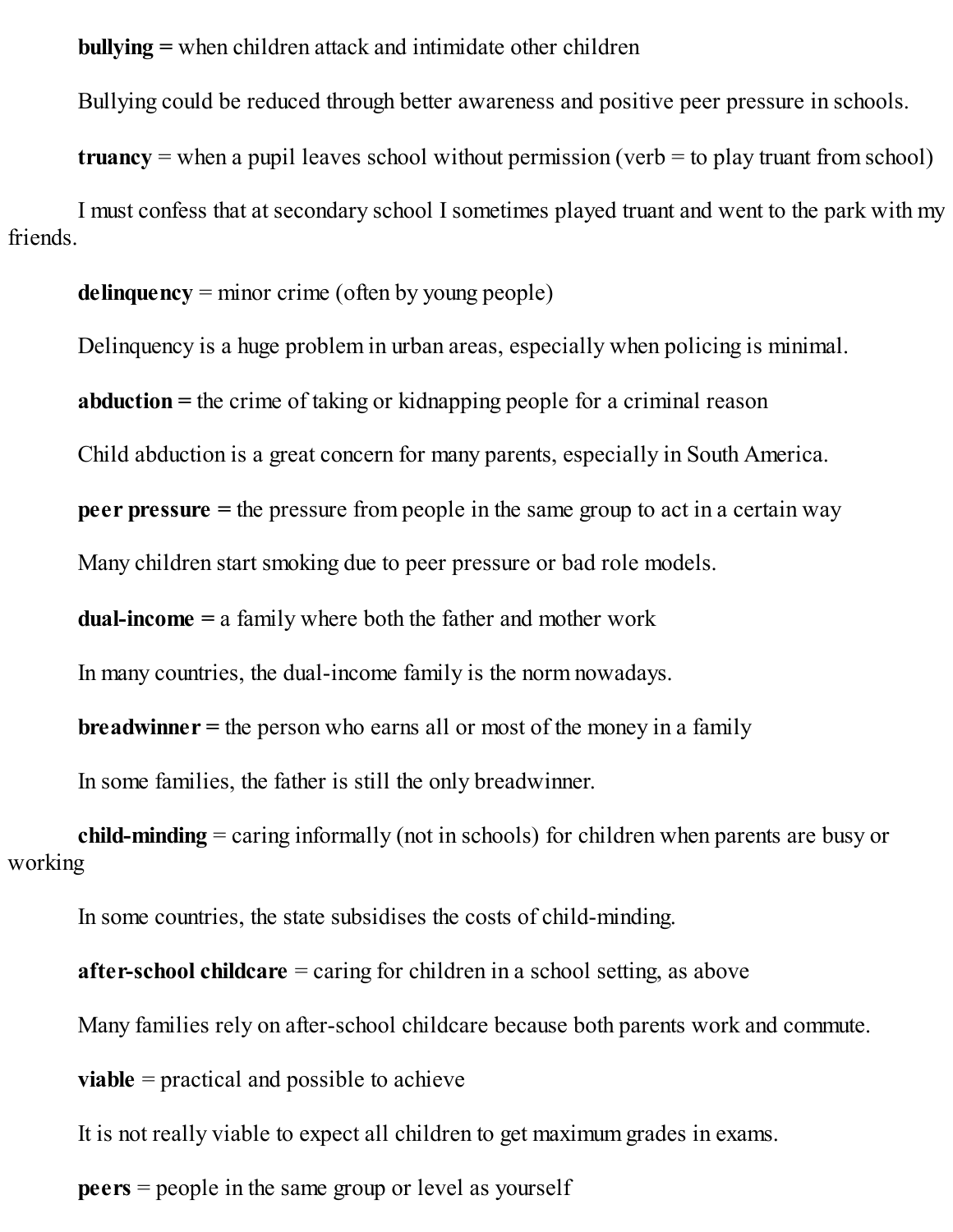**bullying =** when children attack and intimidate other children

Bullying could be reduced through better awareness and positive peer pressure in schools.

**truancy** = when a pupil leaves school without permission (verb = to play truant from school)

I must confess that at secondary school I sometimes played truant and went to the park with my friends.

**delinquency** = minor crime (often by young people)

Delinquency is a huge problem in urban areas, especially when policing is minimal.

**abduction =** the crime of taking or kidnapping people for a criminal reason

Child abduction is a great concern for many parents, especially in South America.

**peer pressure =** the pressure from people in the same group to act in a certain way

Many children start smoking due to peer pressure or bad role models.

**dual-income =** a family where both the father and mother work

In many countries, the dual-income family is the norm nowadays.

**breadwinner =** the person who earns all or most of the money in a family

In some families, the father is still the only breadwinner.

**child-minding** = caring informally (not in schools) for children when parents are busy or working

In some countries, the state subsidises the costs of child-minding.

**after-school childcare** = caring for children in a school setting, as above

Many families rely on after-school childcare because both parents work and commute.

**viable** = practical and possible to achieve

It is not really viable to expect all children to get maximum grades in exams.

**peers** = people in the same group or level as yourself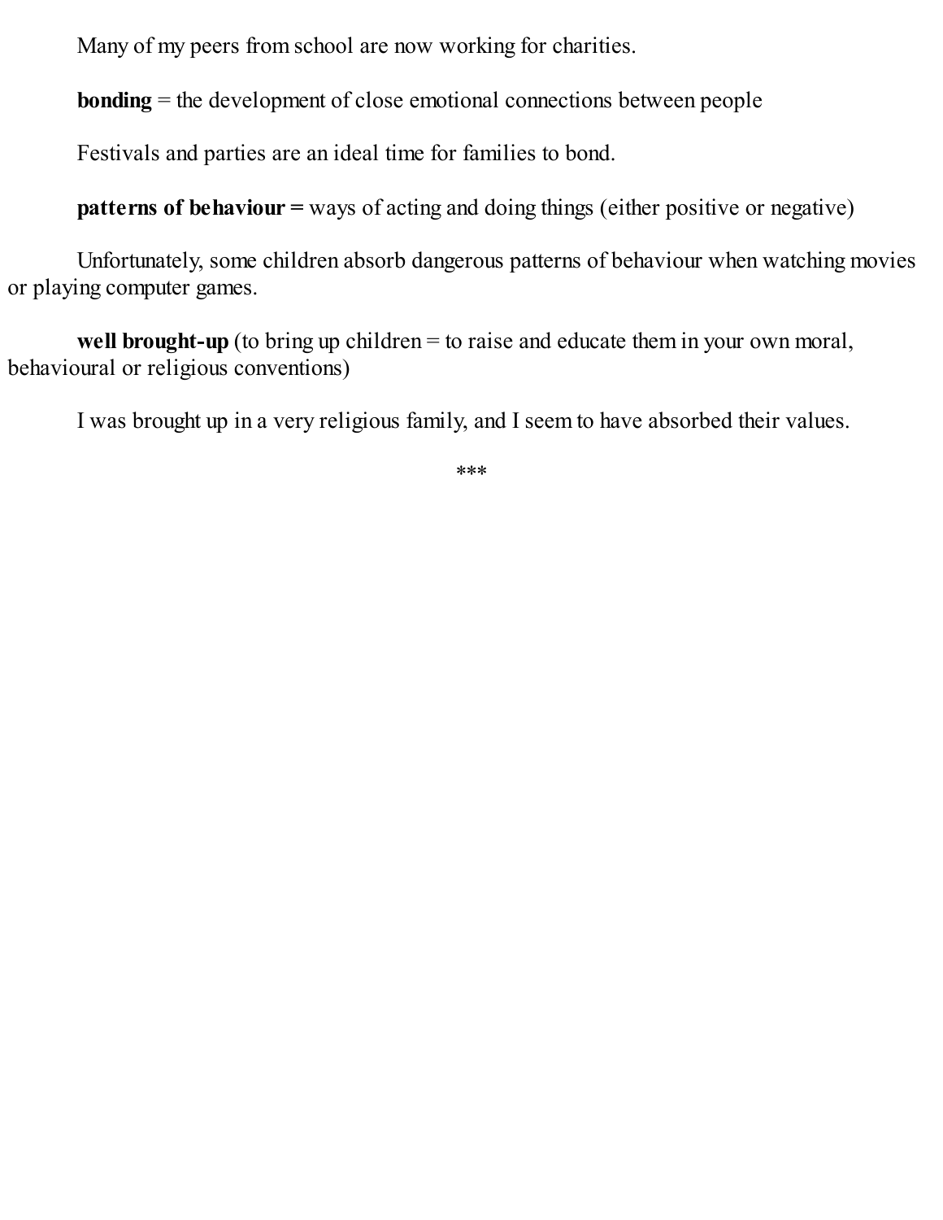Many of my peers from school are now working for charities.

**bonding** = the development of close emotional connections between people

Festivals and parties are an ideal time for families to bond.

**patterns of behaviour =** ways of acting and doing things (either positive or negative)

Unfortunately, some children absorb dangerous patterns of behaviour when watching movies or playing computer games.

**well brought-up** (to bring up children = to raise and educate them in your own moral, behavioural or religious conventions)

I was brought up in a very religious family, and I seem to have absorbed their values.

***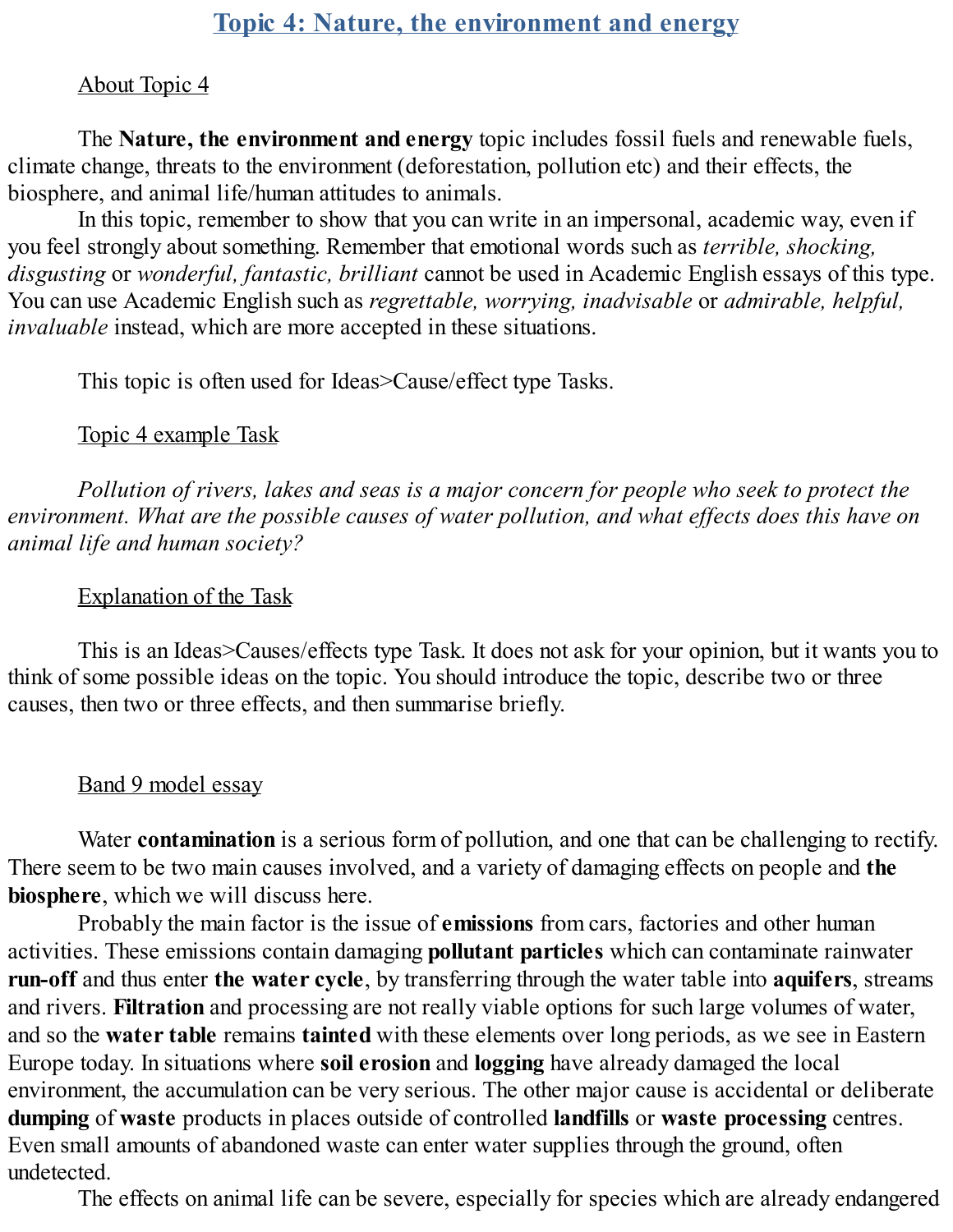# Topic 4: Nature, the environment and energy

About Topic 4

The **Nature, the environment and energy** topic includes fossil fuels and renewable fuels, climate change, threats to the environment (deforestation, pollution etc) and their effects, the biosphere, and animal life/human attitudes to animals.

In this topic, remember to show that you can write in an impersonal, academic way, even if you feel strongly about something. Remember that emotional words such as *terrible, shocking, disgusting* or *wonderful, fantastic, brilliant* cannot be used in Academic English essays of this type. You can use Academic English such as *regrettable, worrying, inadvisable* or *admirable, helpful, invaluable* instead, which are more accepted in these situations.

This topic is often used for Ideas>Cause/effect type Tasks.

Topic 4 example Task

*Pollution of rivers, lakes and seas is a major concern for people who seek to protect the environment. What are the possible causes of water pollution, and what effects does this have on animal life and human society?*

Explanation of the Task

This is an Ideas>Causes/effects type Task. It does not ask for your opinion, but it wants you to think of some possible ideas on the topic. You should introduce the topic, describe two or three causes, then two or three effects, and then summarise briefly.

Band 9 model essay

Water **contamination** is a serious form of pollution, and one that can be challenging to rectify. There seem to be two main causes involved, and a variety of damaging effects on people and **the biosphere**, which we will discuss here.

Probably the main factor is the issue of **emissions** from cars, factories and other human activities. These emissions contain damaging **pollutant particles** which can contaminate rainwater **run-off** and thus enter **the water cycle**, by transferring through the water table into **aquifers**, streams and rivers. **Filtration** and processing are not really viable options for such large volumes of water, and so the **water table** remains **tainted** with these elements over long periods, as we see in Eastern Europe today. In situations where **soil erosion** and **logging** have already damaged the local environment, the accumulation can be very serious. The other major cause is accidental or deliberate **dumping** of **waste** products in places outside of controlled **landfills** or **waste processing** centres. Even small amounts of abandoned waste can enter water supplies through the ground, often undetected.

The effects on animal life can be severe, especially for species which are already endangered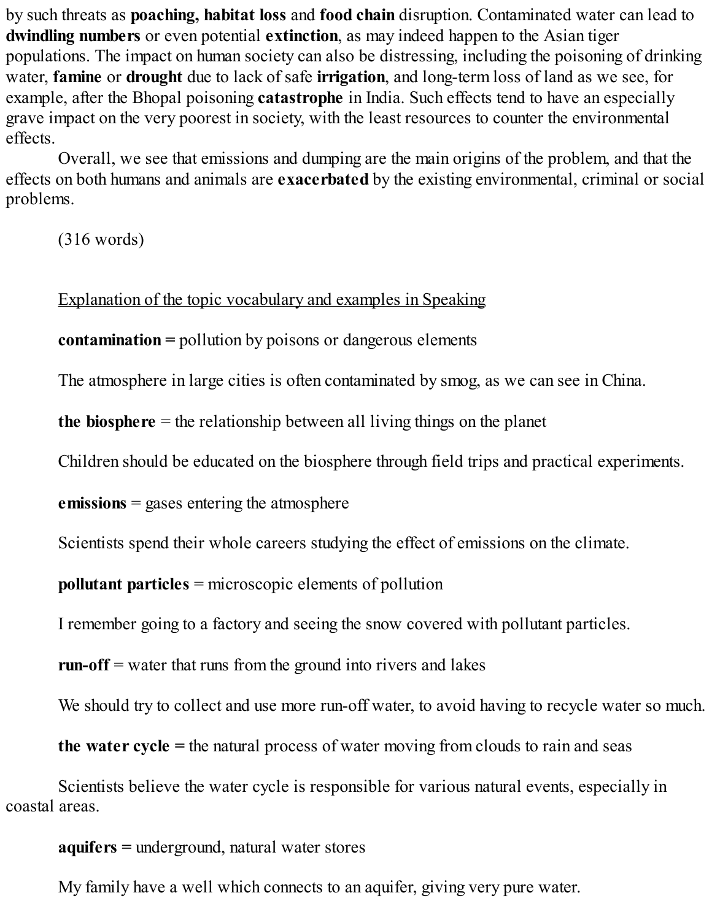by such threats as **poaching, habitat loss** and **food chain** disruption. Contaminated water can lead to **dwindling numbers** or even potential **extinction**, as may indeed happen to the Asian tiger populations. The impact on human society can also be distressing, including the poisoning of drinking water, **famine** or **drought** due to lack of safe **irrigation**, and long-term loss of land as we see, for example, after the Bhopal poisoning **catastrophe** in India. Such effects tend to have an especially grave impact on the very poorest in society, with the least resources to counter the environmental effects.

Overall, we see that emissions and dumping are the main origins of the problem, and that the effects on both humans and animals are **exacerbated** by the existing environmental, criminal or social problems.

(316 words)

Explanation of the topic vocabulary and examples in Speaking

**contamination =** pollution by poisons or dangerous elements

The atmosphere in large cities is often contaminated by smog, as we can see in China.

**the biosphere** = the relationship between all living things on the planet

Children should be educated on the biosphere through field trips and practical experiments.

**emissions** = gases entering the atmosphere

Scientists spend their whole careers studying the effect of emissions on the climate.

**pollutant particles** = microscopic elements of pollution

I remember going to a factory and seeing the snow covered with pollutant particles.

**run-off** = water that runs from the ground into rivers and lakes

We should try to collect and use more run-off water, to avoid having to recycle water so much.

**the water cycle =** the natural process of water moving from clouds to rain and seas

Scientists believe the water cycle is responsible for various natural events, especially in coastal areas.

**aquifers =** underground, natural water stores

My family have a well which connects to an aquifer, giving very pure water.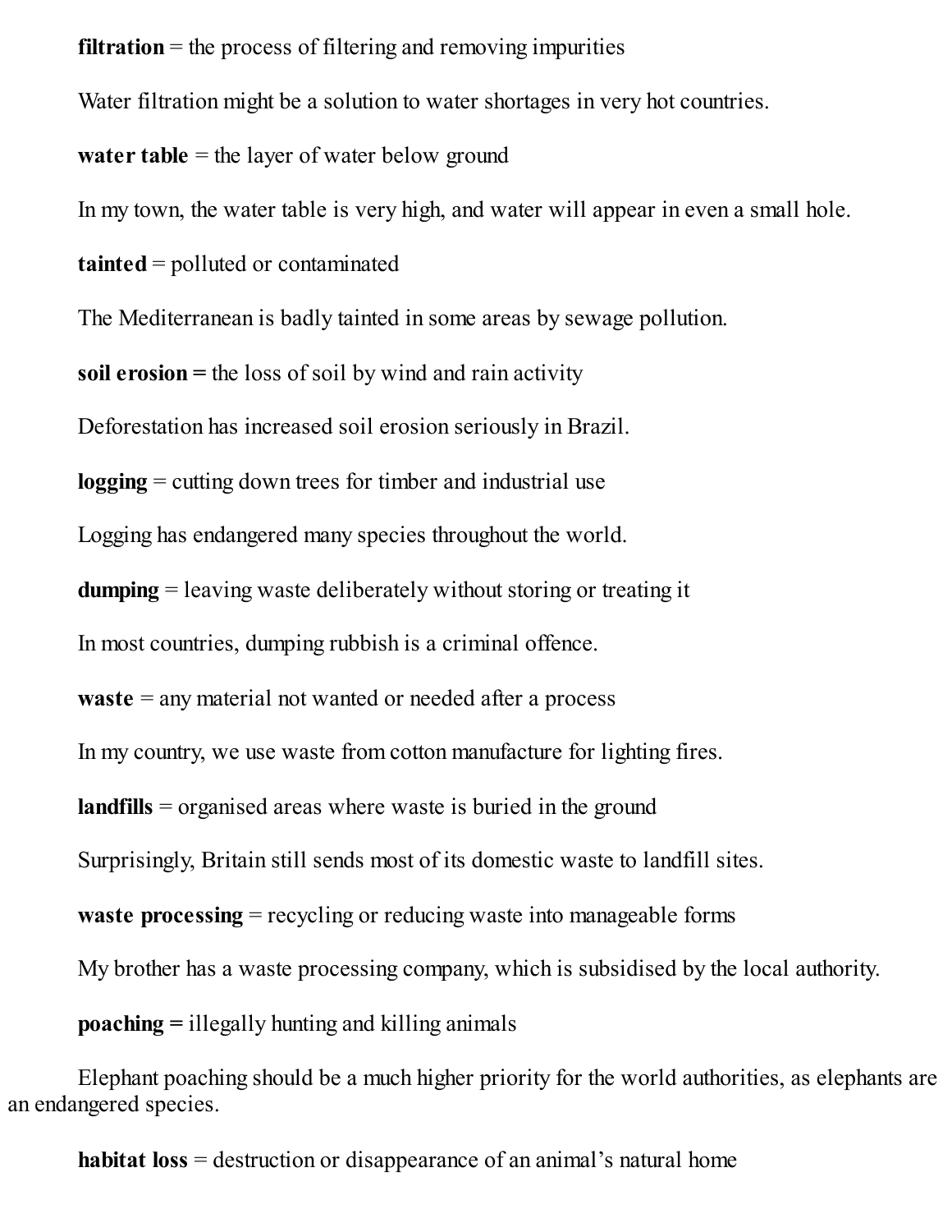**filtration** = the process of filtering and removing impurities

Water filtration might be a solution to water shortages in very hot countries.

**water table** = the layer of water below ground

In my town, the water table is very high, and water will appear in even a small hole.

**tainted** = polluted or contaminated

The Mediterranean is badly tainted in some areas by sewage pollution.

**soil erosion =** the loss of soil by wind and rain activity

Deforestation has increased soil erosion seriously in Brazil.

**logging** = cutting down trees for timber and industrial use

Logging has endangered many species throughout the world.

**dumping** = leaving waste deliberately without storing or treating it

In most countries, dumping rubbish is a criminal offence.

**waste** = any material not wanted or needed after a process

In my country, we use waste from cotton manufacture for lighting fires.

**landfills** = organised areas where waste is buried in the ground

Surprisingly, Britain still sends most of its domestic waste to landfill sites.

**waste processing** = recycling or reducing waste into manageable forms

My brother has a waste processing company, which is subsidised by the local authority.

**poaching =** illegally hunting and killing animals

Elephant poaching should be a much higher priority for the world authorities, as elephants are an endangered species.

**habitat loss** = destruction or disappearance of an animal's natural home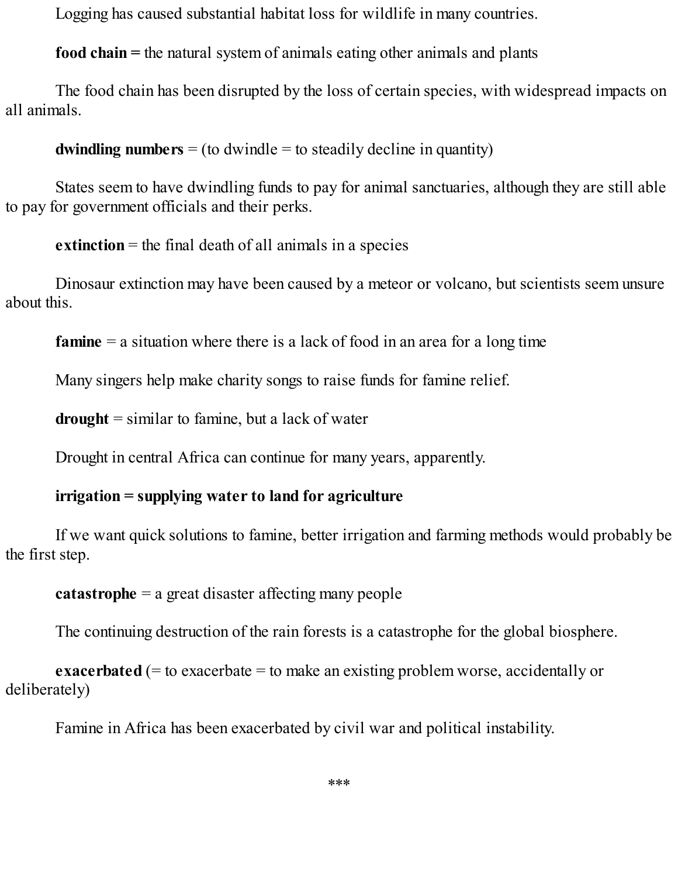Logging has caused substantial habitat loss for wildlife in many countries.

**food chain =** the natural system of animals eating other animals and plants

The food chain has been disrupted by the loss of certain species, with widespread impacts on all animals.

**dwindling numbers** = (to dwindle = to steadily decline in quantity)

States seem to have dwindling funds to pay for animal sanctuaries, although they are still able to pay for government officials and their perks.

**extinction** = the final death of all animals in a species

Dinosaur extinction may have been caused by a meteor or volcano, but scientists seem unsure about this.

**famine** = a situation where there is a lack of food in an area for a long time

Many singers help make charity songs to raise funds for famine relief.

**drought** = similar to famine, but a lack of water

Drought in central Africa can continue for many years, apparently.

**irrigation = supplying water to land for agriculture**

If we want quick solutions to famine, better irrigation and farming methods would probably be the first step.

**catastrophe** = a great disaster affecting many people

The continuing destruction of the rain forests is a catastrophe for the global biosphere.

**exacerbated** (= to exacerbate = to make an existing problem worse, accidentally or deliberately)

Famine in Africa has been exacerbated by civil war and political instability.

***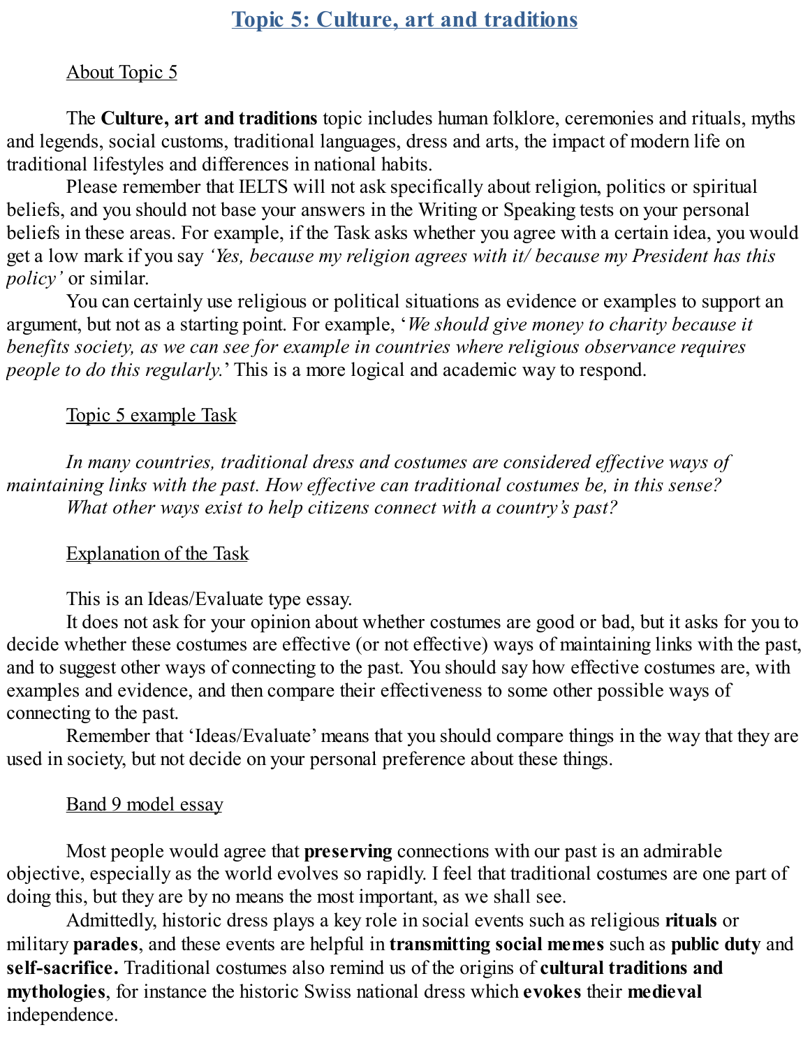# Topic 5: Culture, art and traditions

About Topic 5

The **Culture, art and traditions** topic includes human folklore, ceremonies and rituals, myths and legends, social customs, traditional languages, dress and arts, the impact of modern life on traditional lifestyles and differences in national habits.

Please remember that IELTS will not ask specifically about religion, politics or spiritual beliefs, and you should not base your answers in the Writing or Speaking tests on your personal beliefs in these areas. For example, if the Task asks whether you agree with a certain idea, you would get a low mark if you say *'Yes, because my religion agrees with it/ because my President has this policy'* or similar.

You can certainly use religious or political situations as evidence or examples to support an argument, but not as a starting point. For example, '*We should give money to charity because it benefits society, as we can see for example in countries where religious observance requires people to do this regularly.*' This is a more logical and academic way to respond.

Topic 5 example Task

*In many countries, traditional dress and costumes are considered effective ways of maintaining links with the past. How effective can traditional costumes be, in this sense? What other ways exist to help citizens connect with a country's past?*

Explanation of the Task

This is an Ideas/Evaluate type essay.

It does not ask for your opinion about whether costumes are good or bad, but it asks for you to decide whether these costumes are effective (or not effective) ways of maintaining links with the past, and to suggest other ways of connecting to the past. You should say how effective costumes are, with examples and evidence, and then compare their effectiveness to some other possible ways of connecting to the past.

Remember that 'Ideas/Evaluate' means that you should compare things in the way that they are used in society, but not decide on your personal preference about these things.

Band 9 model essay

Most people would agree that **preserving** connections with our past is an admirable objective, especially as the world evolves so rapidly. I feel that traditional costumes are one part of doing this, but they are by no means the most important, as we shall see.

Admittedly, historic dress plays a key role in social events such as religious **rituals** or military **parades**, and these events are helpful in **transmitting social memes** such as **public duty** and **self-sacrifice.** Traditional costumes also remind us of the origins of **cultural traditions and mythologies**, for instance the historic Swiss national dress which **evokes** their **medieval** independence.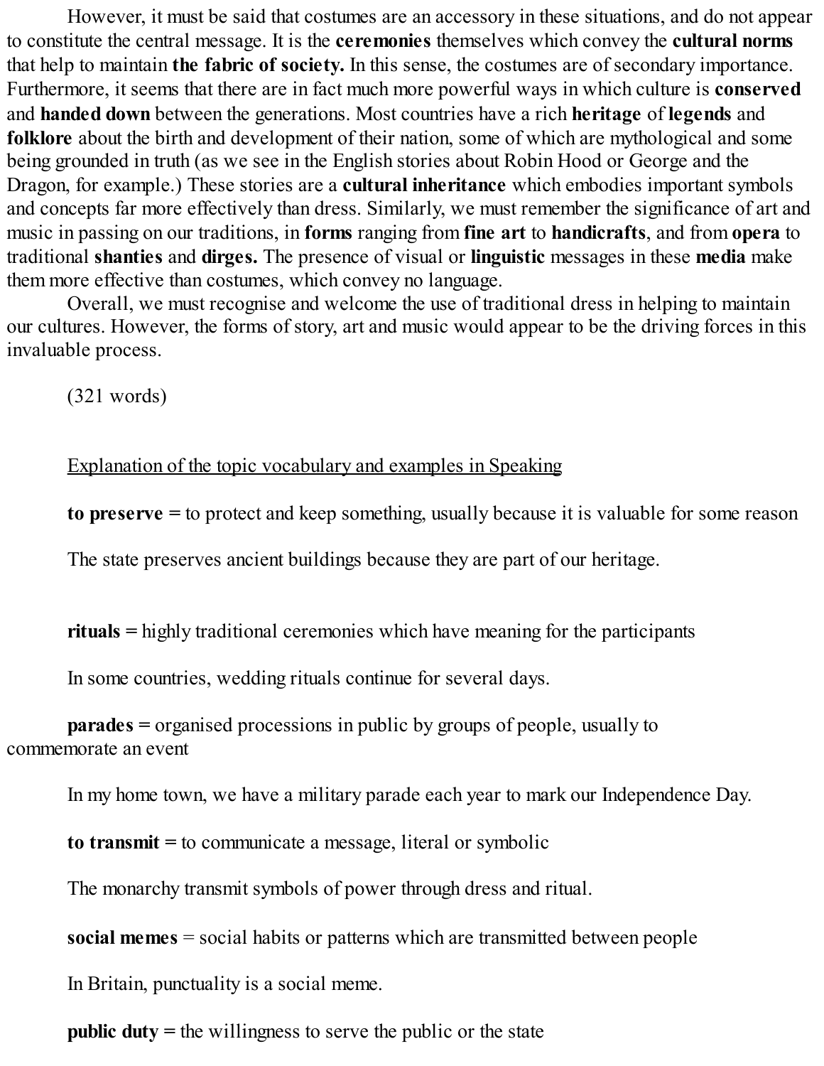However, it must be said that costumes are an accessory in these situations, and do not appear to constitute the central message. It is the **ceremonies** themselves which convey the **cultural norms** that help to maintain **the fabric of society.** In this sense, the costumes are of secondary importance. Furthermore, it seems that there are in fact much more powerful ways in which culture is **conserved** and **handed down** between the generations. Most countries have a rich **heritage** of **legends** and **folklore** about the birth and development of their nation, some of which are mythological and some being grounded in truth (as we see in the English stories about Robin Hood or George and the Dragon, for example.) These stories are a **cultural inheritance** which embodies important symbols and concepts far more effectively than dress. Similarly, we must remember the significance of art and music in passing on our traditions, in **forms** ranging from **fine art** to **handicrafts**, and from **opera** to traditional **shanties** and **dirges.** The presence of visual or **linguistic** messages in these **media** make them more effective than costumes, which convey no language.

Overall, we must recognise and welcome the use of traditional dress in helping to maintain our cultures. However, the forms of story, art and music would appear to be the driving forces in this invaluable process.

(321 words)

<u>Explanation of the topic vocabulary and examples in Speaking</u>

**to preserve =** to protect and keep something, usually because it is valuable for some reason

The state preserves ancient buildings because they are part of our heritage.

**rituals =** highly traditional ceremonies which have meaning for the participants

In some countries, wedding rituals continue for several days.

**parades =** organised processions in public by groups of people, usually to commemorate an event

In my home town, we have a military parade each year to mark our Independence Day.

**to transmit =** to communicate a message, literal or symbolic

The monarchy transmit symbols of power through dress and ritual.

**social memes** = social habits or patterns which are transmitted between people

In Britain, punctuality is a social meme.

**public duty =** the willingness to serve the public or the state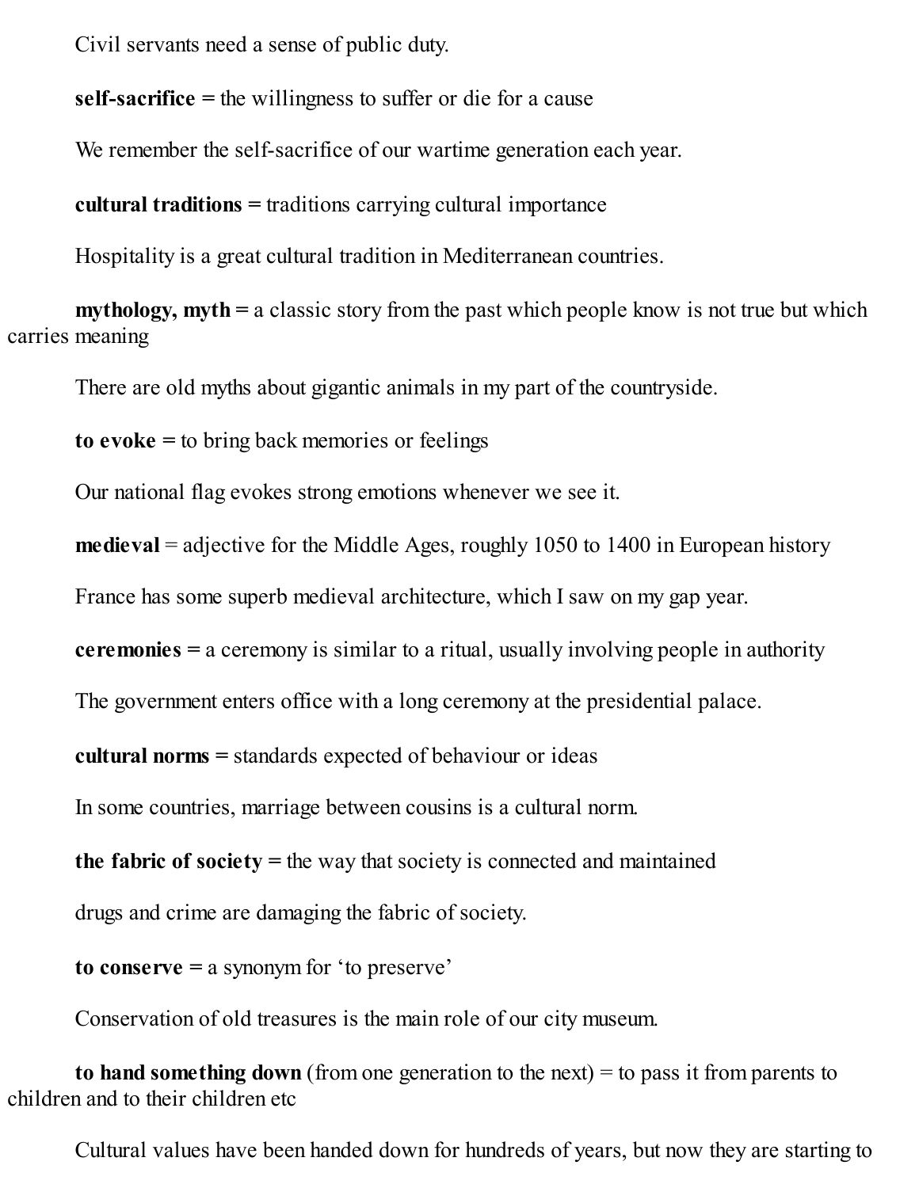Civil servants need a sense of public duty.

**self-sacrifice =** the willingness to suffer or die for a cause

We remember the self-sacrifice of our wartime generation each year.

**cultural traditions =** traditions carrying cultural importance

Hospitality is a great cultural tradition in Mediterranean countries.

**mythology, myth =** a classic story from the past which people know is not true but which carries meaning

There are old myths about gigantic animals in my part of the countryside.

**to evoke =** to bring back memories or feelings

Our national flag evokes strong emotions whenever we see it.

**medieval** = adjective for the Middle Ages, roughly 1050 to 1400 in European history

France has some superb medieval architecture, which I saw on my gap year.

**ceremonies =** a ceremony is similar to a ritual, usually involving people in authority

The government enters office with a long ceremony at the presidential palace.

**cultural norms =** standards expected of behaviour or ideas

In some countries, marriage between cousins is a cultural norm.

**the fabric of society =** the way that society is connected and maintained

drugs and crime are damaging the fabric of society.

**to conserve =** a synonym for 'to preserve'

Conservation of old treasures is the main role of our city museum.

**to hand something down** (from one generation to the next) = to pass it from parents to children and to their children etc

Cultural values have been handed down for hundreds of years, but now they are starting to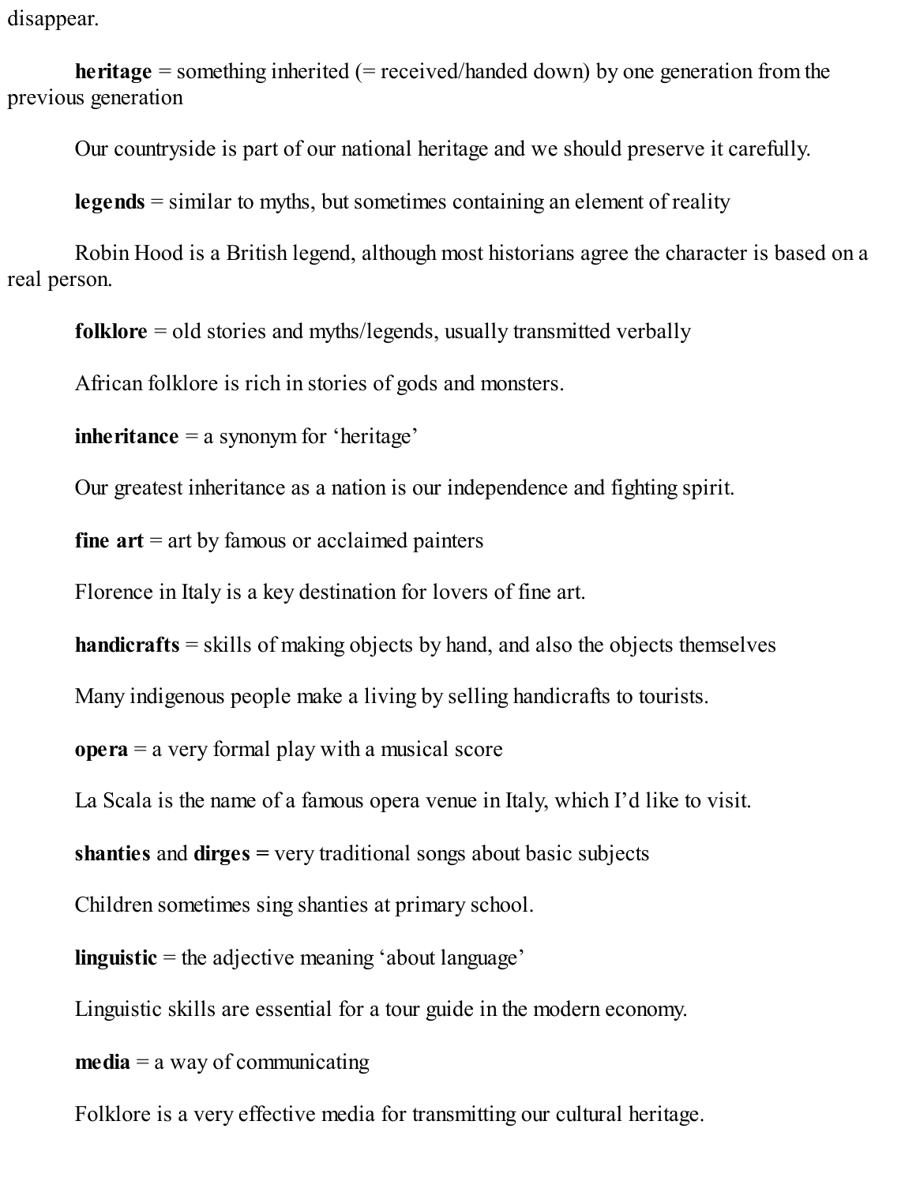disappear.

**heritage** = something inherited (= received/handed down) by one generation from the previous generation

Our countryside is part of our national heritage and we should preserve it carefully.

**legends** = similar to myths, but sometimes containing an element of reality

Robin Hood is a British legend, although most historians agree the character is based on a real person.

**folklore** = old stories and myths/legends, usually transmitted verbally

African folklore is rich in stories of gods and monsters.

**inheritance** = a synonym for 'heritage'

Our greatest inheritance as a nation is our independence and fighting spirit.

**fine art** = art by famous or acclaimed painters

Florence in Italy is a key destination for lovers of fine art.

**handicrafts** = skills of making objects by hand, and also the objects themselves

Many indigenous people make a living by selling handicrafts to tourists.

**opera** = a very formal play with a musical score

La Scala is the name of a famous opera venue in Italy, which I'd like to visit.

**shanties** and **dirges =** very traditional songs about basic subjects

Children sometimes sing shanties at primary school.

**linguistic** = the adjective meaning 'about language'

Linguistic skills are essential for a tour guide in the modern economy.

**media** = a way of communicating

Folklore is a very effective media for transmitting our cultural heritage.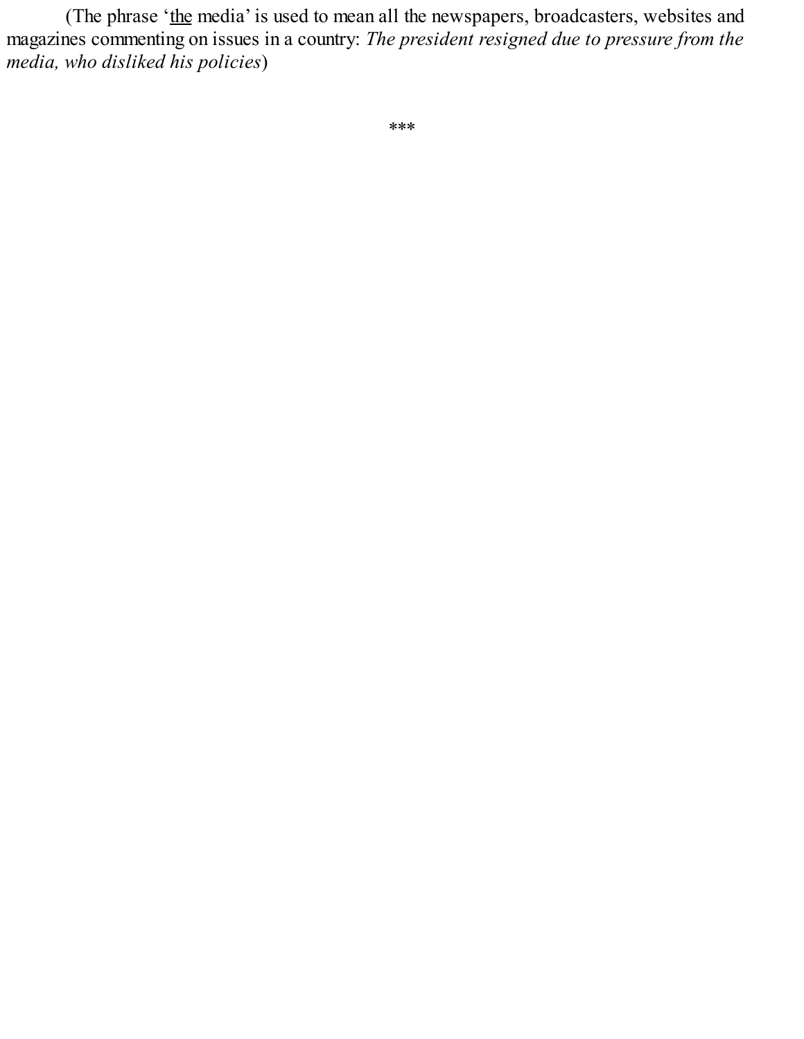(The phrase '<u>the</u> media' is used to mean all the newspapers, broadcasters, websites and magazines commenting on issues in a country: *The president resigned due to pressure from the media, who disliked his policies*)

***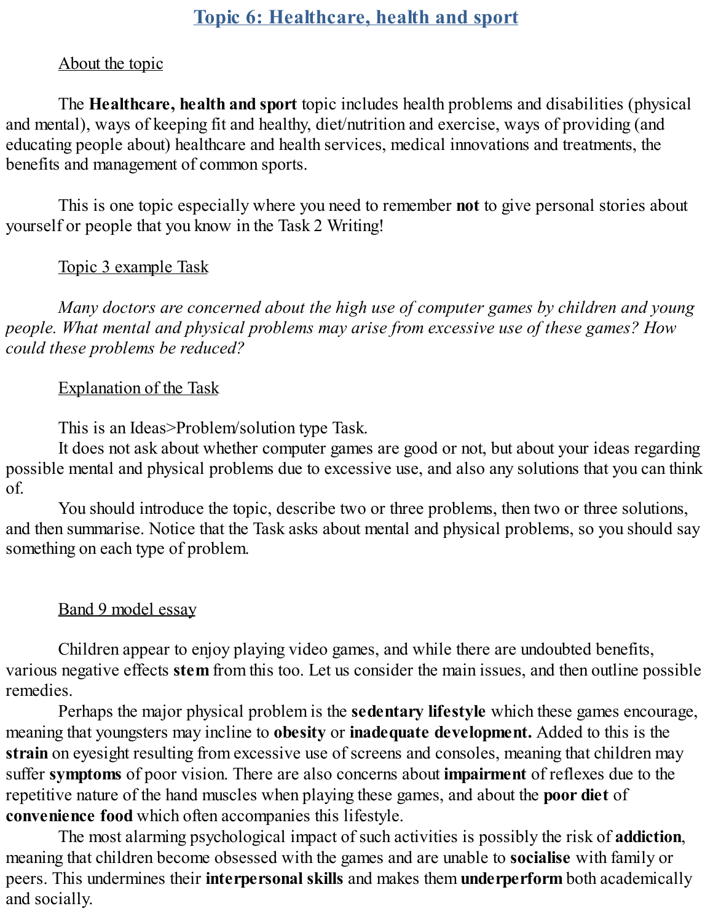# Topic 6: Healthcare, health and sport

About the topic

The **Healthcare, health and sport** topic includes health problems and disabilities (physical and mental), ways of keeping fit and healthy, diet/nutrition and exercise, ways of providing (and educating people about) healthcare and health services, medical innovations and treatments, the benefits and management of common sports.

This is one topic especially where you need to remember **not** to give personal stories about yourself or people that you know in the Task 2 Writing!

Topic 3 example Task

*Many doctors are concerned about the high use of computer games by children and young people. What mental and physical problems may arise from excessive use of these games? How could these problems be reduced?*

Explanation of the Task

This is an Ideas>Problem/solution type Task.

It does not ask about whether computer games are good or not, but about your ideas regarding possible mental and physical problems due to excessive use, and also any solutions that you can think of.

You should introduce the topic, describe two or three problems, then two or three solutions, and then summarise. Notice that the Task asks about mental and physical problems, so you should say something on each type of problem.

Band 9 model essay

Children appear to enjoy playing video games, and while there are undoubted benefits, various negative effects **stem** from this too. Let us consider the main issues, and then outline possible remedies.

Perhaps the major physical problem is the **sedentary lifestyle** which these games encourage, meaning that youngsters may incline to **obesity** or **inadequate development.** Added to this is the **strain** on eyesight resulting from excessive use of screens and consoles, meaning that children may suffer **symptoms** of poor vision. There are also concerns about **impairment** of reflexes due to the repetitive nature of the hand muscles when playing these games, and about the **poor diet** of **convenience food** which often accompanies this lifestyle.

The most alarming psychological impact of such activities is possibly the risk of **addiction**, meaning that children become obsessed with the games and are unable to **socialise** with family or peers. This undermines their **interpersonal skills** and makes them **underperform** both academically and socially.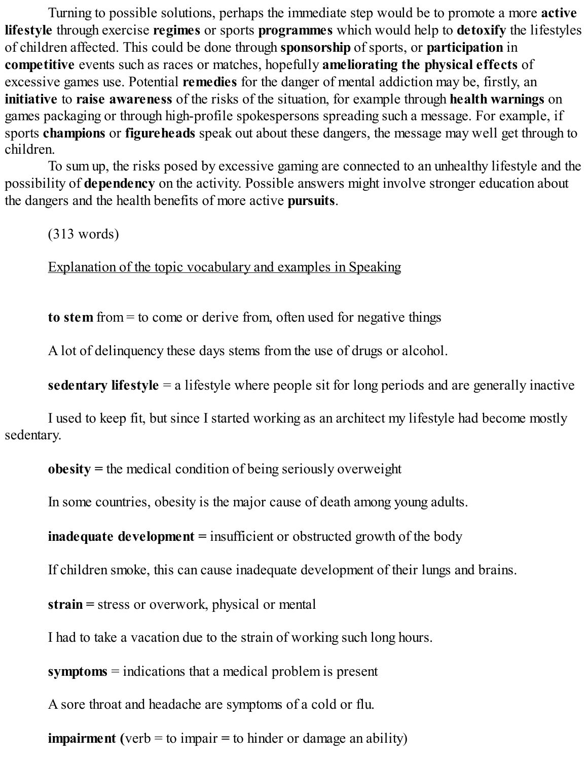Turning to possible solutions, perhaps the immediate step would be to promote a more **active lifestyle** through exercise **regimes** or sports **programmes** which would help to **detoxify** the lifestyles of children affected. This could be done through **sponsorship** of sports, or **participation** in **competitive** events such as races or matches, hopefully **ameliorating the physical effects** of excessive games use. Potential **remedies** for the danger of mental addiction may be, firstly, an **initiative** to **raise awareness** of the risks of the situation, for example through **health warnings** on games packaging or through high-profile spokespersons spreading such a message. For example, if sports **champions** or **figureheads** speak out about these dangers, the message may well get through to children.

To sum up, the risks posed by excessive gaming are connected to an unhealthy lifestyle and the possibility of **dependency** on the activity. Possible answers might involve stronger education about the dangers and the health benefits of more active **pursuits**.

(313 words)

Explanation of the topic vocabulary and examples in Speaking

**to stem** from = to come or derive from, often used for negative things

A lot of delinquency these days stems from the use of drugs or alcohol.

**sedentary lifestyle** = a lifestyle where people sit for long periods and are generally inactive

I used to keep fit, but since I started working as an architect my lifestyle had become mostly sedentary.

**obesity =** the medical condition of being seriously overweight

In some countries, obesity is the major cause of death among young adults.

**inadequate development =** insufficient or obstructed growth of the body

If children smoke, this can cause inadequate development of their lungs and brains.

**strain =** stress or overwork, physical or mental

I had to take a vacation due to the strain of working such long hours.

**symptoms** = indications that a medical problem is present

A sore throat and headache are symptoms of a cold or flu.

**impairment (**verb = to impair **=** to hinder or damage an ability)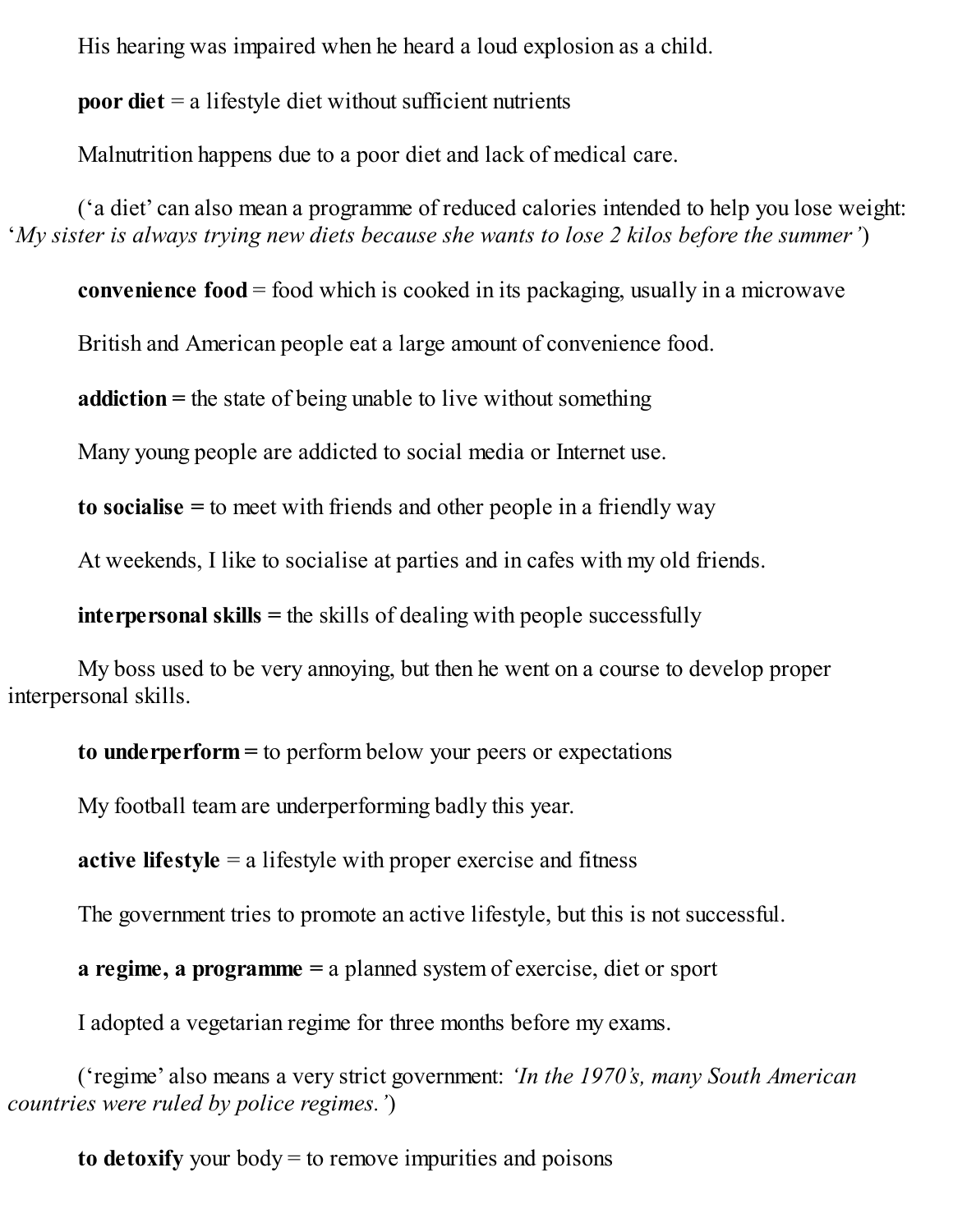His hearing was impaired when he heard a loud explosion as a child.

**poor diet** = a lifestyle diet without sufficient nutrients

Malnutrition happens due to a poor diet and lack of medical care.

('a diet' can also mean a programme of reduced calories intended to help you lose weight: '*My sister is always trying new diets because she wants to lose 2 kilos before the summer'*)

**convenience food** = food which is cooked in its packaging, usually in a microwave

British and American people eat a large amount of convenience food.

**addiction =** the state of being unable to live without something

Many young people are addicted to social media or Internet use.

**to socialise =** to meet with friends and other people in a friendly way

At weekends, I like to socialise at parties and in cafes with my old friends.

**interpersonal skills =** the skills of dealing with people successfully

My boss used to be very annoying, but then he went on a course to develop proper interpersonal skills.

**to underperform =** to perform below your peers or expectations

My football team are underperforming badly this year.

**active lifestyle** = a lifestyle with proper exercise and fitness

The government tries to promote an active lifestyle, but this is not successful.

**a regime, a programme =** a planned system of exercise, diet or sport

I adopted a vegetarian regime for three months before my exams.

('regime' also means a very strict government: *'In the 1970's, many South American countries were ruled by police regimes.'*)

**to detoxify** your body = to remove impurities and poisons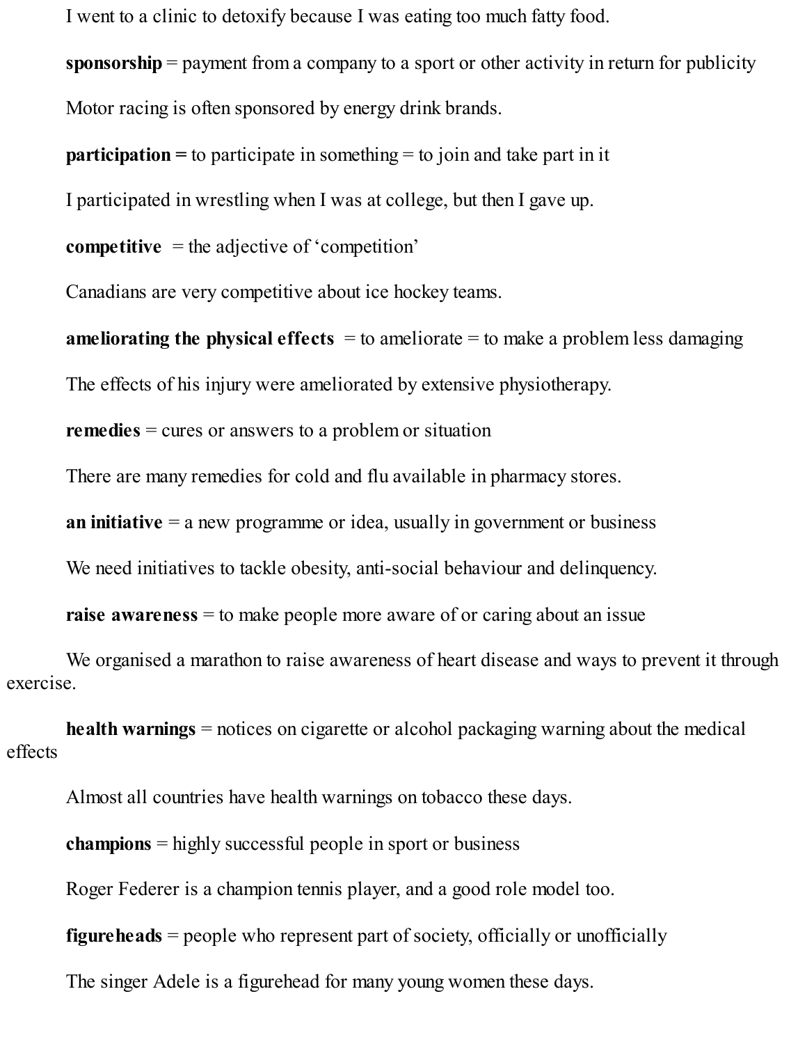I went to a clinic to detoxify because I was eating too much fatty food.

**sponsorship** = payment from a company to a sport or other activity in return for publicity

Motor racing is often sponsored by energy drink brands.

**participation =** to participate in something = to join and take part in it

I participated in wrestling when I was at college, but then I gave up.

**competitive** = the adjective of 'competition'

Canadians are very competitive about ice hockey teams.

**ameliorating the physical effects** = to ameliorate = to make a problem less damaging

The effects of his injury were ameliorated by extensive physiotherapy.

**remedies** = cures or answers to a problem or situation

There are many remedies for cold and flu available in pharmacy stores.

**an initiative** = a new programme or idea, usually in government or business

We need initiatives to tackle obesity, anti-social behaviour and delinquency.

**raise awareness** = to make people more aware of or caring about an issue

We organised a marathon to raise awareness of heart disease and ways to prevent it through exercise.

**health warnings** = notices on cigarette or alcohol packaging warning about the medical effects

Almost all countries have health warnings on tobacco these days.

**champions** = highly successful people in sport or business

Roger Federer is a champion tennis player, and a good role model too.

**figureheads** = people who represent part of society, officially or unofficially

The singer Adele is a figurehead for many young women these days.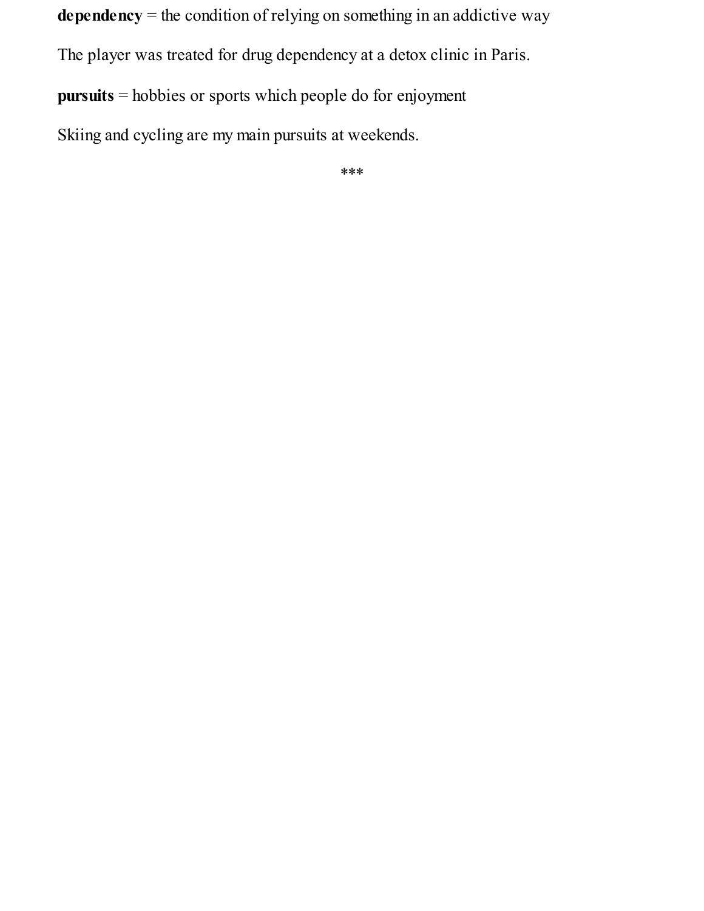**dependency** = the condition of relying on something in an addictive way

The player was treated for drug dependency at a detox clinic in Paris.

**pursuits** = hobbies or sports which people do for enjoyment

Skiing and cycling are my main pursuits at weekends.

***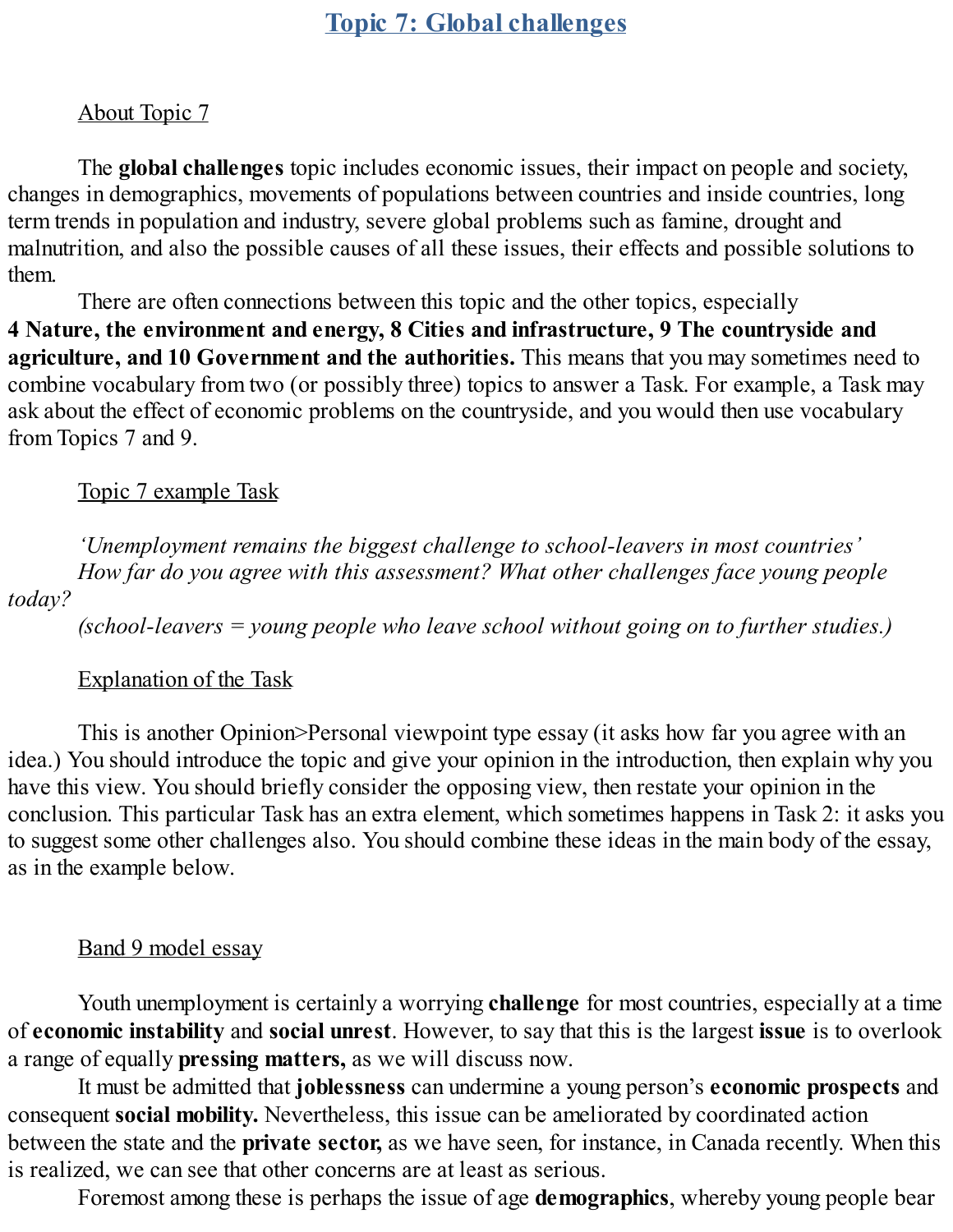# Topic 7: Global challenges

About Topic 7

The **global challenges** topic includes economic issues, their impact on people and society, changes in demographics, movements of populations between countries and inside countries, long term trends in population and industry, severe global problems such as famine, drought and malnutrition, and also the possible causes of all these issues, their effects and possible solutions to them.

There are often connections between this topic and the other topics, especially **4 Nature, the environment and energy, 8 Cities and infrastructure, 9 The countryside and agriculture, and 10 Government and the authorities.** This means that you may sometimes need to combine vocabulary from two (or possibly three) topics to answer a Task. For example, a Task may ask about the effect of economic problems on the countryside, and you would then use vocabulary from Topics 7 and 9.

Topic 7 example Task

*'Unemployment remains the biggest challenge to school-leavers in most countries'*
*How far do you agree with this assessment? What other challenges face young people today?*
*(school-leavers = young people who leave school without going on to further studies.)*

Explanation of the Task

This is another Opinion>Personal viewpoint type essay (it asks how far you agree with an idea.) You should introduce the topic and give your opinion in the introduction, then explain why you have this view. You should briefly consider the opposing view, then restate your opinion in the conclusion. This particular Task has an extra element, which sometimes happens in Task 2: it asks you to suggest some other challenges also. You should combine these ideas in the main body of the essay, as in the example below.

Band 9 model essay

Youth unemployment is certainly a worrying **challenge** for most countries, especially at a time of **economic instability** and **social unrest**. However, to say that this is the largest **issue** is to overlook a range of equally **pressing matters,** as we will discuss now.

It must be admitted that **joblessness** can undermine a young person's **economic prospects** and consequent **social mobility.** Nevertheless, this issue can be ameliorated by coordinated action between the state and the **private sector,** as we have seen, for instance, in Canada recently. When this is realized, we can see that other concerns are at least as serious.

Foremost among these is perhaps the issue of age **demographics**, whereby young people bear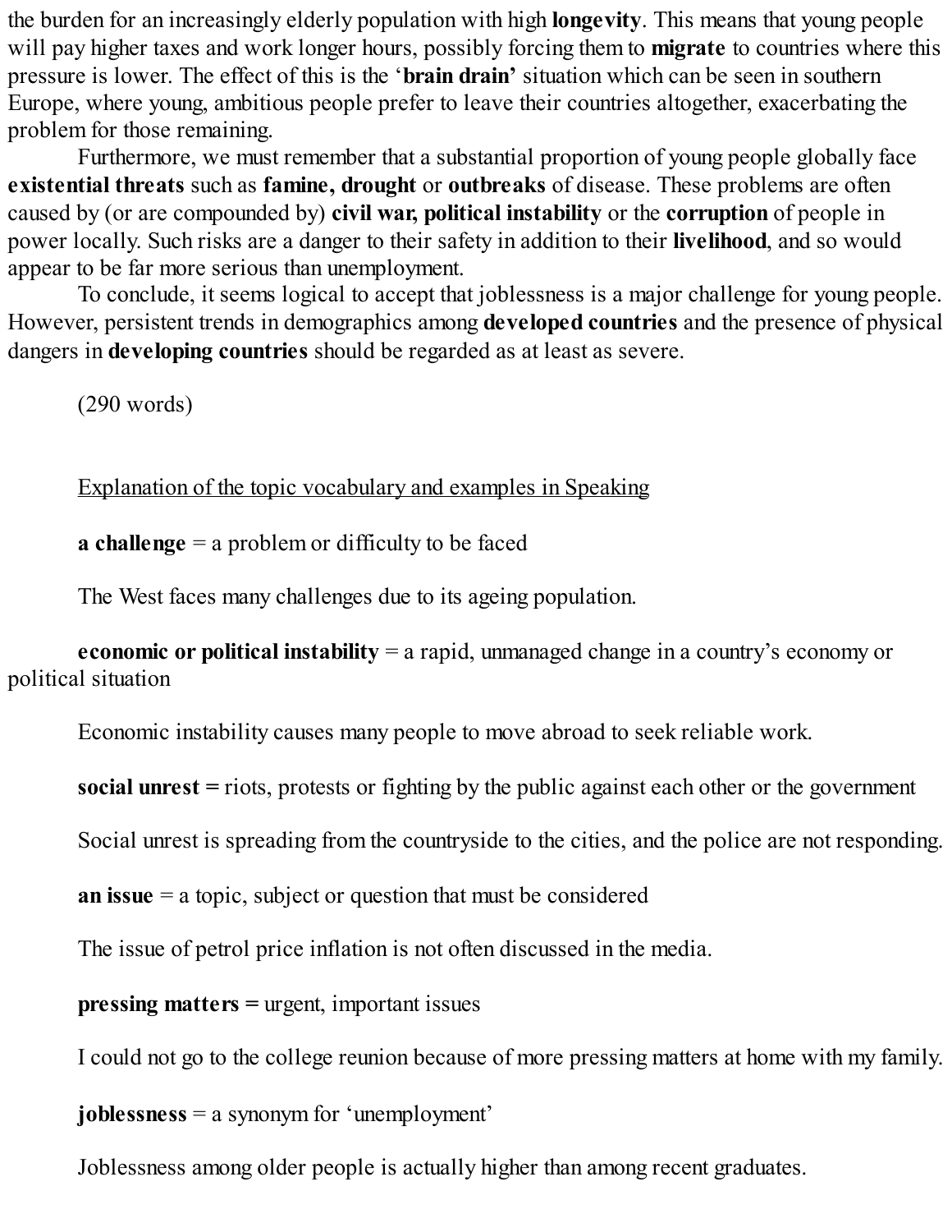the burden for an increasingly elderly population with high **longevity**. This means that young people will pay higher taxes and work longer hours, possibly forcing them to **migrate** to countries where this pressure is lower. The effect of this is the '**brain drain**' situation which can be seen in southern Europe, where young, ambitious people prefer to leave their countries altogether, exacerbating the problem for those remaining.

Furthermore, we must remember that a substantial proportion of young people globally face **existential threats** such as **famine, drought** or **outbreaks** of disease. These problems are often caused by (or are compounded by) **civil war, political instability** or the **corruption** of people in power locally. Such risks are a danger to their safety in addition to their **livelihood**, and so would appear to be far more serious than unemployment.

To conclude, it seems logical to accept that joblessness is a major challenge for young people. However, persistent trends in demographics among **developed countries** and the presence of physical dangers in **developing countries** should be regarded as at least as severe.

(290 words)

<u>Explanation of the topic vocabulary and examples in Speaking</u>

**a challenge** = a problem or difficulty to be faced

The West faces many challenges due to its ageing population.

**economic or political instability** = a rapid, unmanaged change in a country's economy or political situation

Economic instability causes many people to move abroad to seek reliable work.

**social unrest =** riots, protests or fighting by the public against each other or the government

Social unrest is spreading from the countryside to the cities, and the police are not responding.

**an issue** = a topic, subject or question that must be considered

The issue of petrol price inflation is not often discussed in the media.

**pressing matters =** urgent, important issues

I could not go to the college reunion because of more pressing matters at home with my family.

**joblessness** = a synonym for 'unemployment'

Joblessness among older people is actually higher than among recent graduates.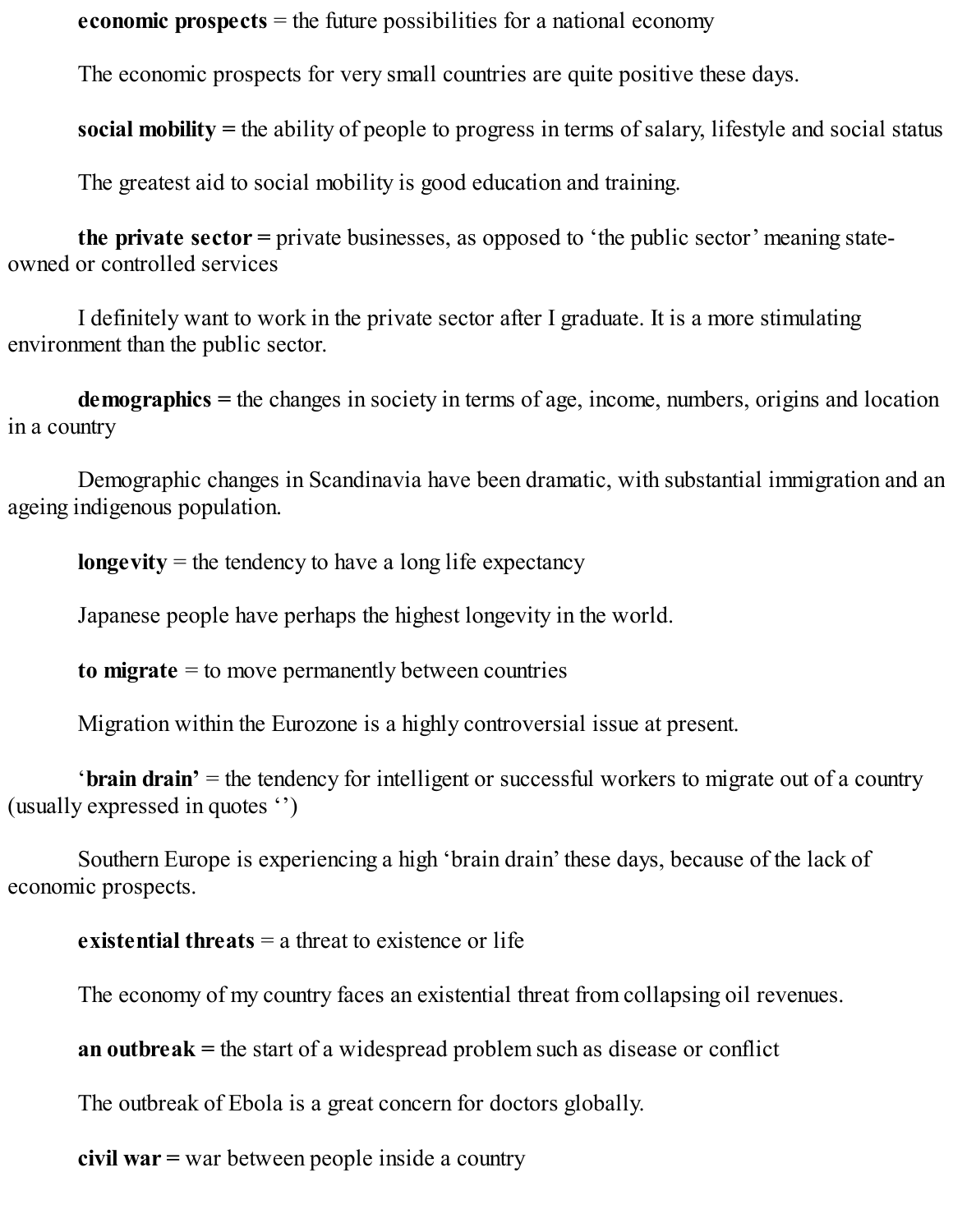**economic prospects** = the future possibilities for a national economy

The economic prospects for very small countries are quite positive these days.

**social mobility =** the ability of people to progress in terms of salary, lifestyle and social status

The greatest aid to social mobility is good education and training.

**the private sector =** private businesses, as opposed to 'the public sector' meaning state-owned or controlled services

I definitely want to work in the private sector after I graduate. It is a more stimulating environment than the public sector.

**demographics =** the changes in society in terms of age, income, numbers, origins and location in a country

Demographic changes in Scandinavia have been dramatic, with substantial immigration and an ageing indigenous population.

**longevity** = the tendency to have a long life expectancy

Japanese people have perhaps the highest longevity in the world.

**to migrate** = to move permanently between countries

Migration within the Eurozone is a highly controversial issue at present.

'**brain drain'** = the tendency for intelligent or successful workers to migrate out of a country (usually expressed in quotes '')

Southern Europe is experiencing a high 'brain drain' these days, because of the lack of economic prospects.

**existential threats** = a threat to existence or life

The economy of my country faces an existential threat from collapsing oil revenues.

**an outbreak =** the start of a widespread problem such as disease or conflict

The outbreak of Ebola is a great concern for doctors globally.

**civil war =** war between people inside a country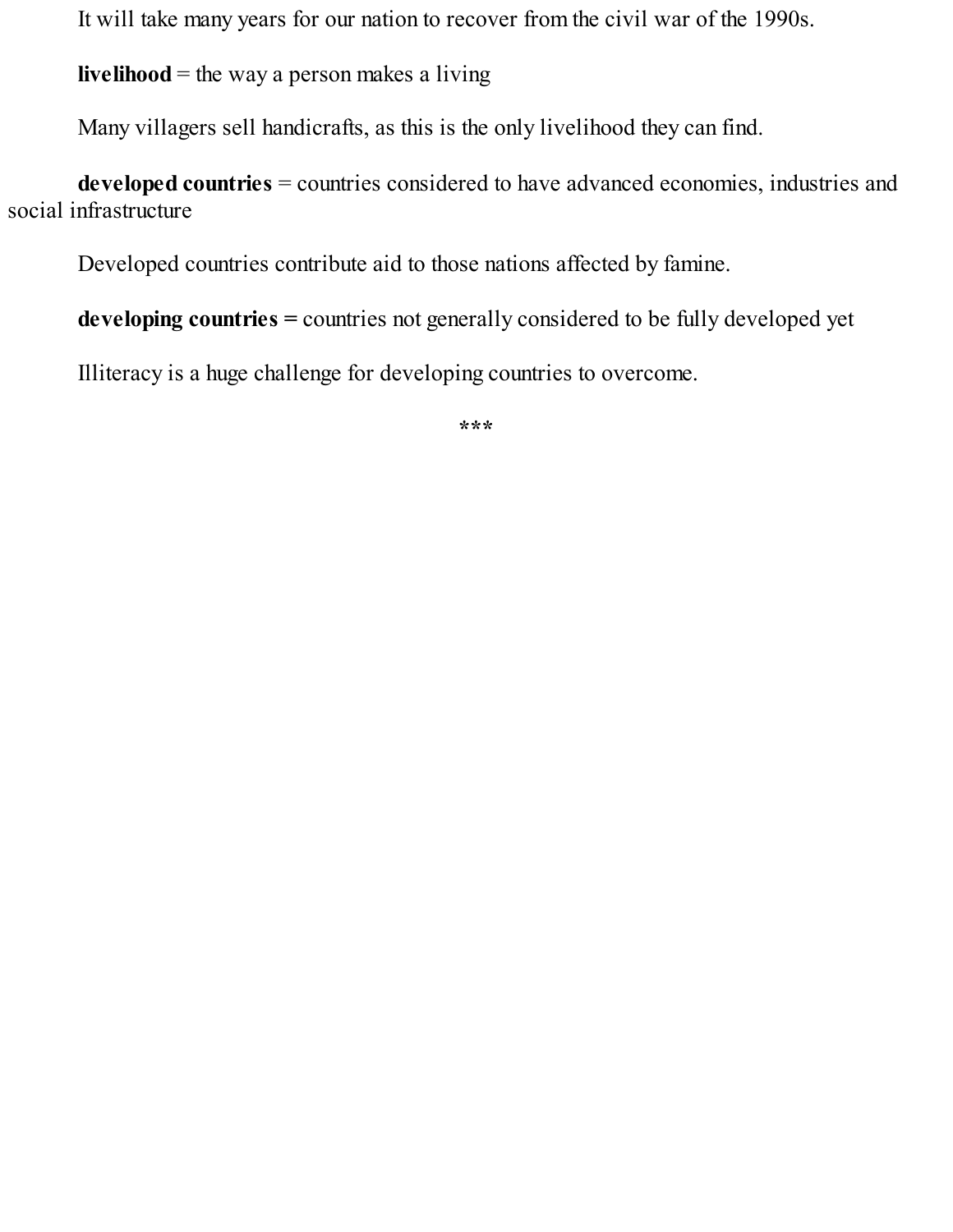It will take many years for our nation to recover from the civil war of the 1990s.

**livelihood** = the way a person makes a living

Many villagers sell handicrafts, as this is the only livelihood they can find.

**developed countries** = countries considered to have advanced economies, industries and social infrastructure

Developed countries contribute aid to those nations affected by famine.

**developing countries =** countries not generally considered to be fully developed yet

Illiteracy is a huge challenge for developing countries to overcome.

***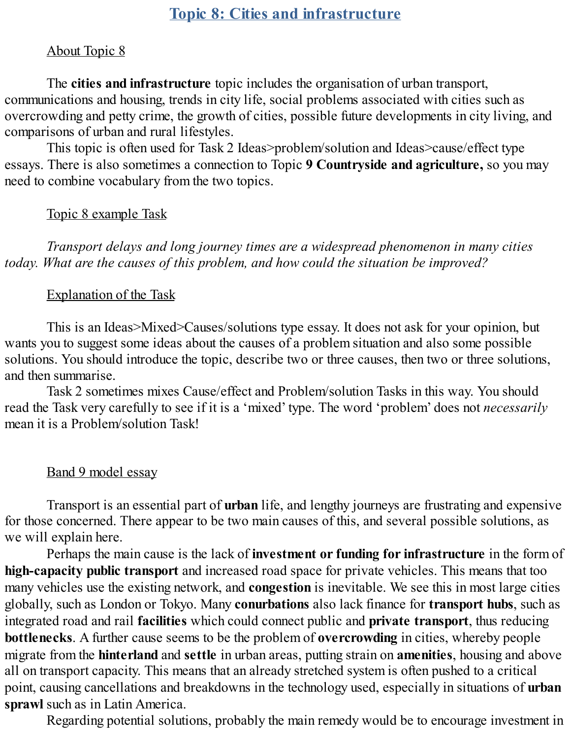# Topic 8: Cities and infrastructure

About Topic 8

The **cities and infrastructure** topic includes the organisation of urban transport, communications and housing, trends in city life, social problems associated with cities such as overcrowding and petty crime, the growth of cities, possible future developments in city living, and comparisons of urban and rural lifestyles.

This topic is often used for Task 2 Ideas>problem/solution and Ideas>cause/effect type essays. There is also sometimes a connection to Topic **9 Countryside and agriculture,** so you may need to combine vocabulary from the two topics.

Topic 8 example Task

*Transport delays and long journey times are a widespread phenomenon in many cities today. What are the causes of this problem, and how could the situation be improved?*

Explanation of the Task

This is an Ideas>Mixed>Causes/solutions type essay. It does not ask for your opinion, but wants you to suggest some ideas about the causes of a problem situation and also some possible solutions. You should introduce the topic, describe two or three causes, then two or three solutions, and then summarise.

Task 2 sometimes mixes Cause/effect and Problem/solution Tasks in this way. You should read the Task very carefully to see if it is a 'mixed' type. The word 'problem' does not *necessarily* mean it is a Problem/solution Task!

Band 9 model essay

Transport is an essential part of **urban** life, and lengthy journeys are frustrating and expensive for those concerned. There appear to be two main causes of this, and several possible solutions, as we will explain here.

Perhaps the main cause is the lack of **investment or funding for infrastructure** in the form of **high-capacity public transport** and increased road space for private vehicles. This means that too many vehicles use the existing network, and **congestion** is inevitable. We see this in most large cities globally, such as London or Tokyo. Many **conurbations** also lack finance for **transport hubs**, such as integrated road and rail **facilities** which could connect public and **private transport**, thus reducing **bottlenecks**. A further cause seems to be the problem of **overcrowding** in cities, whereby people migrate from the **hinterland** and **settle** in urban areas, putting strain on **amenities**, housing and above all on transport capacity. This means that an already stretched system is often pushed to a critical point, causing cancellations and breakdowns in the technology used, especially in situations of **urban sprawl** such as in Latin America.

Regarding potential solutions, probably the main remedy would be to encourage investment in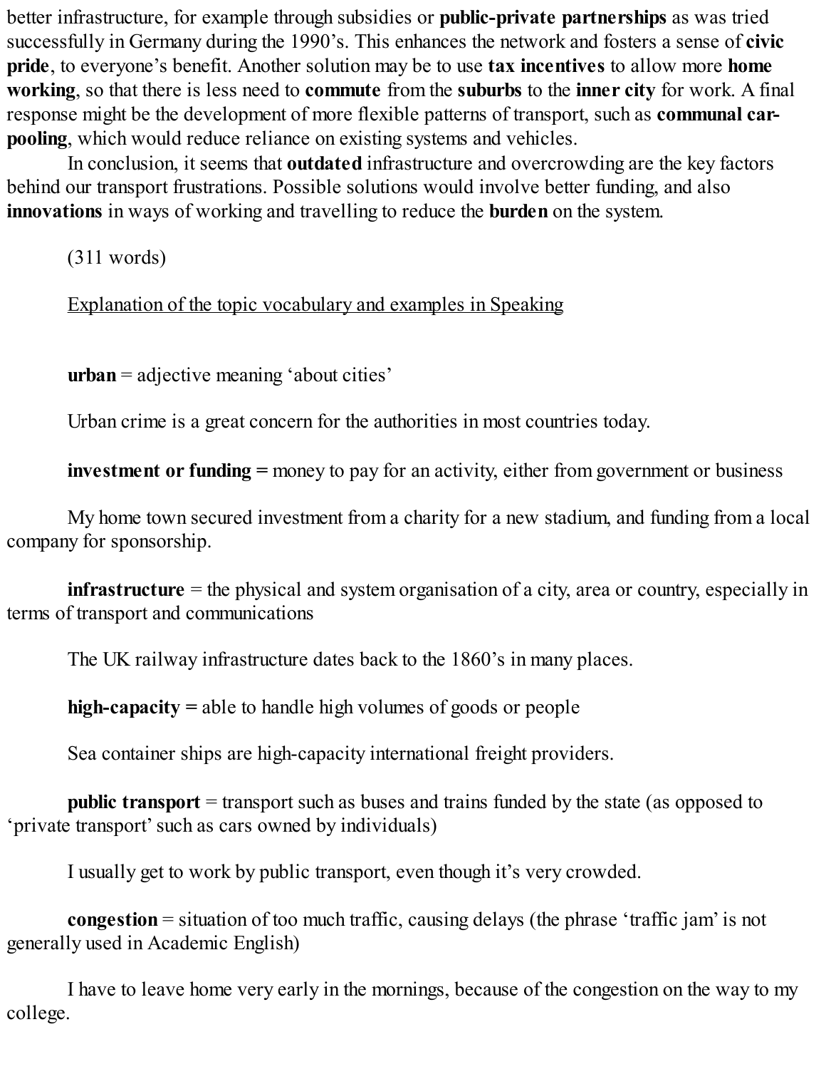better infrastructure, for example through subsidies or **public-private partnerships** as was tried successfully in Germany during the 1990's. This enhances the network and fosters a sense of **civic pride**, to everyone's benefit. Another solution may be to use **tax incentives** to allow more **home working**, so that there is less need to **commute** from the **suburbs** to the **inner city** for work. A final response might be the development of more flexible patterns of transport, such as **communal car-pooling**, which would reduce reliance on existing systems and vehicles.

In conclusion, it seems that **outdated** infrastructure and overcrowding are the key factors behind our transport frustrations. Possible solutions would involve better funding, and also **innovations** in ways of working and travelling to reduce the **burden** on the system.

(311 words)

Explanation of the topic vocabulary and examples in Speaking

**urban** = adjective meaning 'about cities'

Urban crime is a great concern for the authorities in most countries today.

**investment or funding =** money to pay for an activity, either from government or business

My home town secured investment from a charity for a new stadium, and funding from a local company for sponsorship.

**infrastructure** = the physical and system organisation of a city, area or country, especially in terms of transport and communications

The UK railway infrastructure dates back to the 1860's in many places.

**high-capacity =** able to handle high volumes of goods or people

Sea container ships are high-capacity international freight providers.

**public transport** = transport such as buses and trains funded by the state (as opposed to 'private transport' such as cars owned by individuals)

I usually get to work by public transport, even though it's very crowded.

**congestion** = situation of too much traffic, causing delays (the phrase 'traffic jam' is not generally used in Academic English)

I have to leave home very early in the mornings, because of the congestion on the way to my college.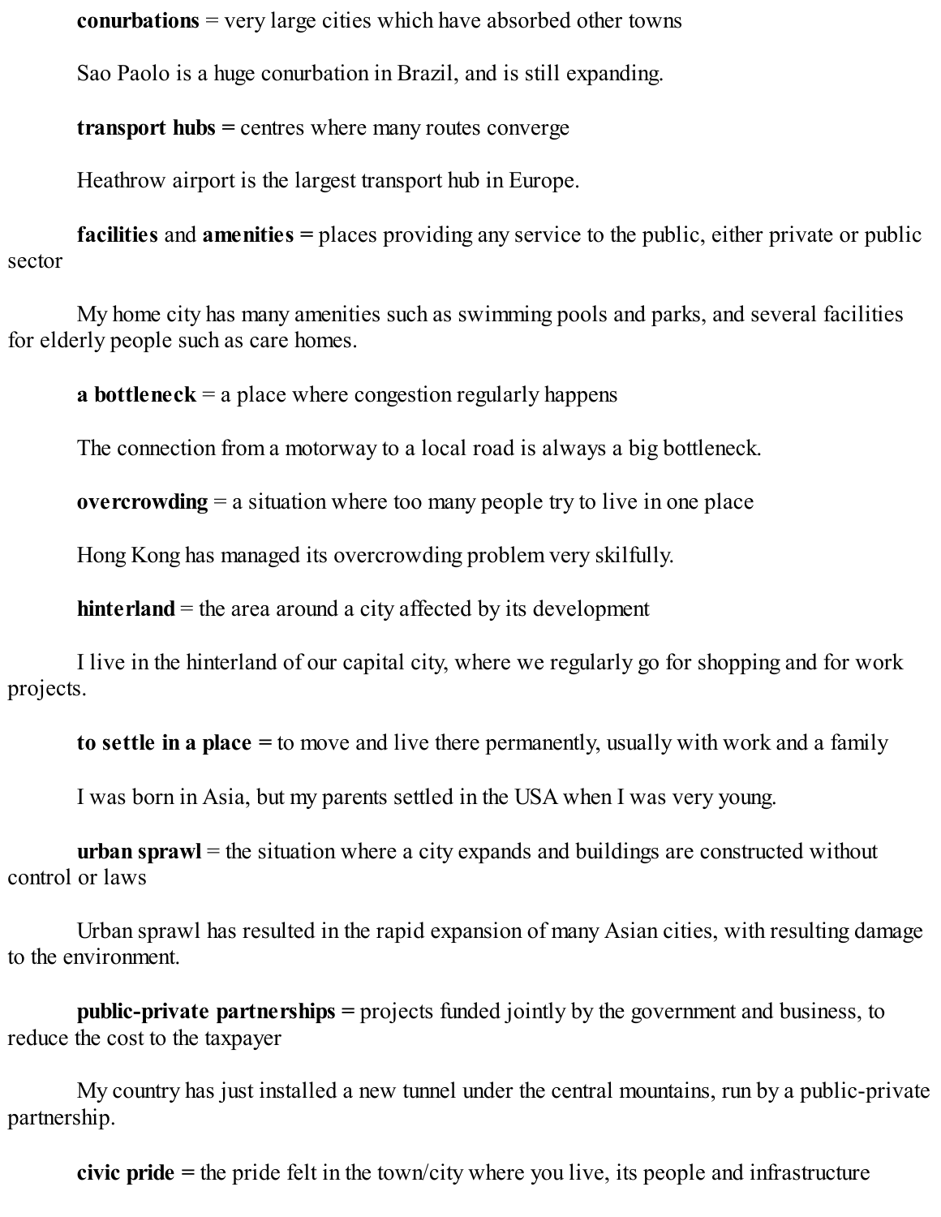**conurbations** = very large cities which have absorbed other towns

Sao Paolo is a huge conurbation in Brazil, and is still expanding.

**transport hubs =** centres where many routes converge

Heathrow airport is the largest transport hub in Europe.

**facilities** and **amenities =** places providing any service to the public, either private or public sector

My home city has many amenities such as swimming pools and parks, and several facilities for elderly people such as care homes.

**a bottleneck** = a place where congestion regularly happens

The connection from a motorway to a local road is always a big bottleneck.

**overcrowding** = a situation where too many people try to live in one place

Hong Kong has managed its overcrowding problem very skilfully.

**hinterland** = the area around a city affected by its development

I live in the hinterland of our capital city, where we regularly go for shopping and for work projects.

**to settle in a place =** to move and live there permanently, usually with work and a family

I was born in Asia, but my parents settled in the USA when I was very young.

**urban sprawl** = the situation where a city expands and buildings are constructed without control or laws

Urban sprawl has resulted in the rapid expansion of many Asian cities, with resulting damage to the environment.

**public-private partnerships =** projects funded jointly by the government and business, to reduce the cost to the taxpayer

My country has just installed a new tunnel under the central mountains, run by a public-private partnership.

**civic pride =** the pride felt in the town/city where you live, its people and infrastructure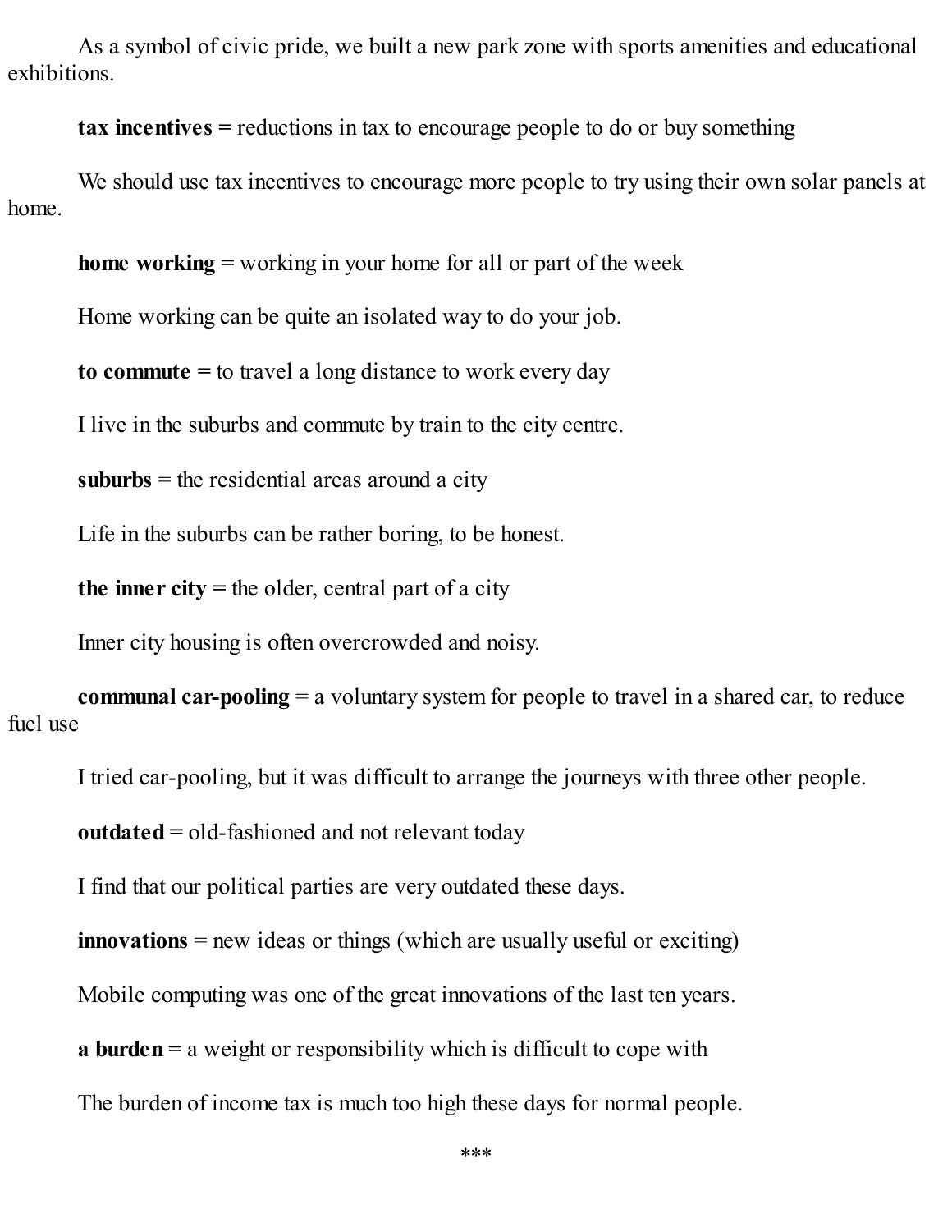As a symbol of civic pride, we built a new park zone with sports amenities and educational exhibitions.

**tax incentives =** reductions in tax to encourage people to do or buy something

We should use tax incentives to encourage more people to try using their own solar panels at home.

**home working =** working in your home for all or part of the week

Home working can be quite an isolated way to do your job.

**to commute =** to travel a long distance to work every day

I live in the suburbs and commute by train to the city centre.

**suburbs** = the residential areas around a city

Life in the suburbs can be rather boring, to be honest.

**the inner city =** the older, central part of a city

Inner city housing is often overcrowded and noisy.

**communal car-pooling** = a voluntary system for people to travel in a shared car, to reduce fuel use

I tried car-pooling, but it was difficult to arrange the journeys with three other people.

**outdated =** old-fashioned and not relevant today

I find that our political parties are very outdated these days.

**innovations** = new ideas or things (which are usually useful or exciting)

Mobile computing was one of the great innovations of the last ten years.

**a burden =** a weight or responsibility which is difficult to cope with

The burden of income tax is much too high these days for normal people.

***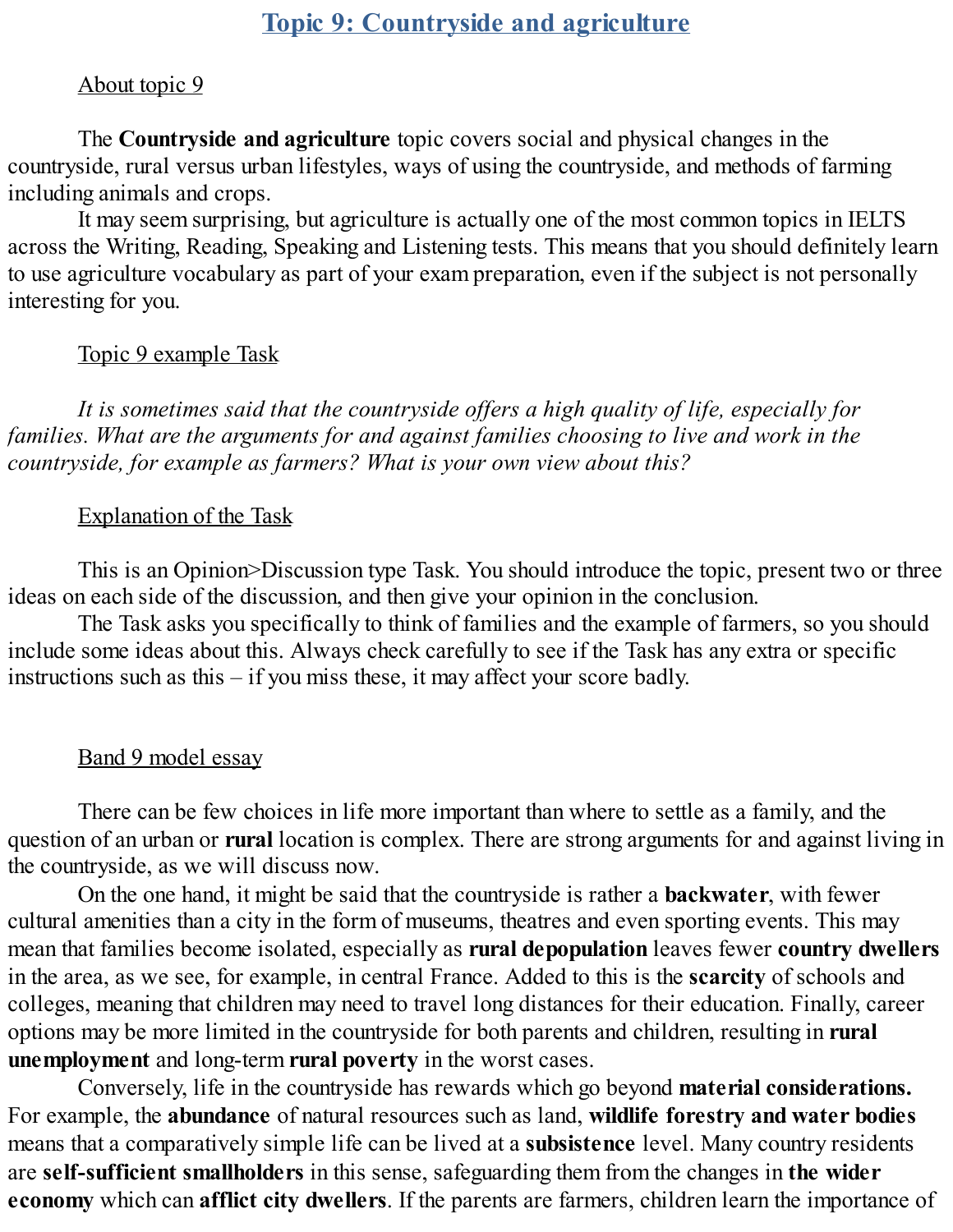# Topic 9: Countryside and agriculture

About topic 9

The **Countryside and agriculture** topic covers social and physical changes in the countryside, rural versus urban lifestyles, ways of using the countryside, and methods of farming including animals and crops.

It may seem surprising, but agriculture is actually one of the most common topics in IELTS across the Writing, Reading, Speaking and Listening tests. This means that you should definitely learn to use agriculture vocabulary as part of your exam preparation, even if the subject is not personally interesting for you.

Topic 9 example Task

*It is sometimes said that the countryside offers a high quality of life, especially for families. What are the arguments for and against families choosing to live and work in the countryside, for example as farmers? What is your own view about this?*

Explanation of the Task

This is an Opinion>Discussion type Task. You should introduce the topic, present two or three ideas on each side of the discussion, and then give your opinion in the conclusion.

The Task asks you specifically to think of families and the example of farmers, so you should include some ideas about this. Always check carefully to see if the Task has any extra or specific instructions such as this – if you miss these, it may affect your score badly.

Band 9 model essay

There can be few choices in life more important than where to settle as a family, and the question of an urban or **rural** location is complex. There are strong arguments for and against living in the countryside, as we will discuss now.

On the one hand, it might be said that the countryside is rather a **backwater**, with fewer cultural amenities than a city in the form of museums, theatres and even sporting events. This may mean that families become isolated, especially as **rural depopulation** leaves fewer **country dwellers** in the area, as we see, for example, in central France. Added to this is the **scarcity** of schools and colleges, meaning that children may need to travel long distances for their education. Finally, career options may be more limited in the countryside for both parents and children, resulting in **rural unemployment** and long-term **rural poverty** in the worst cases.

Conversely, life in the countryside has rewards which go beyond **material considerations.** For example, the **abundance** of natural resources such as land, **wildlife forestry and water bodies** means that a comparatively simple life can be lived at a **subsistence** level. Many country residents are **self-sufficient smallholders** in this sense, safeguarding them from the changes in **the wider economy** which can **afflict city dwellers**. If the parents are farmers, children learn the importance of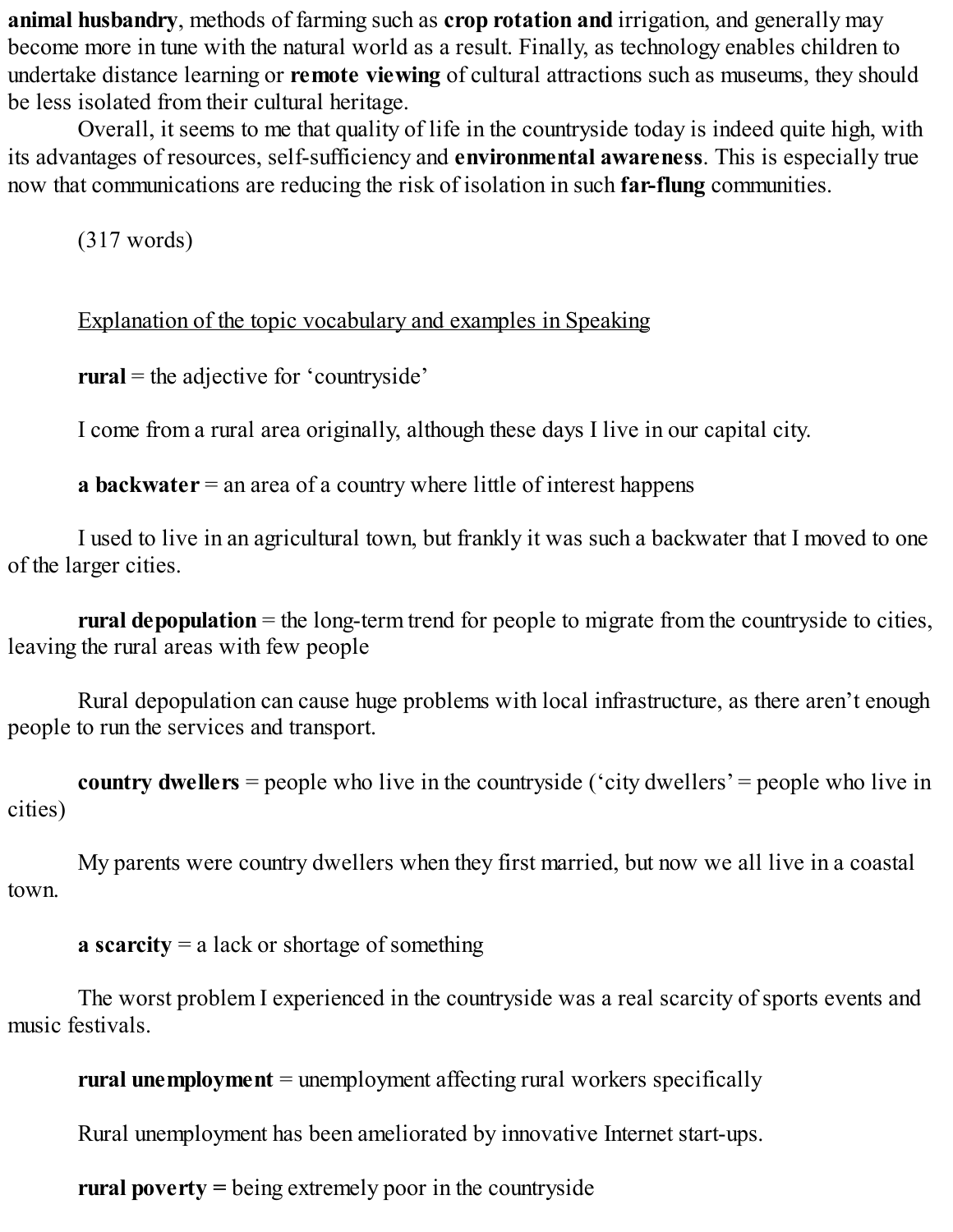**animal husbandry**, methods of farming such as **crop rotation and** irrigation, and generally may become more in tune with the natural world as a result. Finally, as technology enables children to undertake distance learning or **remote viewing** of cultural attractions such as museums, they should be less isolated from their cultural heritage.

Overall, it seems to me that quality of life in the countryside today is indeed quite high, with its advantages of resources, self-sufficiency and **environmental awareness**. This is especially true now that communications are reducing the risk of isolation in such **far-flung** communities.

(317 words)

Explanation of the topic vocabulary and examples in Speaking

**rural** = the adjective for 'countryside'

I come from a rural area originally, although these days I live in our capital city.

**a backwater** = an area of a country where little of interest happens

I used to live in an agricultural town, but frankly it was such a backwater that I moved to one of the larger cities.

**rural depopulation** = the long-term trend for people to migrate from the countryside to cities, leaving the rural areas with few people

Rural depopulation can cause huge problems with local infrastructure, as there aren't enough people to run the services and transport.

**country dwellers** = people who live in the countryside ('city dwellers' = people who live in cities)

My parents were country dwellers when they first married, but now we all live in a coastal town.

**a scarcity** = a lack or shortage of something

The worst problem I experienced in the countryside was a real scarcity of sports events and music festivals.

**rural unemployment** = unemployment affecting rural workers specifically

Rural unemployment has been ameliorated by innovative Internet start-ups.

**rural poverty =** being extremely poor in the countryside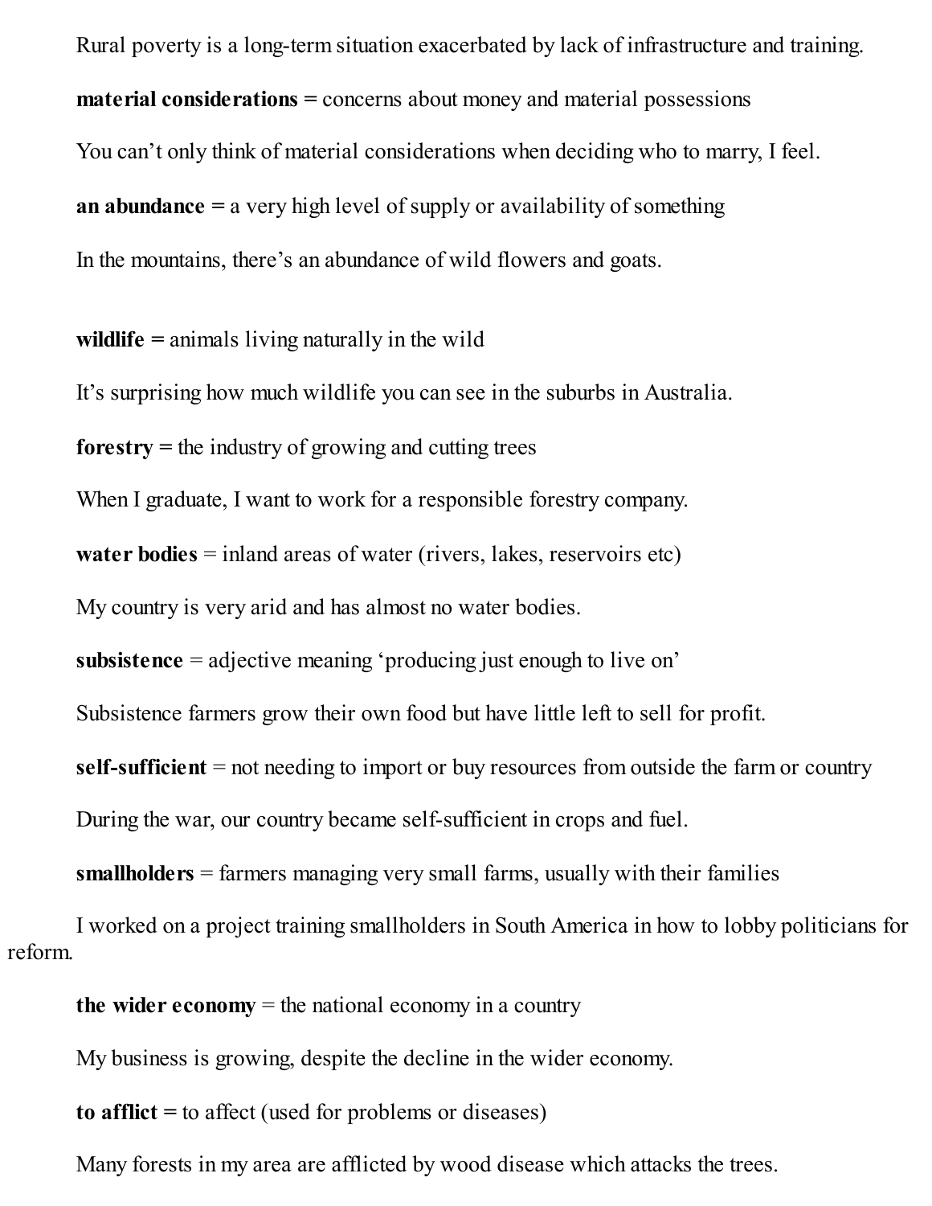Rural poverty is a long-term situation exacerbated by lack of infrastructure and training.

**material considerations =** concerns about money and material possessions

You can't only think of material considerations when deciding who to marry, I feel.

**an abundance =** a very high level of supply or availability of something

In the mountains, there's an abundance of wild flowers and goats.

**wildlife =** animals living naturally in the wild

It's surprising how much wildlife you can see in the suburbs in Australia.

**forestry =** the industry of growing and cutting trees

When I graduate, I want to work for a responsible forestry company.

**water bodies** = inland areas of water (rivers, lakes, reservoirs etc)

My country is very arid and has almost no water bodies.

**subsistence** = adjective meaning 'producing just enough to live on'

Subsistence farmers grow their own food but have little left to sell for profit.

**self-sufficient** = not needing to import or buy resources from outside the farm or country

During the war, our country became self-sufficient in crops and fuel.

**smallholders** = farmers managing very small farms, usually with their families

I worked on a project training smallholders in South America in how to lobby politicians for reform.

**the wider economy** = the national economy in a country

My business is growing, despite the decline in the wider economy.

**to afflict =** to affect (used for problems or diseases)

Many forests in my area are afflicted by wood disease which attacks the trees.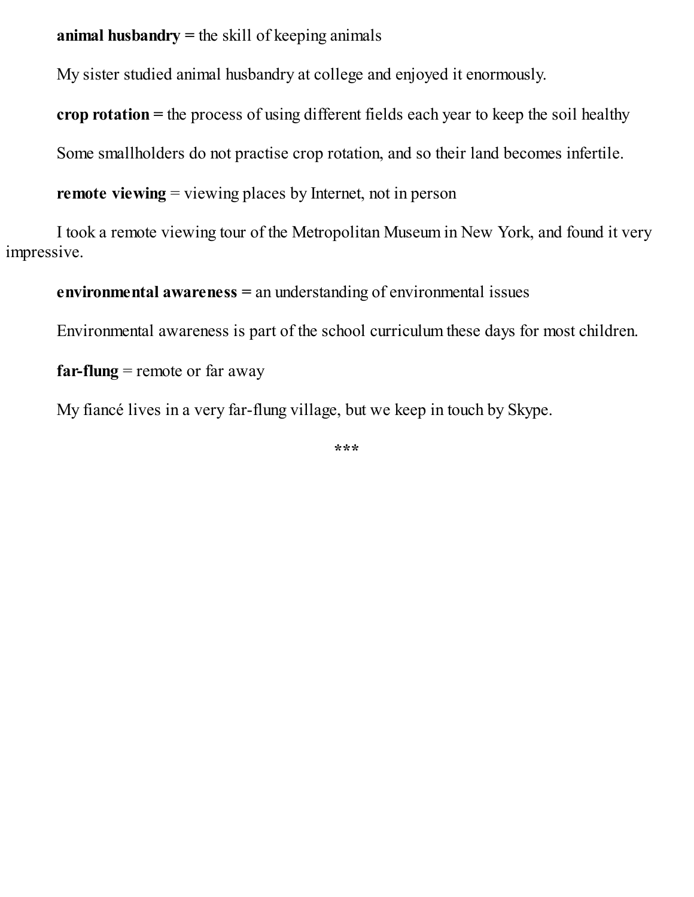**animal husbandry =** the skill of keeping animals

My sister studied animal husbandry at college and enjoyed it enormously.

**crop rotation =** the process of using different fields each year to keep the soil healthy

Some smallholders do not practise crop rotation, and so their land becomes infertile.

**remote viewing** = viewing places by Internet, not in person

I took a remote viewing tour of the Metropolitan Museum in New York, and found it very impressive.

**environmental awareness =** an understanding of environmental issues

Environmental awareness is part of the school curriculum these days for most children.

**far-flung** = remote or far away

My fiancé lives in a very far-flung village, but we keep in touch by Skype.

***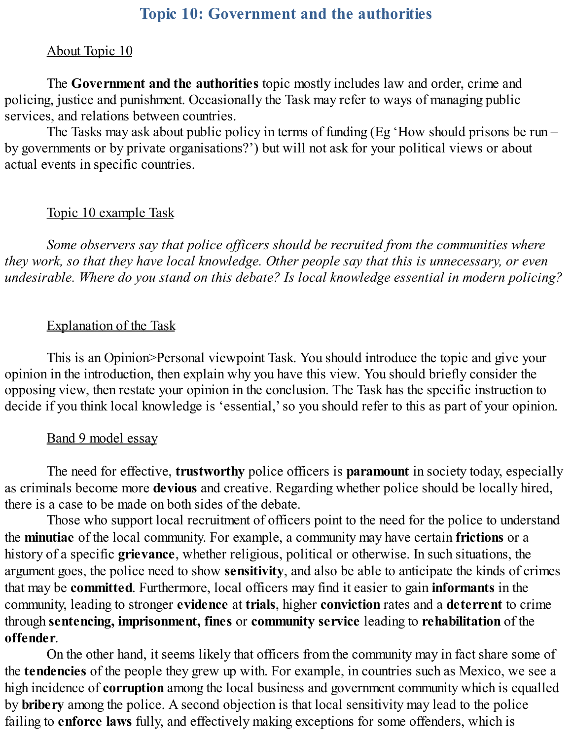# Topic 10: Government and the authorities

About Topic 10

The **Government and the authorities** topic mostly includes law and order, crime and policing, justice and punishment. Occasionally the Task may refer to ways of managing public services, and relations between countries.

The Tasks may ask about public policy in terms of funding (Eg 'How should prisons be run – by governments or by private organisations?') but will not ask for your political views or about actual events in specific countries.

Topic 10 example Task

*Some observers say that police officers should be recruited from the communities where they work, so that they have local knowledge. Other people say that this is unnecessary, or even undesirable. Where do you stand on this debate? Is local knowledge essential in modern policing?*

Explanation of the Task

This is an Opinion>Personal viewpoint Task. You should introduce the topic and give your opinion in the introduction, then explain why you have this view. You should briefly consider the opposing view, then restate your opinion in the conclusion. The Task has the specific instruction to decide if you think local knowledge is 'essential,' so you should refer to this as part of your opinion.

Band 9 model essay

The need for effective, **trustworthy** police officers is **paramount** in society today, especially as criminals become more **devious** and creative. Regarding whether police should be locally hired, there is a case to be made on both sides of the debate.

Those who support local recruitment of officers point to the need for the police to understand the **minutiae** of the local community. For example, a community may have certain **frictions** or a history of a specific **grievance**, whether religious, political or otherwise. In such situations, the argument goes, the police need to show **sensitivity**, and also be able to anticipate the kinds of crimes that may be **committed**. Furthermore, local officers may find it easier to gain **informants** in the community, leading to stronger **evidence** at **trials**, higher **conviction** rates and a **deterrent** to crime through **sentencing, imprisonment, fines** or **community service** leading to **rehabilitation** of the **offender**.

On the other hand, it seems likely that officers from the community may in fact share some of the **tendencies** of the people they grew up with. For example, in countries such as Mexico, we see a high incidence of **corruption** among the local business and government community which is equalled by **bribery** among the police. A second objection is that local sensitivity may lead to the police failing to **enforce laws** fully, and effectively making exceptions for some offenders, which is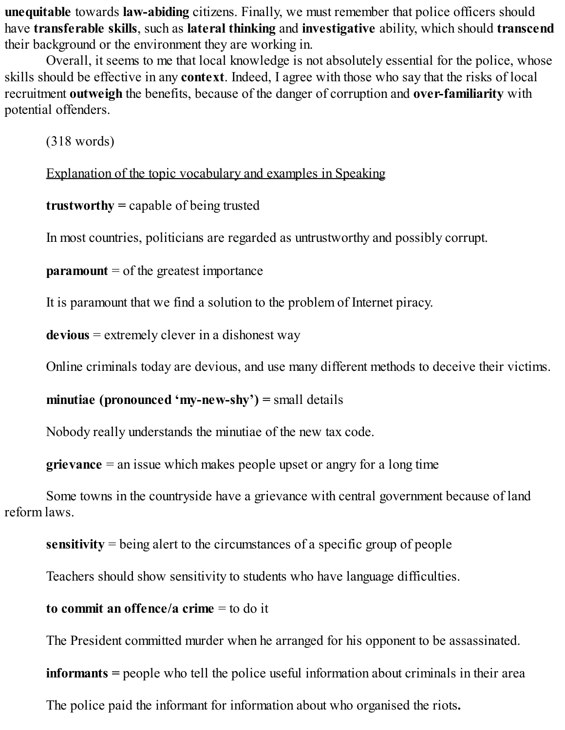**unequitable** towards **law-abiding** citizens. Finally, we must remember that police officers should have **transferable skills**, such as **lateral thinking** and **investigative** ability, which should **transcend** their background or the environment they are working in.

Overall, it seems to me that local knowledge is not absolutely essential for the police, whose skills should be effective in any **context**. Indeed, I agree with those who say that the risks of local recruitment **outweigh** the benefits, because of the danger of corruption and **over-familiarity** with potential offenders.

(318 words)

<u>Explanation of the topic vocabulary and examples in Speaking</u>

**trustworthy =** capable of being trusted

In most countries, politicians are regarded as untrustworthy and possibly corrupt.

**paramount** = of the greatest importance

It is paramount that we find a solution to the problem of Internet piracy.

**devious** = extremely clever in a dishonest way

Online criminals today are devious, and use many different methods to deceive their victims.

**minutiae (pronounced 'my-new-shy') =** small details

Nobody really understands the minutiae of the new tax code.

**grievance** = an issue which makes people upset or angry for a long time

Some towns in the countryside have a grievance with central government because of land reform laws.

**sensitivity** = being alert to the circumstances of a specific group of people

Teachers should show sensitivity to students who have language difficulties.

**to commit an offence/a crime** = to do it

The President committed murder when he arranged for his opponent to be assassinated.

**informants =** people who tell the police useful information about criminals in their area

The police paid the informant for information about who organised the riots.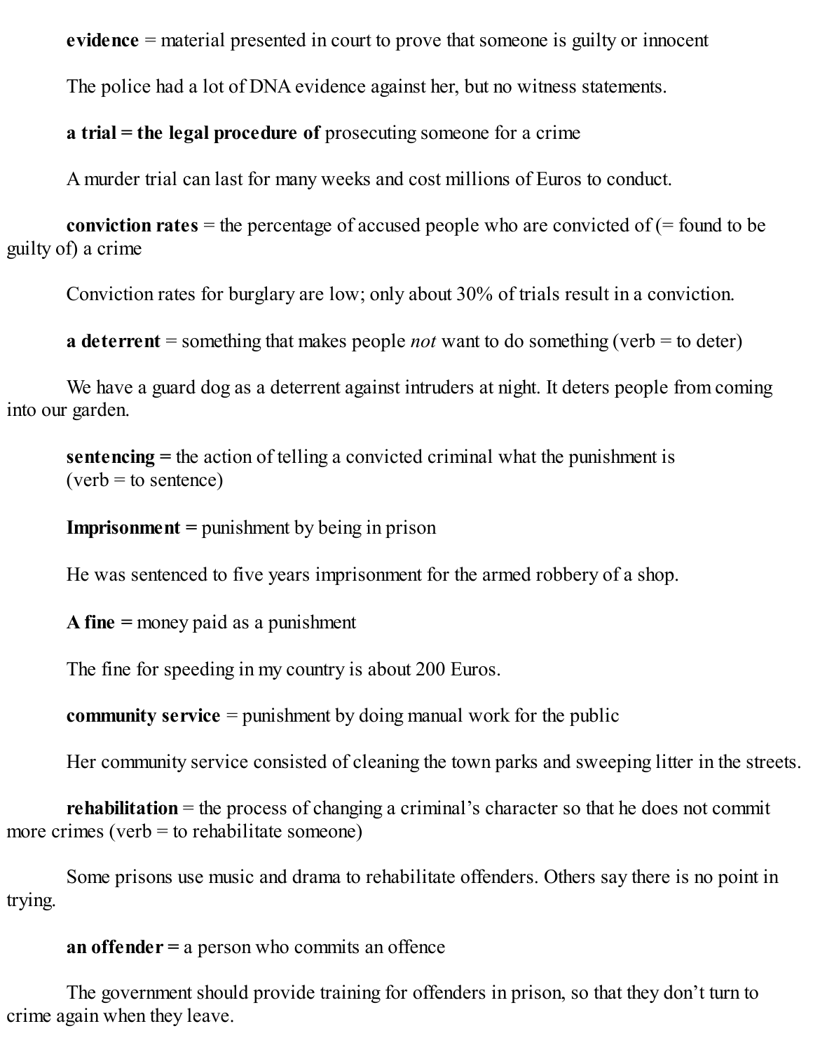**evidence** = material presented in court to prove that someone is guilty or innocent

The police had a lot of DNA evidence against her, but no witness statements.

**a trial = the legal procedure of** prosecuting someone for a crime

A murder trial can last for many weeks and cost millions of Euros to conduct.

**conviction rates** = the percentage of accused people who are convicted of (= found to be guilty of) a crime

Conviction rates for burglary are low; only about 30% of trials result in a conviction.

**a deterrent** = something that makes people *not* want to do something (verb = to deter)

We have a guard dog as a deterrent against intruders at night. It deters people from coming into our garden.

**sentencing =** the action of telling a convicted criminal what the punishment is (verb = to sentence)

**Imprisonment =** punishment by being in prison

He was sentenced to five years imprisonment for the armed robbery of a shop.

**A fine =** money paid as a punishment

The fine for speeding in my country is about 200 Euros.

**community service** = punishment by doing manual work for the public

Her community service consisted of cleaning the town parks and sweeping litter in the streets.

**rehabilitation** = the process of changing a criminal's character so that he does not commit more crimes (verb = to rehabilitate someone)

Some prisons use music and drama to rehabilitate offenders. Others say there is no point in trying.

**an offender =** a person who commits an offence

The government should provide training for offenders in prison, so that they don't turn to crime again when they leave.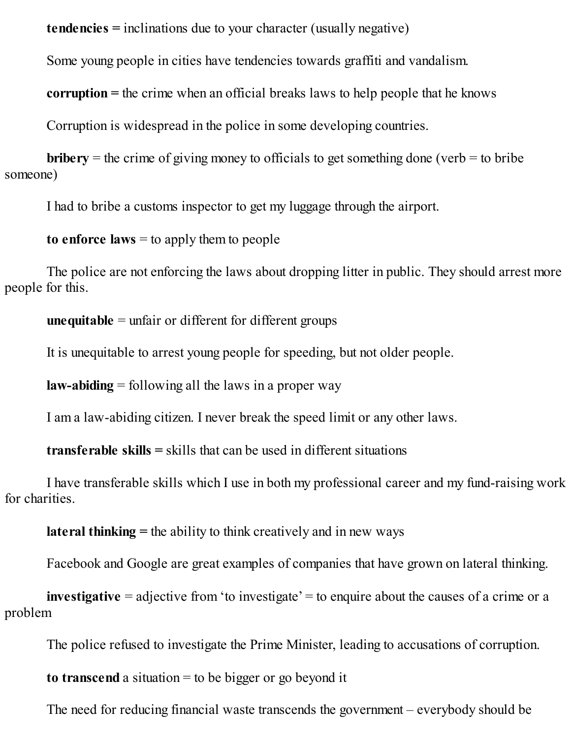**tendencies =** inclinations due to your character (usually negative)

Some young people in cities have tendencies towards graffiti and vandalism.

**corruption =** the crime when an official breaks laws to help people that he knows

Corruption is widespread in the police in some developing countries.

**bribery** = the crime of giving money to officials to get something done (verb = to bribe someone)

I had to bribe a customs inspector to get my luggage through the airport.

**to enforce laws** = to apply them to people

The police are not enforcing the laws about dropping litter in public. They should arrest more people for this.

**unequitable** = unfair or different for different groups

It is unequitable to arrest young people for speeding, but not older people.

**law-abiding** = following all the laws in a proper way

I am a law-abiding citizen. I never break the speed limit or any other laws.

**transferable skills =** skills that can be used in different situations

I have transferable skills which I use in both my professional career and my fund-raising work for charities.

**lateral thinking =** the ability to think creatively and in new ways

Facebook and Google are great examples of companies that have grown on lateral thinking.

**investigative** = adjective from 'to investigate' = to enquire about the causes of a crime or a problem

The police refused to investigate the Prime Minister, leading to accusations of corruption.

**to transcend** a situation = to be bigger or go beyond it

The need for reducing financial waste transcends the government – everybody should be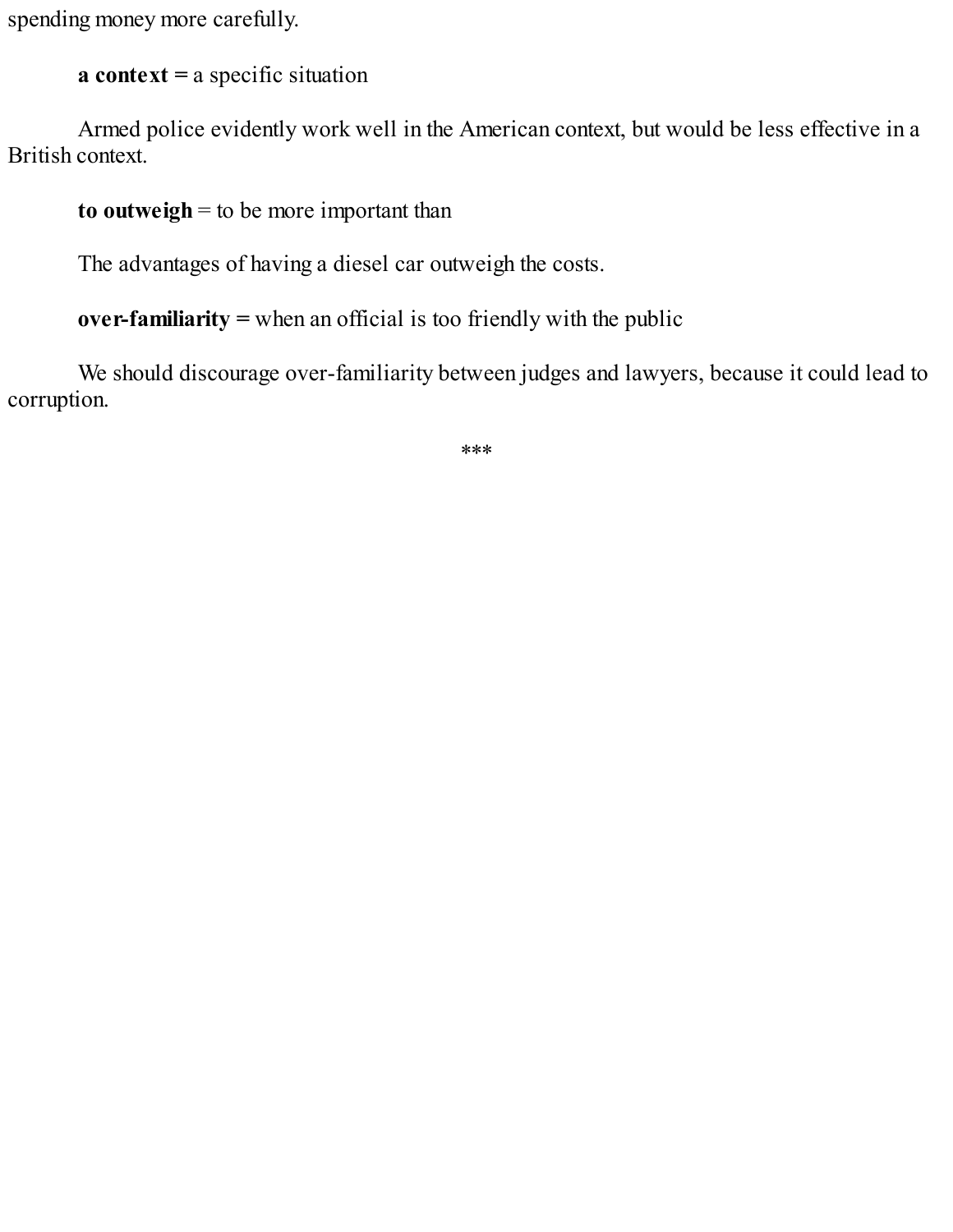spending money more carefully.

**a context =** a specific situation

Armed police evidently work well in the American context, but would be less effective in a British context.

**to outweigh** = to be more important than

The advantages of having a diesel car outweigh the costs.

**over-familiarity =** when an official is too friendly with the public

We should discourage over-familiarity between judges and lawyers, because it could lead to corruption.

***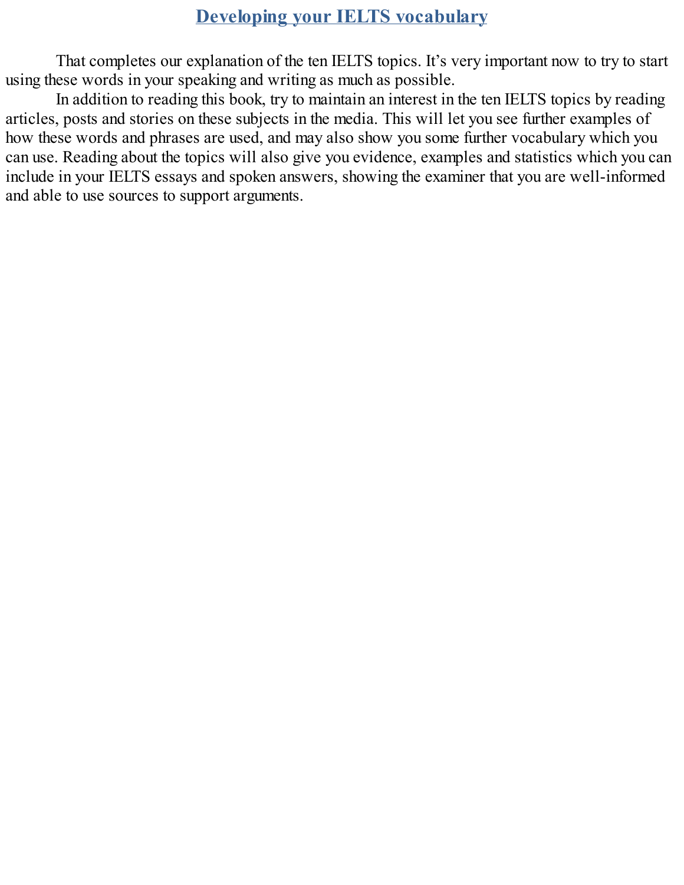# Developing your IELTS vocabulary

That completes our explanation of the ten IELTS topics. It’s very important now to try to start using these words in your speaking and writing as much as possible.

In addition to reading this book, try to maintain an interest in the ten IELTS topics by reading articles, posts and stories on these subjects in the media. This will let you see further examples of how these words and phrases are used, and may also show you some further vocabulary which you can use. Reading about the topics will also give you evidence, examples and statistics which you can include in your IELTS essays and spoken answers, showing the examiner that you are well-informed and able to use sources to support arguments.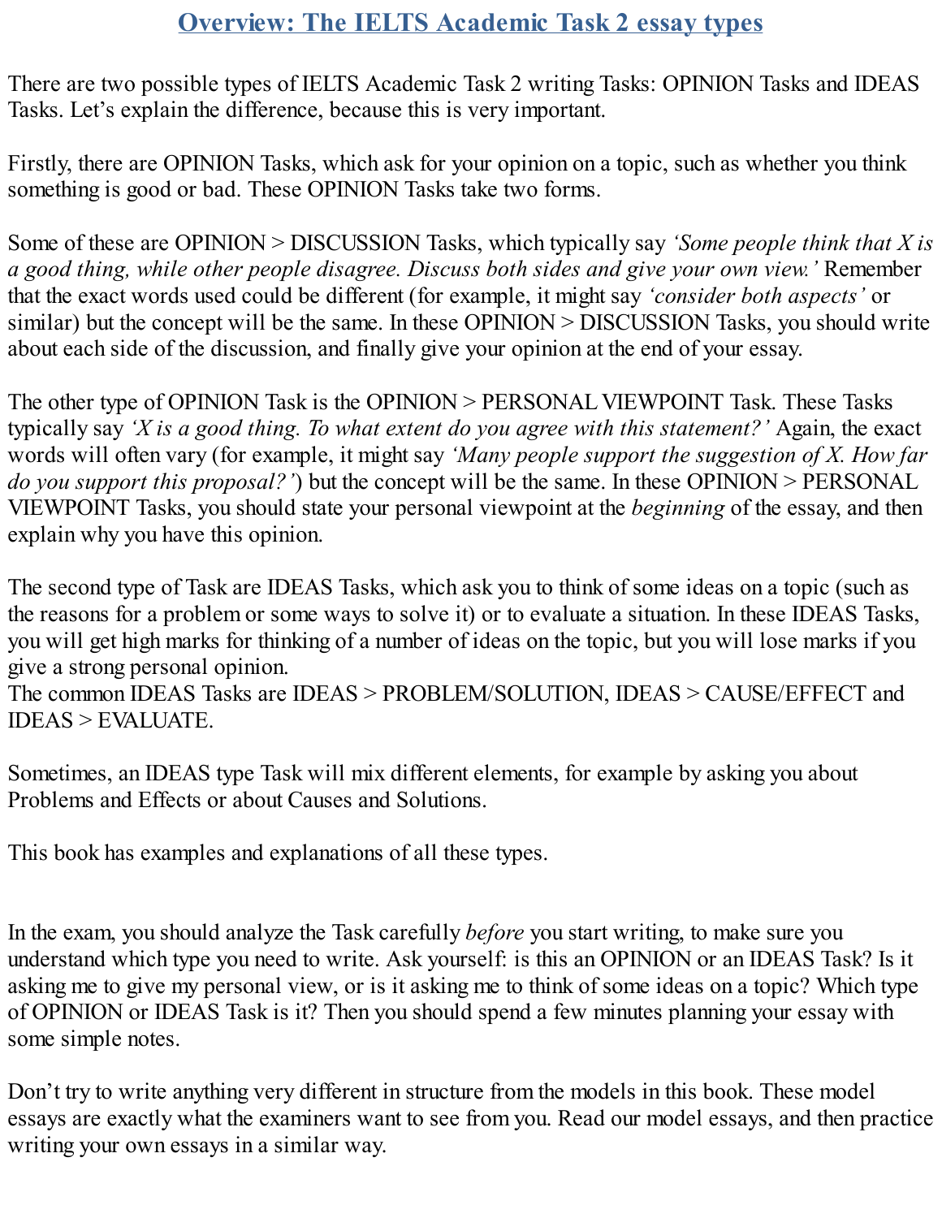# Overview: The IELTS Academic Task 2 essay types

There are two possible types of IELTS Academic Task 2 writing Tasks: OPINION Tasks and IDEAS Tasks. Let's explain the difference, because this is very important.

Firstly, there are OPINION Tasks, which ask for your opinion on a topic, such as whether you think something is good or bad. These OPINION Tasks take two forms.

Some of these are OPINION > DISCUSSION Tasks, which typically say *'Some people think that X is a good thing, while other people disagree. Discuss both sides and give your own view.'* Remember that the exact words used could be different (for example, it might say *'consider both aspects'* or similar) but the concept will be the same. In these OPINION > DISCUSSION Tasks, you should write about each side of the discussion, and finally give your opinion at the end of your essay.

The other type of OPINION Task is the OPINION > PERSONAL VIEWPOINT Task. These Tasks typically say *'X is a good thing. To what extent do you agree with this statement?'* Again, the exact words will often vary (for example, it might say *'Many people support the suggestion of X. How far do you support this proposal?'*) but the concept will be the same. In these OPINION > PERSONAL VIEWPOINT Tasks, you should state your personal viewpoint at the *beginning* of the essay, and then explain why you have this opinion.

The second type of Task are IDEAS Tasks, which ask you to think of some ideas on a topic (such as the reasons for a problem or some ways to solve it) or to evaluate a situation. In these IDEAS Tasks, you will get high marks for thinking of a number of ideas on the topic, but you will lose marks if you give a strong personal opinion.
The common IDEAS Tasks are IDEAS > PROBLEM/SOLUTION, IDEAS > CAUSE/EFFECT and IDEAS > EVALUATE.

Sometimes, an IDEAS type Task will mix different elements, for example by asking you about Problems and Effects or about Causes and Solutions.

This book has examples and explanations of all these types.

In the exam, you should analyze the Task carefully *before* you start writing, to make sure you understand which type you need to write. Ask yourself: is this an OPINION or an IDEAS Task? Is it asking me to give my personal view, or is it asking me to think of some ideas on a topic? Which type of OPINION or IDEAS Task is it? Then you should spend a few minutes planning your essay with some simple notes.

Don't try to write anything very different in structure from the models in this book. These model essays are exactly what the examiners want to see from you. Read our model essays, and then practice writing your own essays in a similar way.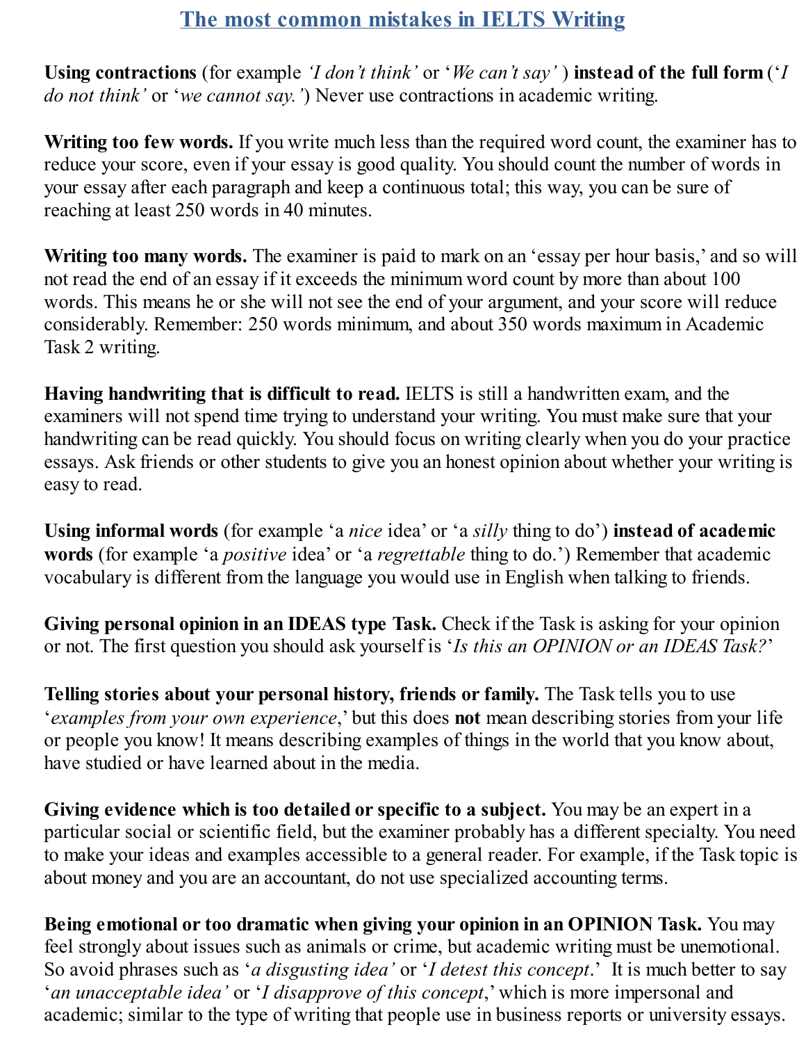# The most common mistakes in IELTS Writing

**Using contractions** (for example *'I don't think'* or '*We can't say'* ) **instead of the full form** ('*I do not think*' or '*we cannot say.'*) Never use contractions in academic writing.

**Writing too few words.** If you write much less than the required word count, the examiner has to reduce your score, even if your essay is good quality. You should count the number of words in your essay after each paragraph and keep a continuous total; this way, you can be sure of reaching at least 250 words in 40 minutes.

**Writing too many words.** The examiner is paid to mark on an 'essay per hour basis,' and so will not read the end of an essay if it exceeds the minimum word count by more than about 100 words. This means he or she will not see the end of your argument, and your score will reduce considerably. Remember: 250 words minimum, and about 350 words maximum in Academic Task 2 writing.

**Having handwriting that is difficult to read.** IELTS is still a handwritten exam, and the examiners will not spend time trying to understand your writing. You must make sure that your handwriting can be read quickly. You should focus on writing clearly when you do your practice essays. Ask friends or other students to give you an honest opinion about whether your writing is easy to read.

**Using informal words** (for example 'a *nice* idea' or 'a *silly* thing to do') **instead of academic words** (for example 'a *positive* idea' or 'a *regrettable* thing to do.') Remember that academic vocabulary is different from the language you would use in English when talking to friends.

**Giving personal opinion in an IDEAS type Task.** Check if the Task is asking for your opinion or not. The first question you should ask yourself is '*Is this an OPINION or an IDEAS Task?*'

**Telling stories about your personal history, friends or family.** The Task tells you to use '*examples from your own experience*,' but this does **not** mean describing stories from your life or people you know! It means describing examples of things in the world that you know about, have studied or have learned about in the media.

**Giving evidence which is too detailed or specific to a subject.** You may be an expert in a particular social or scientific field, but the examiner probably has a different specialty. You need to make your ideas and examples accessible to a general reader. For example, if the Task topic is about money and you are an accountant, do not use specialized accounting terms.

**Being emotional or too dramatic when giving your opinion in an OPINION Task.** You may feel strongly about issues such as animals or crime, but academic writing must be unemotional. So avoid phrases such as '*a disgusting idea'* or '*I detest this concept*.' It is much better to say '*an unacceptable idea'* or '*I disapprove of this concept*,' which is more impersonal and academic; similar to the type of writing that people use in business reports or university essays.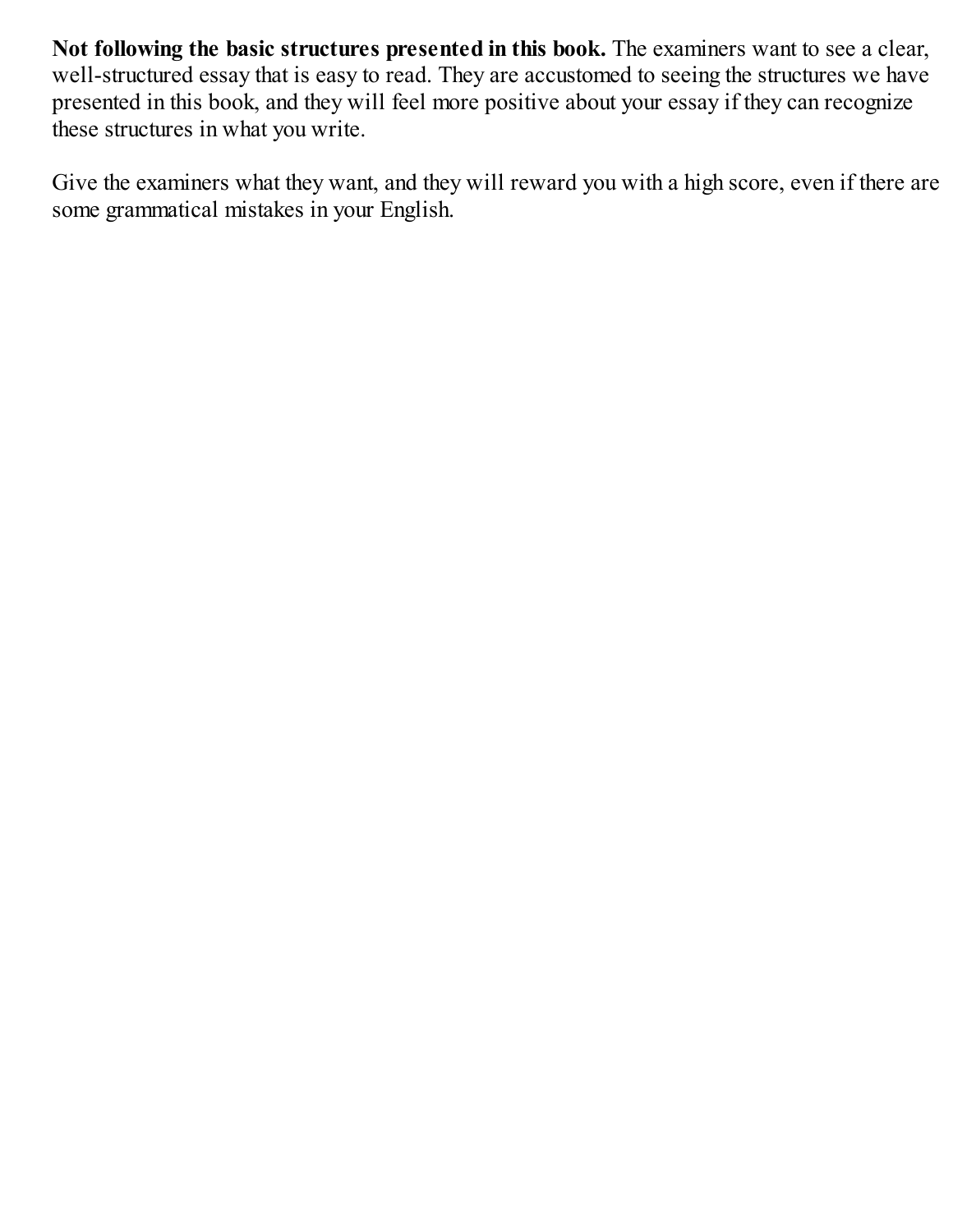**Not following the basic structures presented in this book.** The examiners want to see a clear, well-structured essay that is easy to read. They are accustomed to seeing the structures we have presented in this book, and they will feel more positive about your essay if they can recognize these structures in what you write.

Give the examiners what they want, and they will reward you with a high score, even if there are some grammatical mistakes in your English.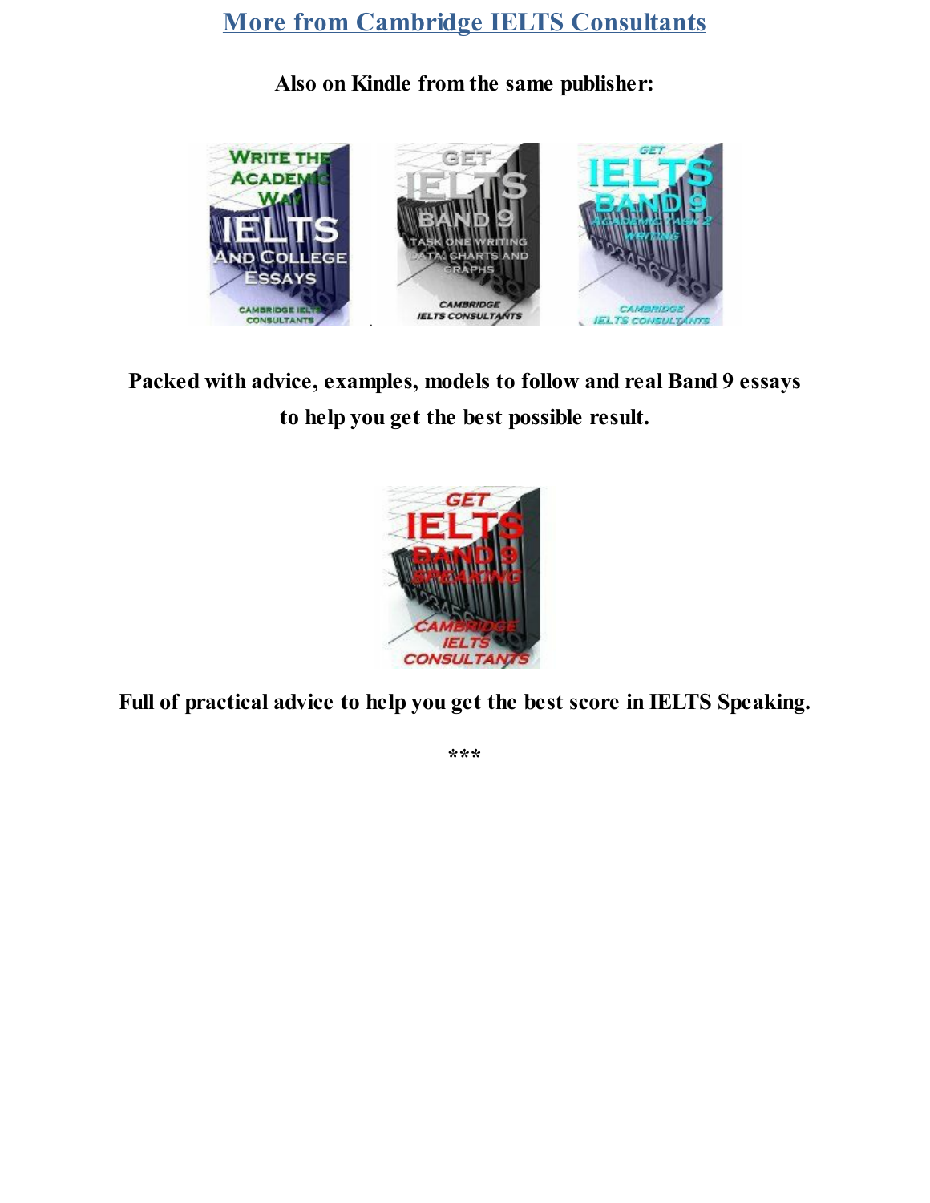# More from Cambridge IELTS Consultants

**Also on Kindle from the same publisher:**

**Packed with advice, examples, models to follow and real Band 9 essays to help you get the best possible result.**

**Full of practical advice to help you get the best score in IELTS Speaking.**

***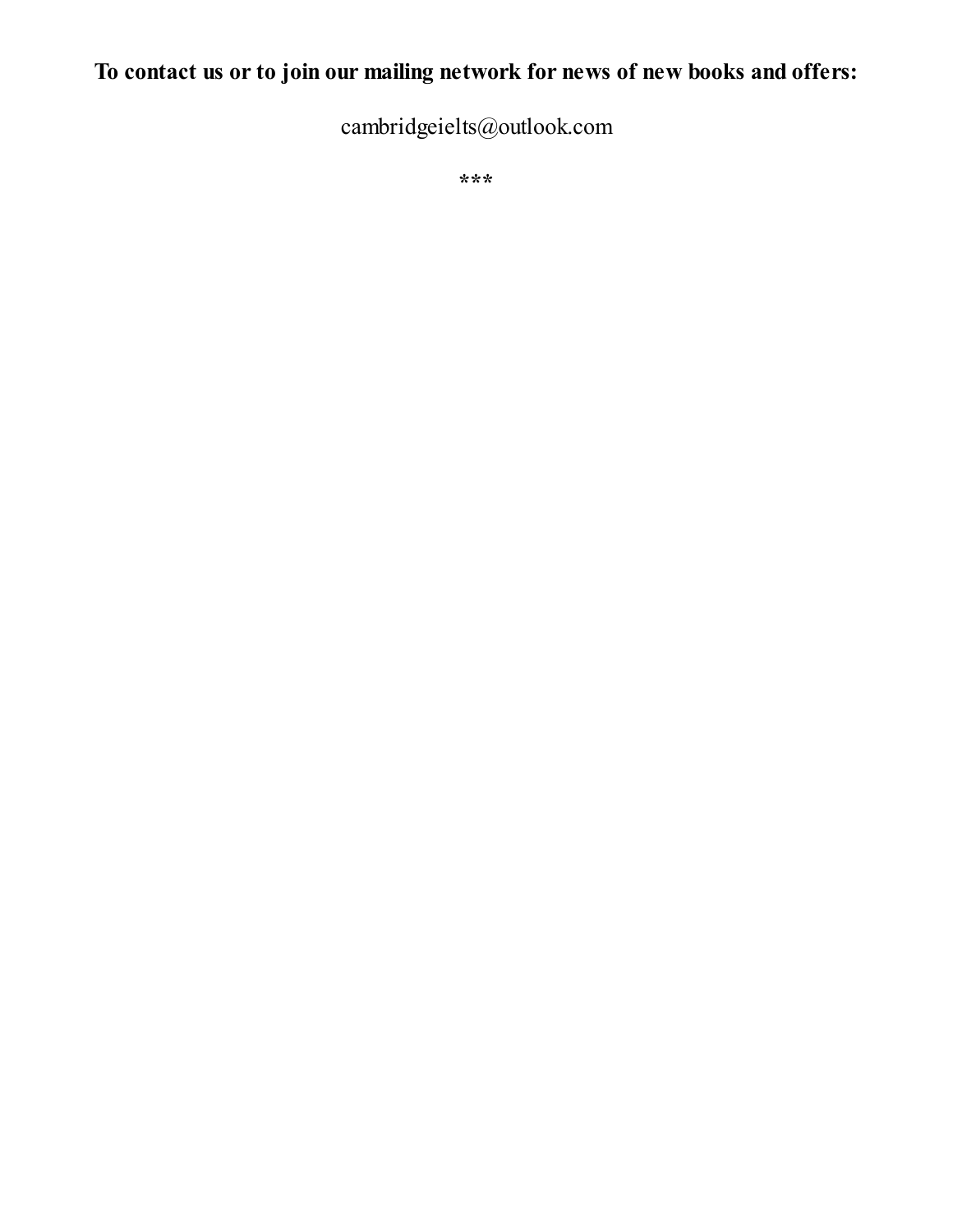**To contact us or to join our mailing network for news of new books and offers:**

cambridgeielts@outlook.com

***